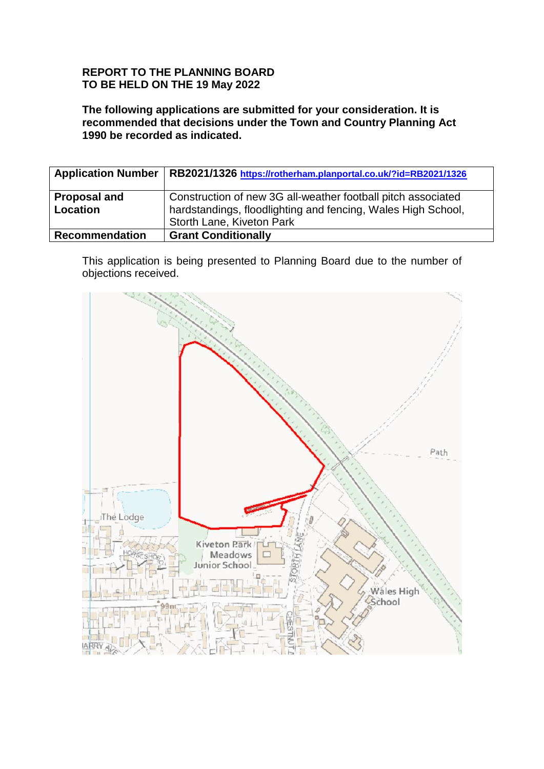**REPORT TO THE PLANNING BOARD**
**TO BE HELD ON THE 19 May 2022**

**The following applications are submitted for your consideration. It is recommended that decisions under the Town and Country Planning Act 1990 be recorded as indicated.**

| **Application Number** | **RB2021/1326** https://rotherham.planportal.co.uk/?id=RB2021/1326 |
|---|---|
| **Proposal and Location** | Construction of new 3G all-weather football pitch associated hardstandings, floodlighting and fencing, Wales High School, Storth Lane, Kiveton Park |
| **Recommendation** | **Grant Conditionally** |

This application is being presented to Planning Board due to the number of objections received.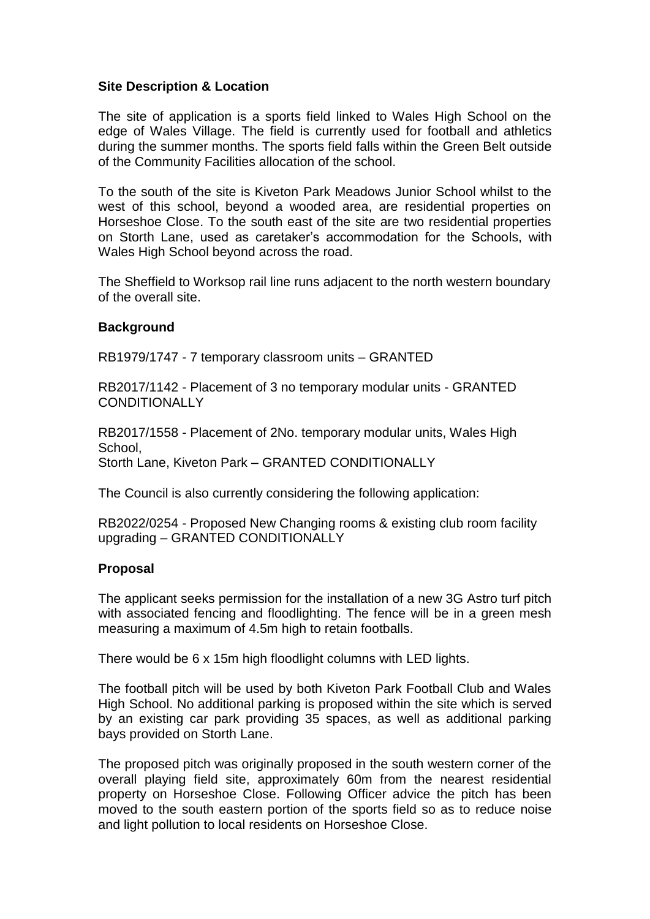**Site Description & Location**

The site of application is a sports field linked to Wales High School on the edge of Wales Village. The field is currently used for football and athletics during the summer months. The sports field falls within the Green Belt outside of the Community Facilities allocation of the school.

To the south of the site is Kiveton Park Meadows Junior School whilst to the west of this school, beyond a wooded area, are residential properties on Horseshoe Close. To the south east of the site are two residential properties on Storth Lane, used as caretaker's accommodation for the Schools, with Wales High School beyond across the road.

The Sheffield to Worksop rail line runs adjacent to the north western boundary of the overall site.

**Background**

RB1979/1747 - 7 temporary classroom units – GRANTED

RB2017/1142 - Placement of 3 no temporary modular units - GRANTED CONDITIONALLY

RB2017/1558 - Placement of 2No. temporary modular units, Wales High School,
Storth Lane, Kiveton Park – GRANTED CONDITIONALLY

The Council is also currently considering the following application:

RB2022/0254 - Proposed New Changing rooms & existing club room facility upgrading – GRANTED CONDITIONALLY

**Proposal**

The applicant seeks permission for the installation of a new 3G Astro turf pitch with associated fencing and floodlighting. The fence will be in a green mesh measuring a maximum of 4.5m high to retain footballs.

There would be 6 x 15m high floodlight columns with LED lights.

The football pitch will be used by both Kiveton Park Football Club and Wales High School. No additional parking is proposed within the site which is served by an existing car park providing 35 spaces, as well as additional parking bays provided on Storth Lane.

The proposed pitch was originally proposed in the south western corner of the overall playing field site, approximately 60m from the nearest residential property on Horseshoe Close. Following Officer advice the pitch has been moved to the south eastern portion of the sports field so as to reduce noise and light pollution to local residents on Horseshoe Close.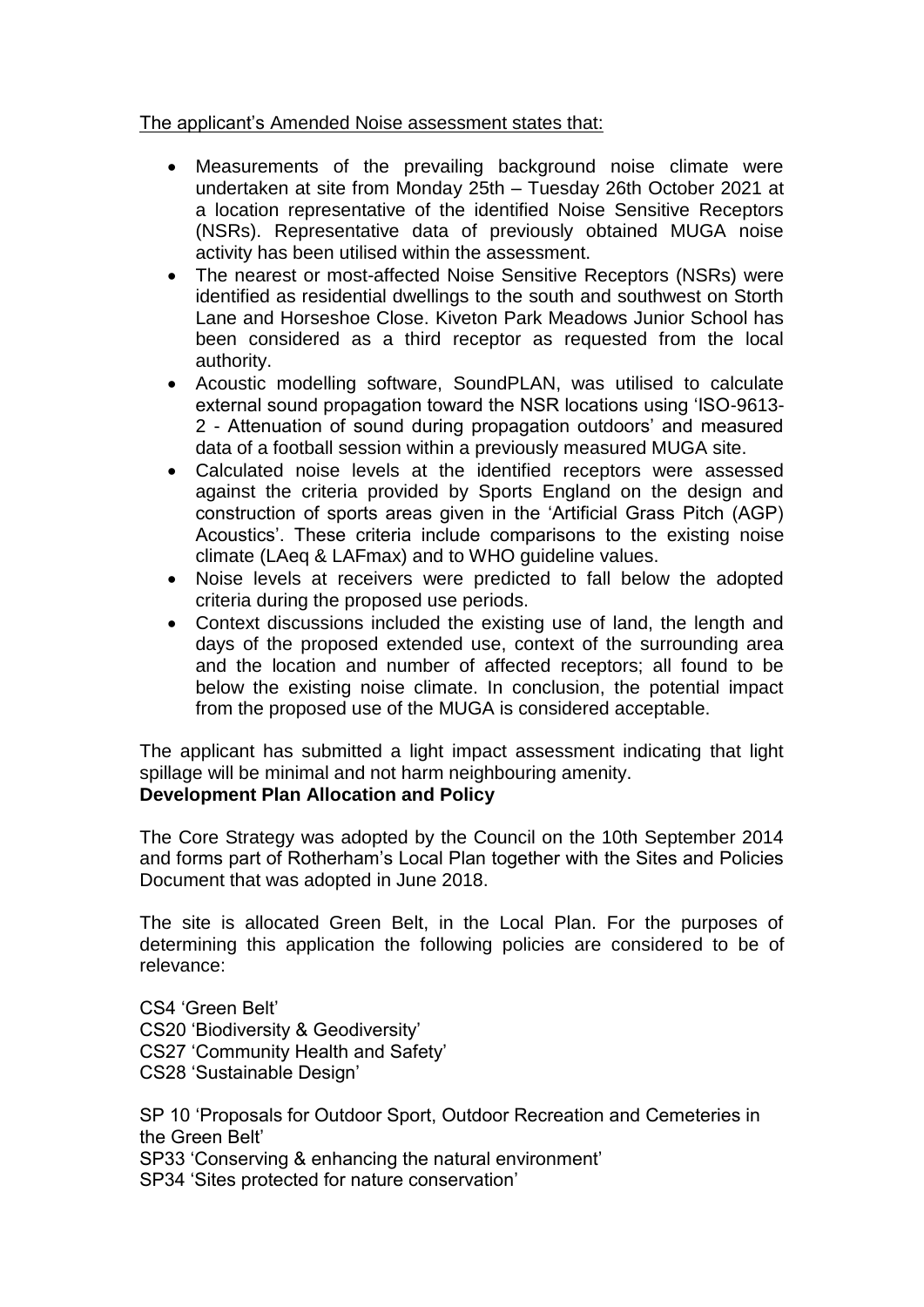The applicant's Amended Noise assessment states that:

- Measurements of the prevailing background noise climate were undertaken at site from Monday 25th – Tuesday 26th October 2021 at a location representative of the identified Noise Sensitive Receptors (NSRs). Representative data of previously obtained MUGA noise activity has been utilised within the assessment.
- The nearest or most-affected Noise Sensitive Receptors (NSRs) were identified as residential dwellings to the south and southwest on Storth Lane and Horseshoe Close. Kiveton Park Meadows Junior School has been considered as a third receptor as requested from the local authority.
- Acoustic modelling software, SoundPLAN, was utilised to calculate external sound propagation toward the NSR locations using 'ISO-9613-2 - Attenuation of sound during propagation outdoors' and measured data of a football session within a previously measured MUGA site.
- Calculated noise levels at the identified receptors were assessed against the criteria provided by Sports England on the design and construction of sports areas given in the 'Artificial Grass Pitch (AGP) Acoustics'. These criteria include comparisons to the existing noise climate (LAeq & LAFmax) and to WHO guideline values.
- Noise levels at receivers were predicted to fall below the adopted criteria during the proposed use periods.
- Context discussions included the existing use of land, the length and days of the proposed extended use, context of the surrounding area and the location and number of affected receptors; all found to be below the existing noise climate. In conclusion, the potential impact from the proposed use of the MUGA is considered acceptable.

The applicant has submitted a light impact assessment indicating that light spillage will be minimal and not harm neighbouring amenity.

**Development Plan Allocation and Policy**

The Core Strategy was adopted by the Council on the 10th September 2014 and forms part of Rotherham's Local Plan together with the Sites and Policies Document that was adopted in June 2018.

The site is allocated Green Belt, in the Local Plan. For the purposes of determining this application the following policies are considered to be of relevance:

CS4 'Green Belt'
CS20 'Biodiversity & Geodiversity'
CS27 'Community Health and Safety'
CS28 'Sustainable Design'

SP 10 'Proposals for Outdoor Sport, Outdoor Recreation and Cemeteries in the Green Belt'
SP33 'Conserving & enhancing the natural environment'
SP34 'Sites protected for nature conservation'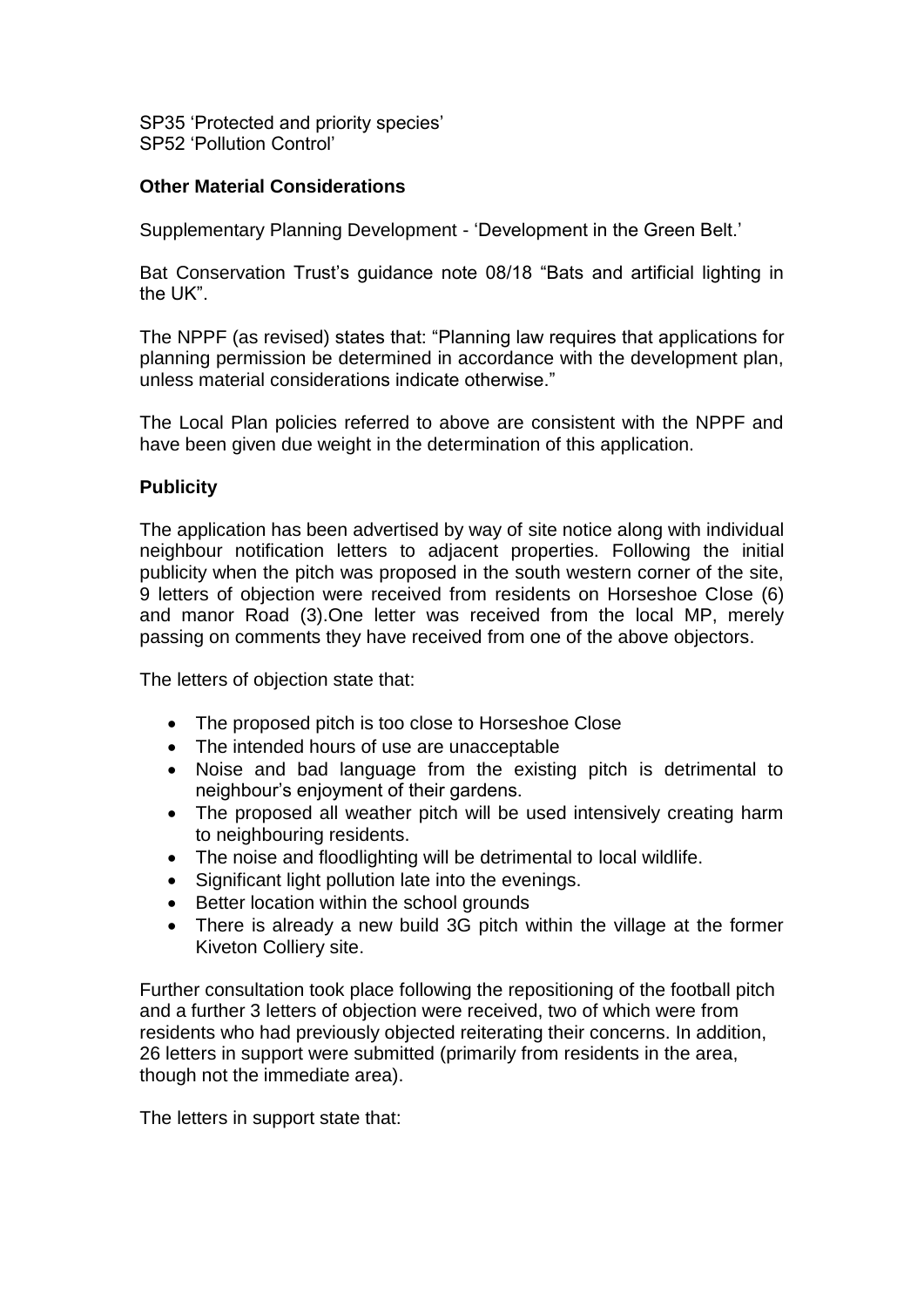SP35 'Protected and priority species'
SP52 'Pollution Control'

**Other Material Considerations**

Supplementary Planning Development - 'Development in the Green Belt.'

Bat Conservation Trust's guidance note 08/18 "Bats and artificial lighting in the UK".

The NPPF (as revised) states that: "Planning law requires that applications for planning permission be determined in accordance with the development plan, unless material considerations indicate otherwise."

The Local Plan policies referred to above are consistent with the NPPF and have been given due weight in the determination of this application.

**Publicity**

The application has been advertised by way of site notice along with individual neighbour notification letters to adjacent properties. Following the initial publicity when the pitch was proposed in the south western corner of the site, 9 letters of objection were received from residents on Horseshoe Close (6) and manor Road (3).One letter was received from the local MP, merely passing on comments they have received from one of the above objectors.

The letters of objection state that:

- The proposed pitch is too close to Horseshoe Close
- The intended hours of use are unacceptable
- Noise and bad language from the existing pitch is detrimental to neighbour's enjoyment of their gardens.
- The proposed all weather pitch will be used intensively creating harm to neighbouring residents.
- The noise and floodlighting will be detrimental to local wildlife.
- Significant light pollution late into the evenings.
- Better location within the school grounds
- There is already a new build 3G pitch within the village at the former Kiveton Colliery site.

Further consultation took place following the repositioning of the football pitch and a further 3 letters of objection were received, two of which were from residents who had previously objected reiterating their concerns. In addition, 26 letters in support were submitted (primarily from residents in the area, though not the immediate area).

The letters in support state that: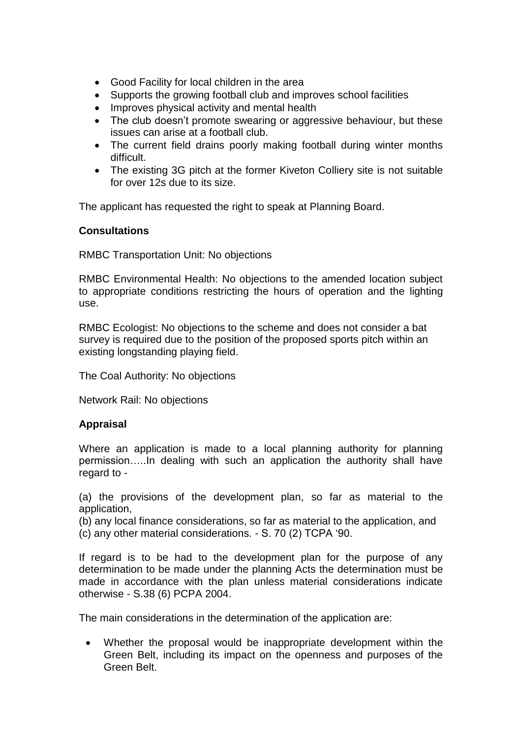- Good Facility for local children in the area
- Supports the growing football club and improves school facilities
- Improves physical activity and mental health
- The club doesn't promote swearing or aggressive behaviour, but these issues can arise at a football club.
- The current field drains poorly making football during winter months difficult.
- The existing 3G pitch at the former Kiveton Colliery site is not suitable for over 12s due to its size.

The applicant has requested the right to speak at Planning Board.

**Consultations**

RMBC Transportation Unit: No objections

RMBC Environmental Health: No objections to the amended location subject to appropriate conditions restricting the hours of operation and the lighting use.

RMBC Ecologist: No objections to the scheme and does not consider a bat survey is required due to the position of the proposed sports pitch within an existing longstanding playing field.

The Coal Authority: No objections

Network Rail: No objections

**Appraisal**

Where an application is made to a local planning authority for planning permission…..In dealing with such an application the authority shall have regard to -

(a) the provisions of the development plan, so far as material to the application,
(b) any local finance considerations, so far as material to the application, and
(c) any other material considerations. - S. 70 (2) TCPA '90.

If regard is to be had to the development plan for the purpose of any determination to be made under the planning Acts the determination must be made in accordance with the plan unless material considerations indicate otherwise - S.38 (6) PCPA 2004.

The main considerations in the determination of the application are:

- Whether the proposal would be inappropriate development within the Green Belt, including its impact on the openness and purposes of the Green Belt.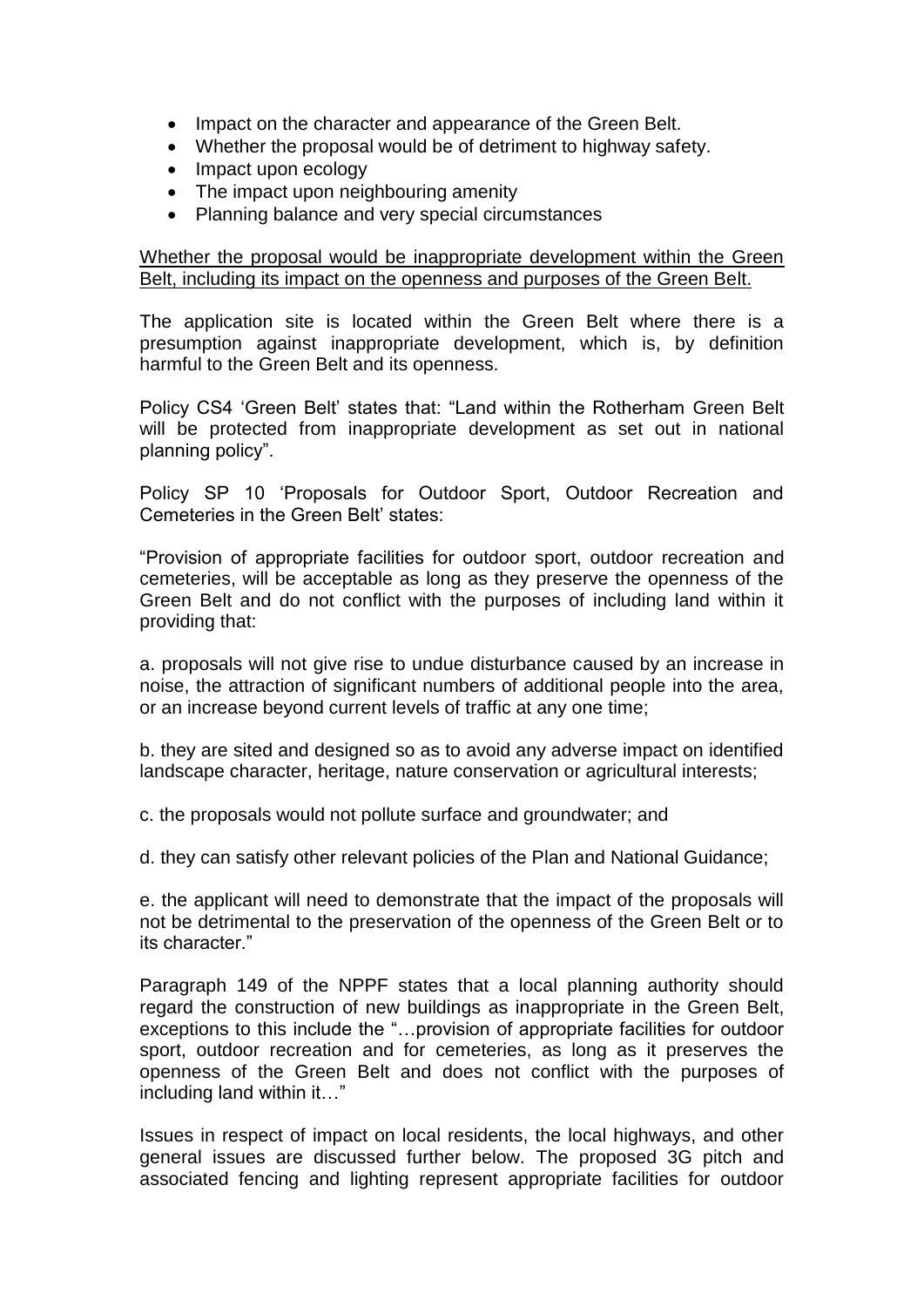- Impact on the character and appearance of the Green Belt.
- Whether the proposal would be of detriment to highway safety.
- Impact upon ecology
- The impact upon neighbouring amenity
- Planning balance and very special circumstances

<u>Whether the proposal would be inappropriate development within the Green Belt, including its impact on the openness and purposes of the Green Belt.</u>

The application site is located within the Green Belt where there is a presumption against inappropriate development, which is, by definition harmful to the Green Belt and its openness.

Policy CS4 'Green Belt' states that: "Land within the Rotherham Green Belt will be protected from inappropriate development as set out in national planning policy".

Policy SP 10 'Proposals for Outdoor Sport, Outdoor Recreation and Cemeteries in the Green Belt' states:

"Provision of appropriate facilities for outdoor sport, outdoor recreation and cemeteries, will be acceptable as long as they preserve the openness of the Green Belt and do not conflict with the purposes of including land within it providing that:

a. proposals will not give rise to undue disturbance caused by an increase in noise, the attraction of significant numbers of additional people into the area, or an increase beyond current levels of traffic at any one time;

b. they are sited and designed so as to avoid any adverse impact on identified landscape character, heritage, nature conservation or agricultural interests;

c. the proposals would not pollute surface and groundwater; and

d. they can satisfy other relevant policies of the Plan and National Guidance;

e. the applicant will need to demonstrate that the impact of the proposals will not be detrimental to the preservation of the openness of the Green Belt or to its character."

Paragraph 149 of the NPPF states that a local planning authority should regard the construction of new buildings as inappropriate in the Green Belt, exceptions to this include the "…provision of appropriate facilities for outdoor sport, outdoor recreation and for cemeteries, as long as it preserves the openness of the Green Belt and does not conflict with the purposes of including land within it…"

Issues in respect of impact on local residents, the local highways, and other general issues are discussed further below. The proposed 3G pitch and associated fencing and lighting represent appropriate facilities for outdoor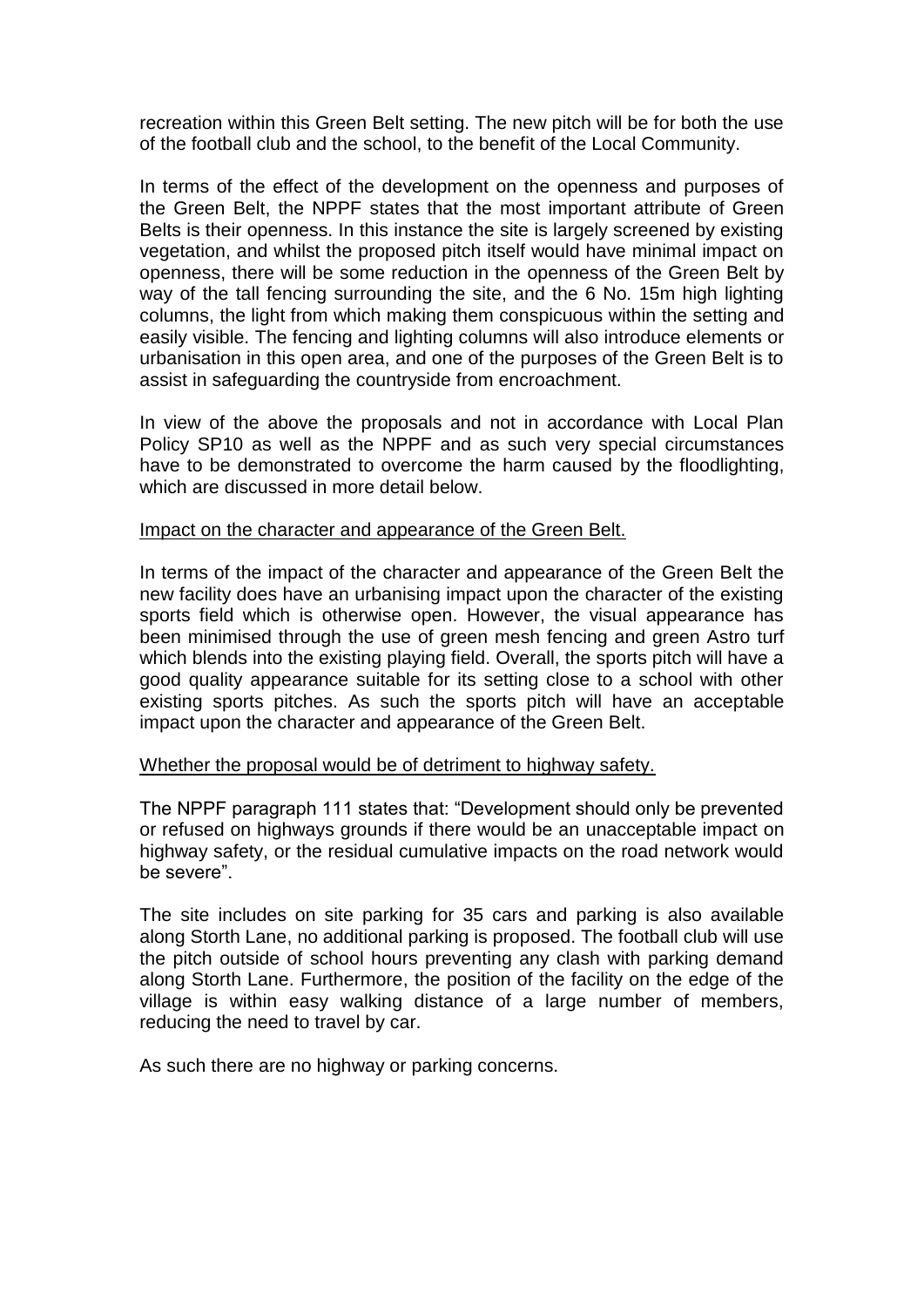recreation within this Green Belt setting. The new pitch will be for both the use of the football club and the school, to the benefit of the Local Community.

In terms of the effect of the development on the openness and purposes of the Green Belt, the NPPF states that the most important attribute of Green Belts is their openness. In this instance the site is largely screened by existing vegetation, and whilst the proposed pitch itself would have minimal impact on openness, there will be some reduction in the openness of the Green Belt by way of the tall fencing surrounding the site, and the 6 No. 15m high lighting columns, the light from which making them conspicuous within the setting and easily visible. The fencing and lighting columns will also introduce elements or urbanisation in this open area, and one of the purposes of the Green Belt is to assist in safeguarding the countryside from encroachment.

In view of the above the proposals and not in accordance with Local Plan Policy SP10 as well as the NPPF and as such very special circumstances have to be demonstrated to overcome the harm caused by the floodlighting, which are discussed in more detail below.

Impact on the character and appearance of the Green Belt.

In terms of the impact of the character and appearance of the Green Belt the new facility does have an urbanising impact upon the character of the existing sports field which is otherwise open. However, the visual appearance has been minimised through the use of green mesh fencing and green Astro turf which blends into the existing playing field. Overall, the sports pitch will have a good quality appearance suitable for its setting close to a school with other existing sports pitches. As such the sports pitch will have an acceptable impact upon the character and appearance of the Green Belt.

Whether the proposal would be of detriment to highway safety.

The NPPF paragraph 111 states that: "Development should only be prevented or refused on highways grounds if there would be an unacceptable impact on highway safety, or the residual cumulative impacts on the road network would be severe".

The site includes on site parking for 35 cars and parking is also available along Storth Lane, no additional parking is proposed. The football club will use the pitch outside of school hours preventing any clash with parking demand along Storth Lane. Furthermore, the position of the facility on the edge of the village is within easy walking distance of a large number of members, reducing the need to travel by car.

As such there are no highway or parking concerns.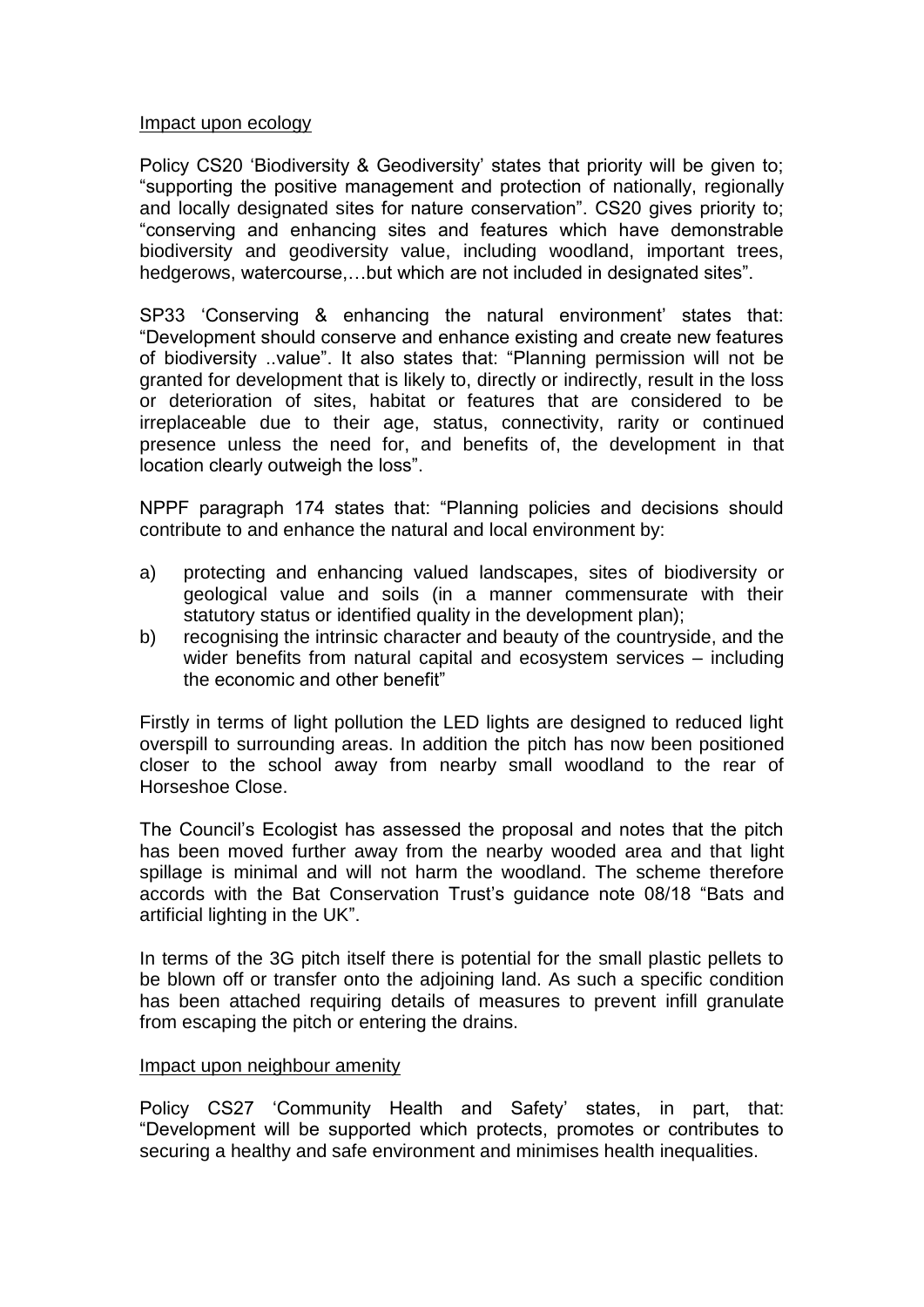Impact upon ecology

Policy CS20 'Biodiversity & Geodiversity' states that priority will be given to; "supporting the positive management and protection of nationally, regionally and locally designated sites for nature conservation". CS20 gives priority to; "conserving and enhancing sites and features which have demonstrable biodiversity and geodiversity value, including woodland, important trees, hedgerows, watercourse,…but which are not included in designated sites".

SP33 'Conserving & enhancing the natural environment' states that: "Development should conserve and enhance existing and create new features of biodiversity ..value". It also states that: "Planning permission will not be granted for development that is likely to, directly or indirectly, result in the loss or deterioration of sites, habitat or features that are considered to be irreplaceable due to their age, status, connectivity, rarity or continued presence unless the need for, and benefits of, the development in that location clearly outweigh the loss".

NPPF paragraph 174 states that: "Planning policies and decisions should contribute to and enhance the natural and local environment by:

a) protecting and enhancing valued landscapes, sites of biodiversity or geological value and soils (in a manner commensurate with their statutory status or identified quality in the development plan);
b) recognising the intrinsic character and beauty of the countryside, and the wider benefits from natural capital and ecosystem services – including the economic and other benefit"

Firstly in terms of light pollution the LED lights are designed to reduced light overspill to surrounding areas. In addition the pitch has now been positioned closer to the school away from nearby small woodland to the rear of Horseshoe Close.

The Council's Ecologist has assessed the proposal and notes that the pitch has been moved further away from the nearby wooded area and that light spillage is minimal and will not harm the woodland. The scheme therefore accords with the Bat Conservation Trust's guidance note 08/18 "Bats and artificial lighting in the UK".

In terms of the 3G pitch itself there is potential for the small plastic pellets to be blown off or transfer onto the adjoining land. As such a specific condition has been attached requiring details of measures to prevent infill granulate from escaping the pitch or entering the drains.

Impact upon neighbour amenity

Policy CS27 'Community Health and Safety' states, in part, that: "Development will be supported which protects, promotes or contributes to securing a healthy and safe environment and minimises health inequalities.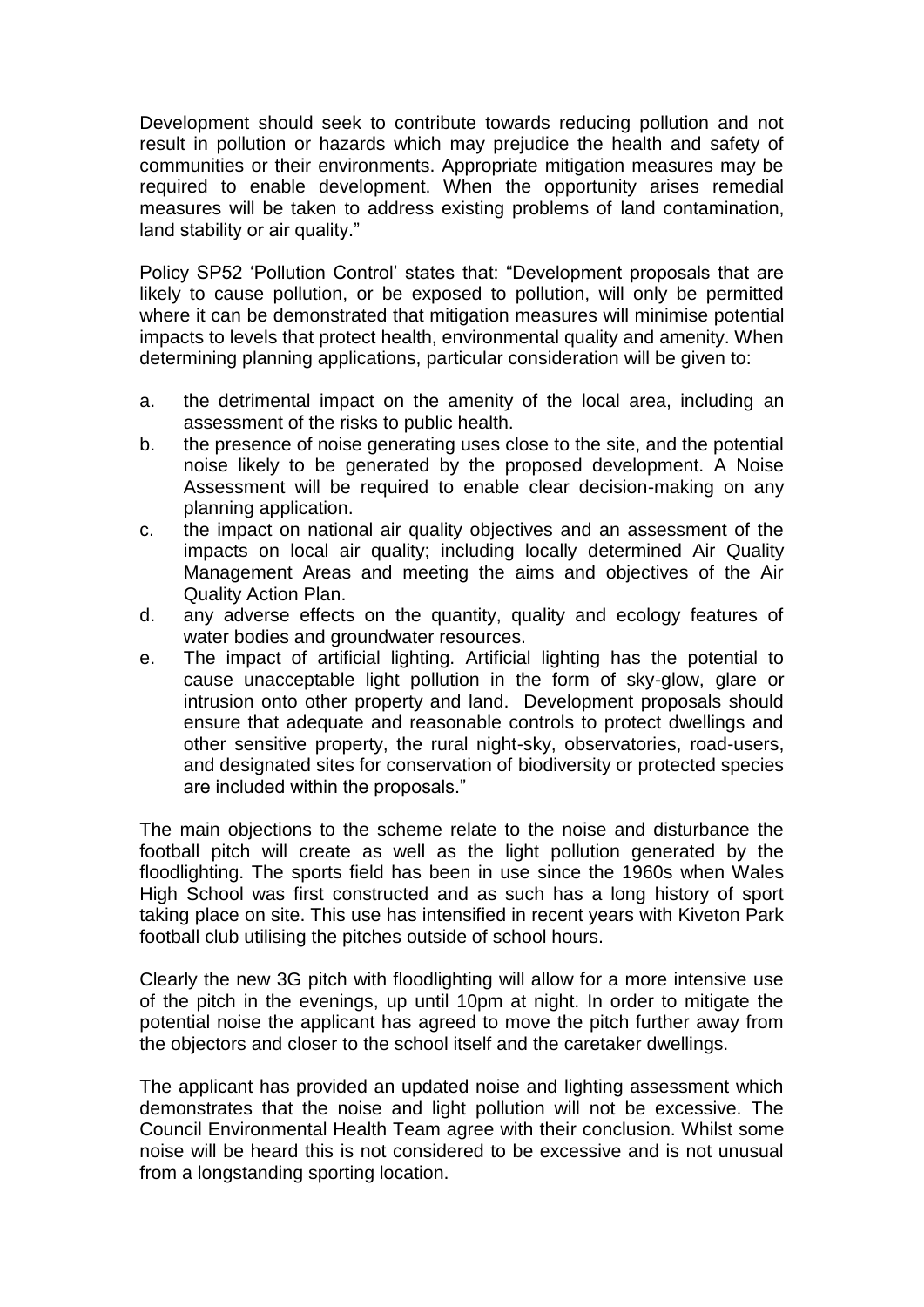Development should seek to contribute towards reducing pollution and not result in pollution or hazards which may prejudice the health and safety of communities or their environments. Appropriate mitigation measures may be required to enable development. When the opportunity arises remedial measures will be taken to address existing problems of land contamination, land stability or air quality."

Policy SP52 'Pollution Control' states that: "Development proposals that are likely to cause pollution, or be exposed to pollution, will only be permitted where it can be demonstrated that mitigation measures will minimise potential impacts to levels that protect health, environmental quality and amenity. When determining planning applications, particular consideration will be given to:

a. the detrimental impact on the amenity of the local area, including an assessment of the risks to public health.
b. the presence of noise generating uses close to the site, and the potential noise likely to be generated by the proposed development. A Noise Assessment will be required to enable clear decision-making on any planning application.
c. the impact on national air quality objectives and an assessment of the impacts on local air quality; including locally determined Air Quality Management Areas and meeting the aims and objectives of the Air Quality Action Plan.
d. any adverse effects on the quantity, quality and ecology features of water bodies and groundwater resources.
e. The impact of artificial lighting. Artificial lighting has the potential to cause unacceptable light pollution in the form of sky-glow, glare or intrusion onto other property and land. Development proposals should ensure that adequate and reasonable controls to protect dwellings and other sensitive property, the rural night-sky, observatories, road-users, and designated sites for conservation of biodiversity or protected species are included within the proposals."

The main objections to the scheme relate to the noise and disturbance the football pitch will create as well as the light pollution generated by the floodlighting. The sports field has been in use since the 1960s when Wales High School was first constructed and as such has a long history of sport taking place on site. This use has intensified in recent years with Kiveton Park football club utilising the pitches outside of school hours.

Clearly the new 3G pitch with floodlighting will allow for a more intensive use of the pitch in the evenings, up until 10pm at night. In order to mitigate the potential noise the applicant has agreed to move the pitch further away from the objectors and closer to the school itself and the caretaker dwellings.

The applicant has provided an updated noise and lighting assessment which demonstrates that the noise and light pollution will not be excessive. The Council Environmental Health Team agree with their conclusion. Whilst some noise will be heard this is not considered to be excessive and is not unusual from a longstanding sporting location.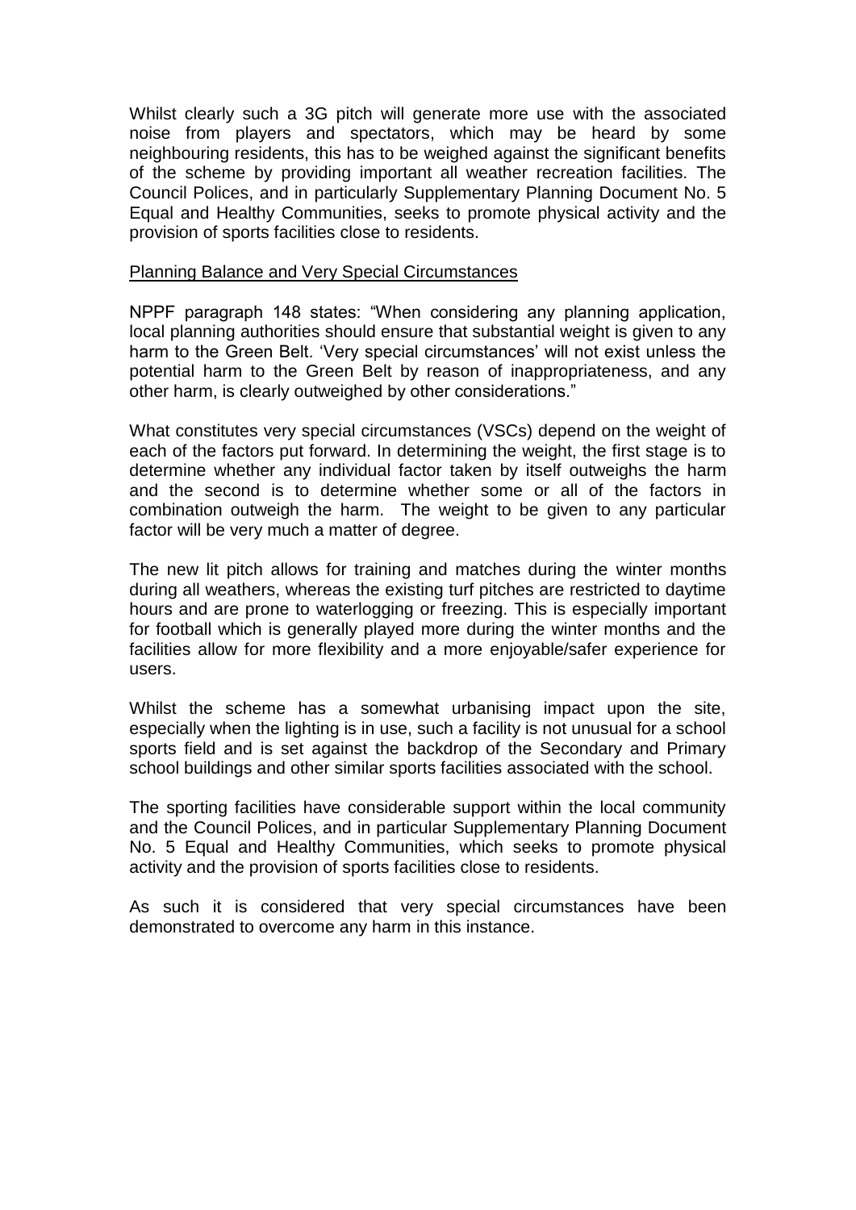Whilst clearly such a 3G pitch will generate more use with the associated noise from players and spectators, which may be heard by some neighbouring residents, this has to be weighed against the significant benefits of the scheme by providing important all weather recreation facilities. The Council Polices, and in particularly Supplementary Planning Document No. 5 Equal and Healthy Communities, seeks to promote physical activity and the provision of sports facilities close to residents.

<u>Planning Balance and Very Special Circumstances</u>

NPPF paragraph 148 states: "When considering any planning application, local planning authorities should ensure that substantial weight is given to any harm to the Green Belt. 'Very special circumstances' will not exist unless the potential harm to the Green Belt by reason of inappropriateness, and any other harm, is clearly outweighed by other considerations."

What constitutes very special circumstances (VSCs) depend on the weight of each of the factors put forward. In determining the weight, the first stage is to determine whether any individual factor taken by itself outweighs the harm and the second is to determine whether some or all of the factors in combination outweigh the harm. The weight to be given to any particular factor will be very much a matter of degree.

The new lit pitch allows for training and matches during the winter months during all weathers, whereas the existing turf pitches are restricted to daytime hours and are prone to waterlogging or freezing. This is especially important for football which is generally played more during the winter months and the facilities allow for more flexibility and a more enjoyable/safer experience for users.

Whilst the scheme has a somewhat urbanising impact upon the site, especially when the lighting is in use, such a facility is not unusual for a school sports field and is set against the backdrop of the Secondary and Primary school buildings and other similar sports facilities associated with the school.

The sporting facilities have considerable support within the local community and the Council Polices, and in particular Supplementary Planning Document No. 5 Equal and Healthy Communities, which seeks to promote physical activity and the provision of sports facilities close to residents.

As such it is considered that very special circumstances have been demonstrated to overcome any harm in this instance.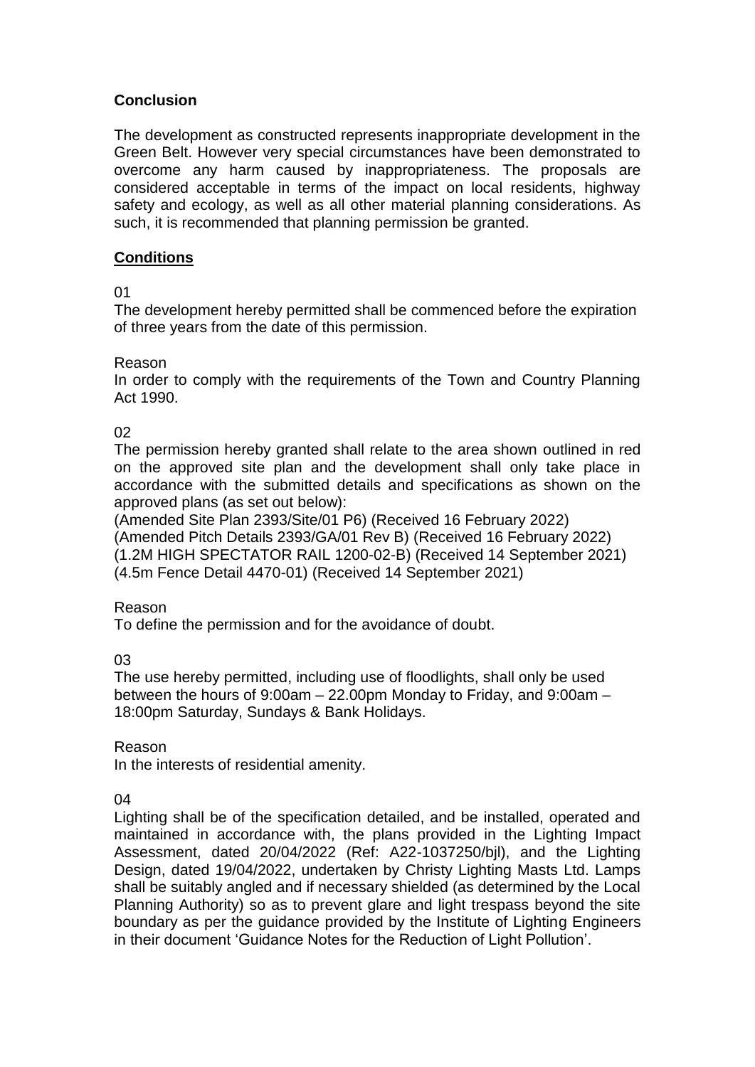**Conclusion**

The development as constructed represents inappropriate development in the Green Belt. However very special circumstances have been demonstrated to overcome any harm caused by inappropriateness. The proposals are considered acceptable in terms of the impact on local residents, highway safety and ecology, as well as all other material planning considerations. As such, it is recommended that planning permission be granted.

**Conditions**

01

The development hereby permitted shall be commenced before the expiration of three years from the date of this permission.

Reason

In order to comply with the requirements of the Town and Country Planning Act 1990.

02

The permission hereby granted shall relate to the area shown outlined in red on the approved site plan and the development shall only take place in accordance with the submitted details and specifications as shown on the approved plans (as set out below):

(Amended Site Plan 2393/Site/01 P6) (Received 16 February 2022)
(Amended Pitch Details 2393/GA/01 Rev B) (Received 16 February 2022)
(1.2M HIGH SPECTATOR RAIL 1200-02-B) (Received 14 September 2021)
(4.5m Fence Detail 4470-01) (Received 14 September 2021)

Reason

To define the permission and for the avoidance of doubt.

03

The use hereby permitted, including use of floodlights, shall only be used between the hours of 9:00am – 22.00pm Monday to Friday, and 9:00am – 18:00pm Saturday, Sundays & Bank Holidays.

Reason

In the interests of residential amenity.

04

Lighting shall be of the specification detailed, and be installed, operated and maintained in accordance with, the plans provided in the Lighting Impact Assessment, dated 20/04/2022 (Ref: A22-1037250/bjl), and the Lighting Design, dated 19/04/2022, undertaken by Christy Lighting Masts Ltd. Lamps shall be suitably angled and if necessary shielded (as determined by the Local Planning Authority) so as to prevent glare and light trespass beyond the site boundary as per the guidance provided by the Institute of Lighting Engineers in their document 'Guidance Notes for the Reduction of Light Pollution'.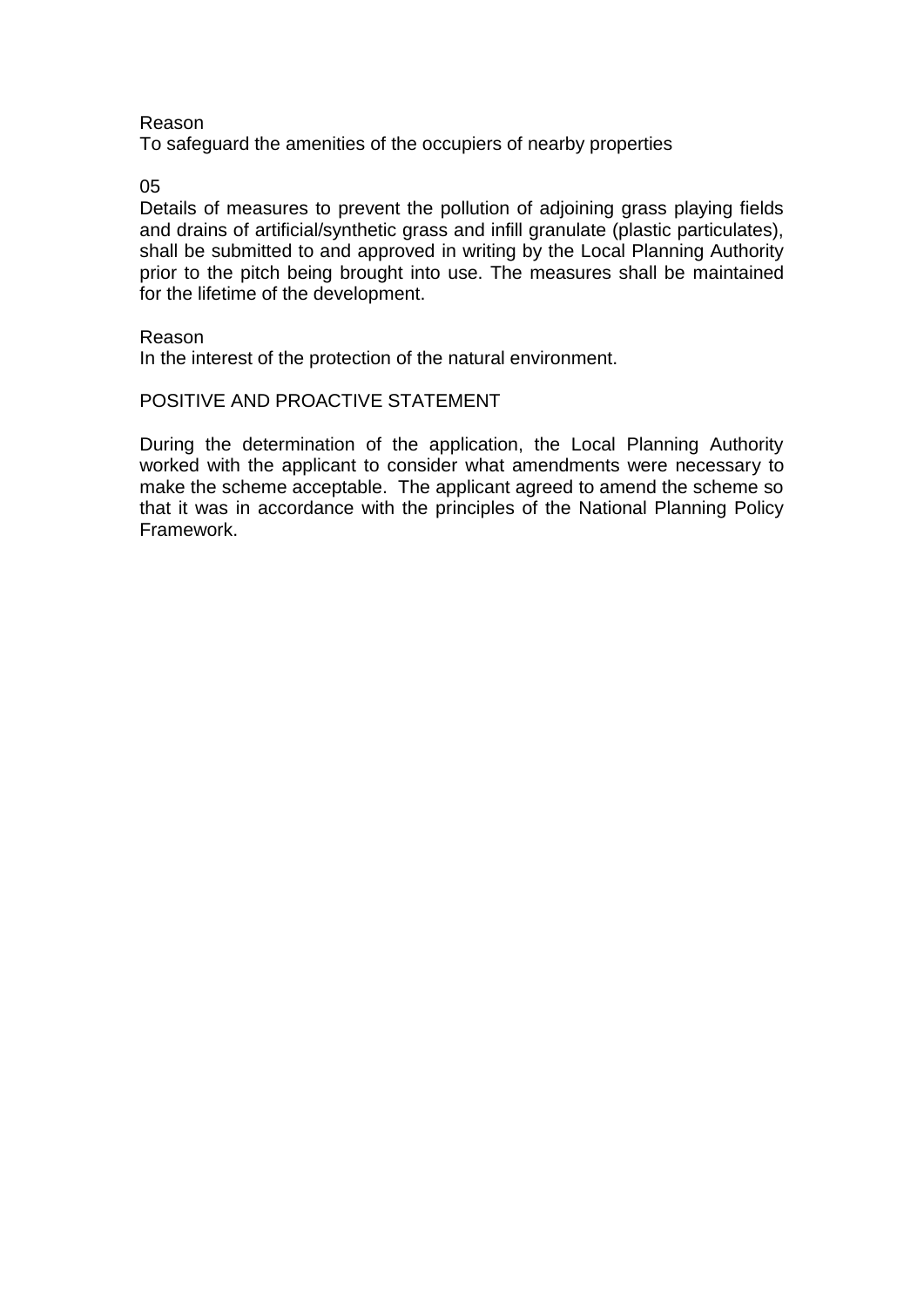Reason
To safeguard the amenities of the occupiers of nearby properties

05
Details of measures to prevent the pollution of adjoining grass playing fields and drains of artificial/synthetic grass and infill granulate (plastic particulates), shall be submitted to and approved in writing by the Local Planning Authority prior to the pitch being brought into use. The measures shall be maintained for the lifetime of the development.

Reason
In the interest of the protection of the natural environment.

POSITIVE AND PROACTIVE STATEMENT

During the determination of the application, the Local Planning Authority worked with the applicant to consider what amendments were necessary to make the scheme acceptable. The applicant agreed to amend the scheme so that it was in accordance with the principles of the National Planning Policy Framework.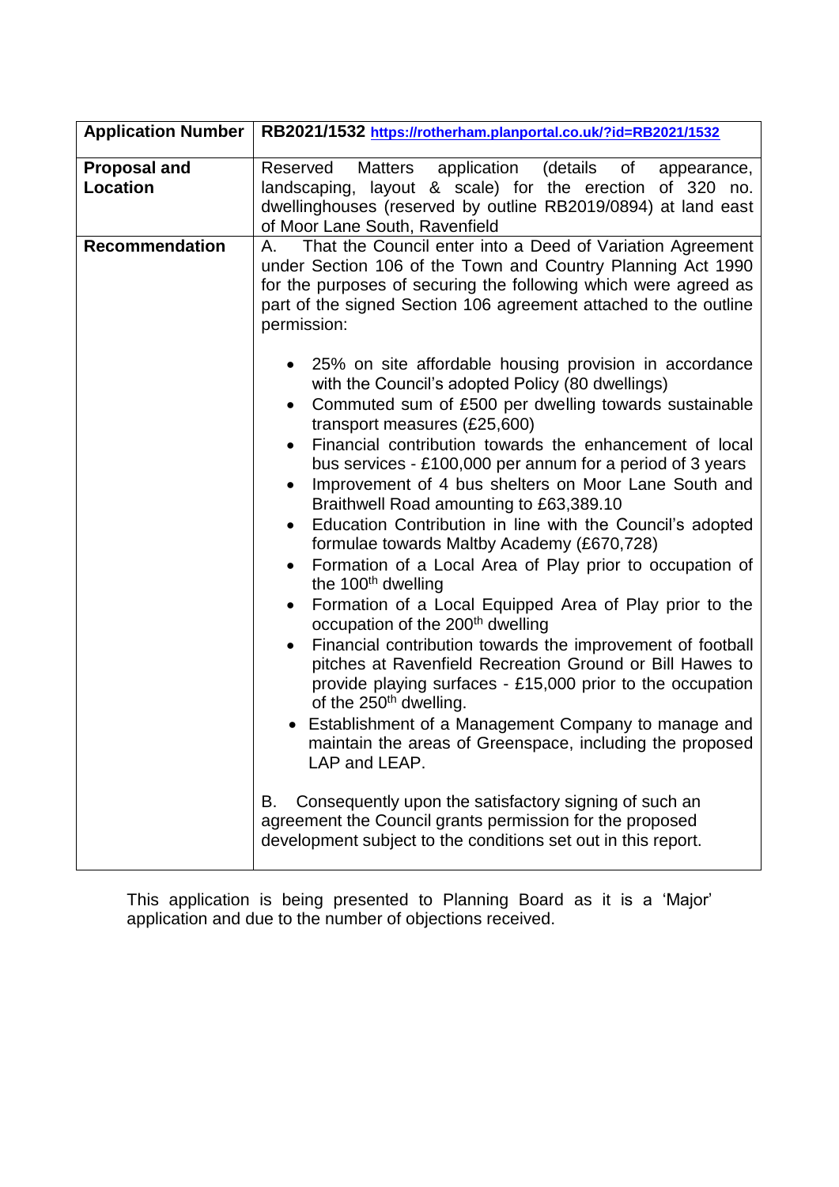| **Application Number** | **RB2021/1532** https://rotherham.planportal.co.uk/?id=RB2021/1532 |
|---|---|
| **Proposal and Location** | Reserved Matters application (details of appearance, landscaping, layout & scale) for the erection of 320 no. dwellinghouses (reserved by outline RB2019/0894) at land east of Moor Lane South, Ravenfield |
| **Recommendation** | A. That the Council enter into a Deed of Variation Agreement under Section 106 of the Town and Country Planning Act 1990 for the purposes of securing the following which were agreed as part of the signed Section 106 agreement attached to the outline permission:<br><br>• 25% on site affordable housing provision in accordance with the Council's adopted Policy (80 dwellings)<br>• Commuted sum of £500 per dwelling towards sustainable transport measures (£25,600)<br>• Financial contribution towards the enhancement of local bus services - £100,000 per annum for a period of 3 years<br>• Improvement of 4 bus shelters on Moor Lane South and Braithwell Road amounting to £63,389.10<br>• Education Contribution in line with the Council's adopted formulae towards Maltby Academy (£670,728)<br>• Formation of a Local Area of Play prior to occupation of the 100th dwelling<br>• Formation of a Local Equipped Area of Play prior to the occupation of the 200th dwelling<br>• Financial contribution towards the improvement of football pitches at Ravenfield Recreation Ground or Bill Hawes to provide playing surfaces - £15,000 prior to the occupation of the 250th dwelling.<br>• Establishment of a Management Company to manage and maintain the areas of Greenspace, including the proposed LAP and LEAP.<br><br>B. Consequently upon the satisfactory signing of such an agreement the Council grants permission for the proposed development subject to the conditions set out in this report. |

This application is being presented to Planning Board as it is a 'Major' application and due to the number of objections received.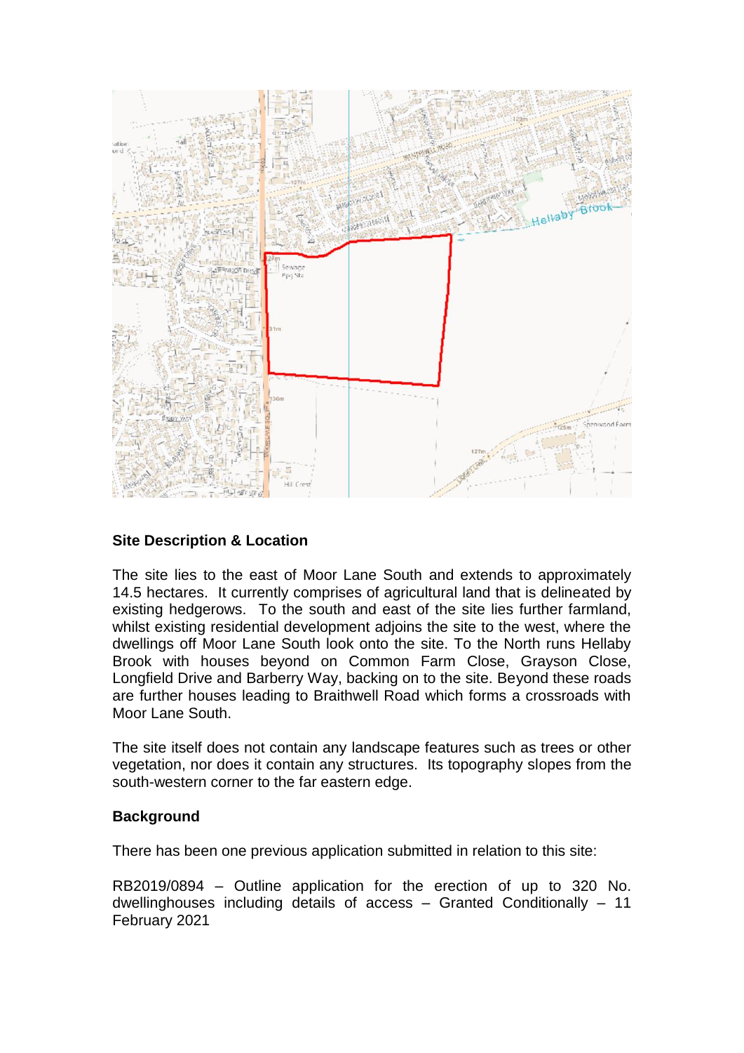## Site Description & Location

The site lies to the east of Moor Lane South and extends to approximately 14.5 hectares. It currently comprises of agricultural land that is delineated by existing hedgerows. To the south and east of the site lies further farmland, whilst existing residential development adjoins the site to the west, where the dwellings off Moor Lane South look onto the site. To the North runs Hellaby Brook with houses beyond on Common Farm Close, Grayson Close, Longfield Drive and Barberry Way, backing on to the site. Beyond these roads are further houses leading to Braithwell Road which forms a crossroads with Moor Lane South.

The site itself does not contain any landscape features such as trees or other vegetation, nor does it contain any structures. Its topography slopes from the south-western corner to the far eastern edge.

## Background

There has been one previous application submitted in relation to this site:

RB2019/0894 – Outline application for the erection of up to 320 No. dwellinghouses including details of access – Granted Conditionally – 11 February 2021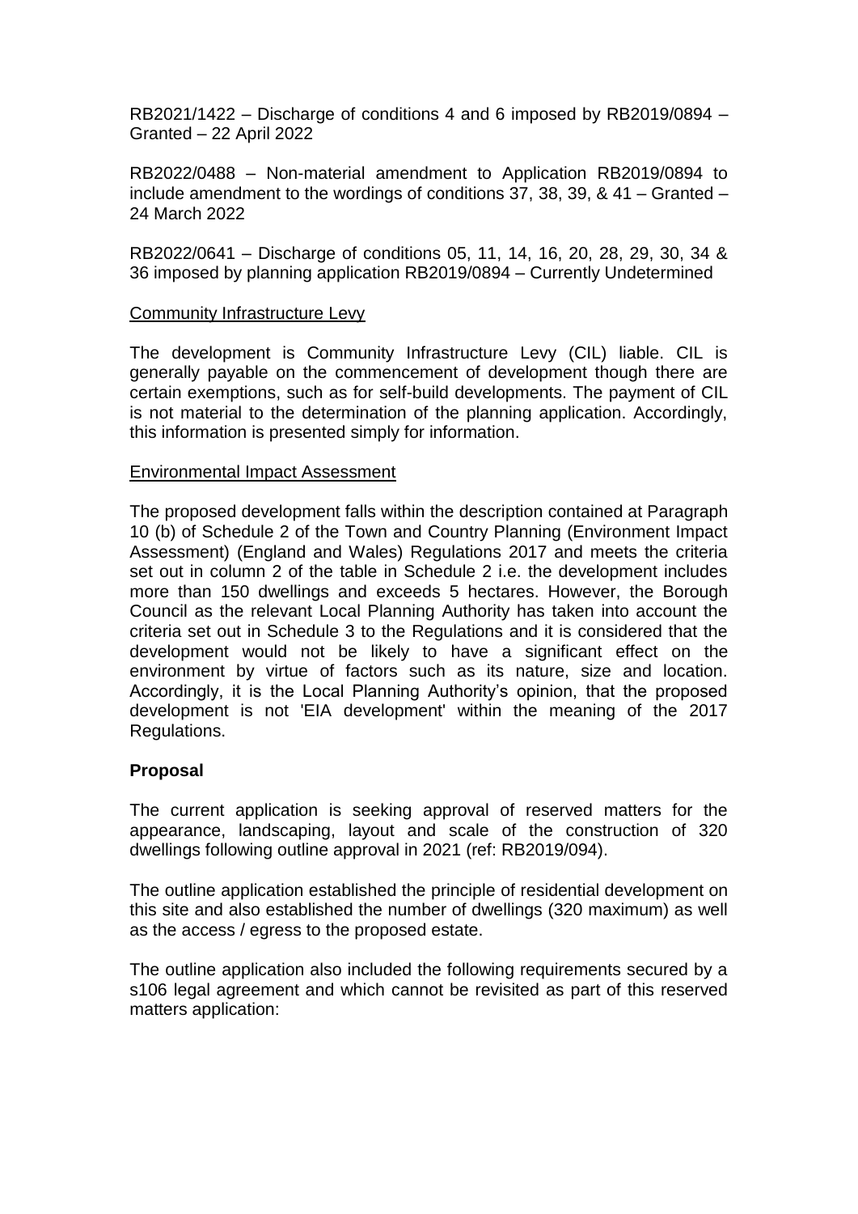RB2021/1422 – Discharge of conditions 4 and 6 imposed by RB2019/0894 – Granted – 22 April 2022

RB2022/0488 – Non-material amendment to Application RB2019/0894 to include amendment to the wordings of conditions 37, 38, 39, & 41 – Granted – 24 March 2022

RB2022/0641 – Discharge of conditions 05, 11, 14, 16, 20, 28, 29, 30, 34 & 36 imposed by planning application RB2019/0894 – Currently Undetermined

Community Infrastructure Levy

The development is Community Infrastructure Levy (CIL) liable. CIL is generally payable on the commencement of development though there are certain exemptions, such as for self-build developments. The payment of CIL is not material to the determination of the planning application. Accordingly, this information is presented simply for information.

Environmental Impact Assessment

The proposed development falls within the description contained at Paragraph 10 (b) of Schedule 2 of the Town and Country Planning (Environment Impact Assessment) (England and Wales) Regulations 2017 and meets the criteria set out in column 2 of the table in Schedule 2 i.e. the development includes more than 150 dwellings and exceeds 5 hectares. However, the Borough Council as the relevant Local Planning Authority has taken into account the criteria set out in Schedule 3 to the Regulations and it is considered that the development would not be likely to have a significant effect on the environment by virtue of factors such as its nature, size and location. Accordingly, it is the Local Planning Authority's opinion, that the proposed development is not 'EIA development' within the meaning of the 2017 Regulations.

**Proposal**

The current application is seeking approval of reserved matters for the appearance, landscaping, layout and scale of the construction of 320 dwellings following outline approval in 2021 (ref: RB2019/094).

The outline application established the principle of residential development on this site and also established the number of dwellings (320 maximum) as well as the access / egress to the proposed estate.

The outline application also included the following requirements secured by a s106 legal agreement and which cannot be revisited as part of this reserved matters application: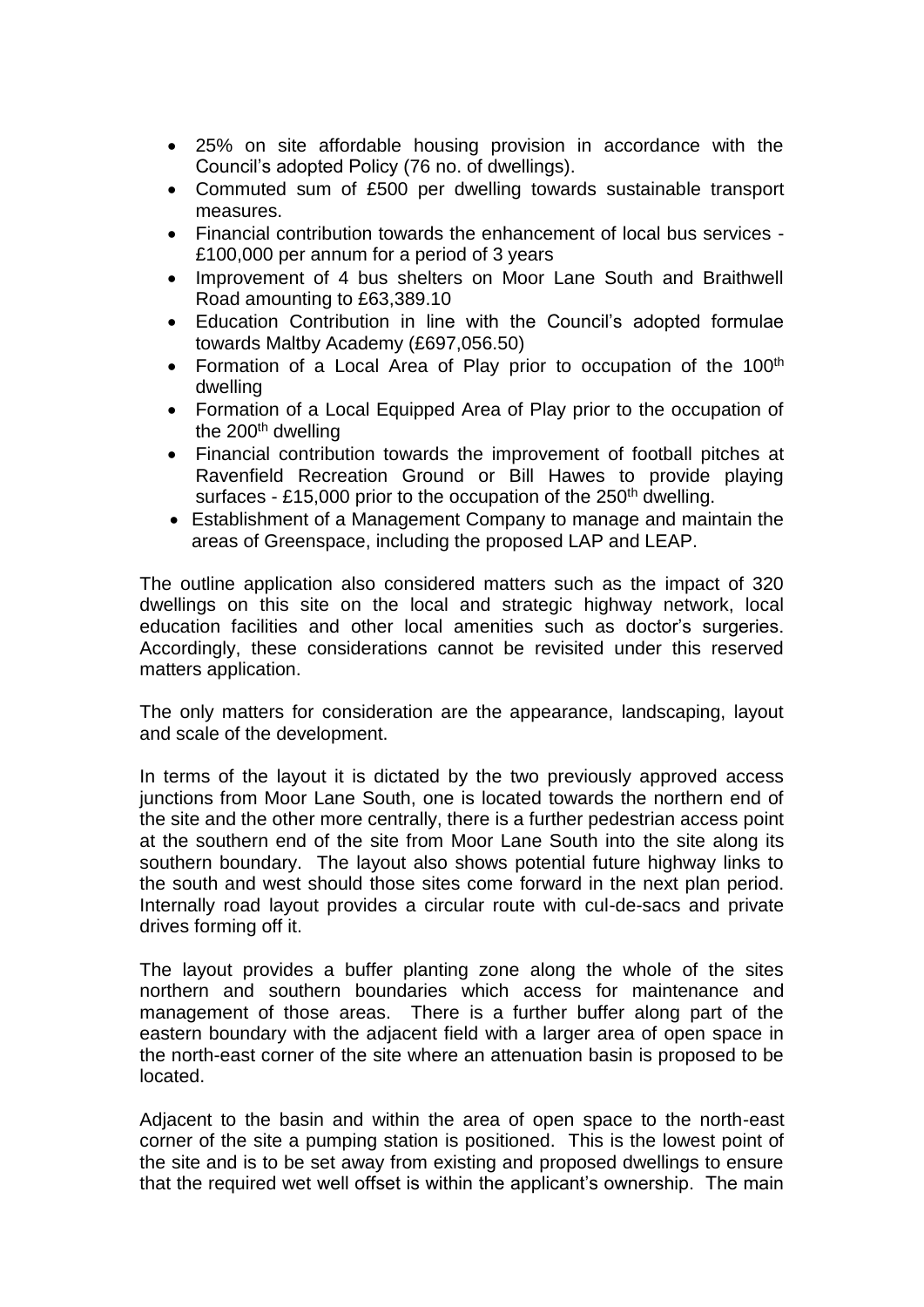- 25% on site affordable housing provision in accordance with the Council's adopted Policy (76 no. of dwellings).
- Commuted sum of £500 per dwelling towards sustainable transport measures.
- Financial contribution towards the enhancement of local bus services - £100,000 per annum for a period of 3 years
- Improvement of 4 bus shelters on Moor Lane South and Braithwell Road amounting to £63,389.10
- Education Contribution in line with the Council's adopted formulae towards Maltby Academy (£697,056.50)
- Formation of a Local Area of Play prior to occupation of the 100th dwelling
- Formation of a Local Equipped Area of Play prior to the occupation of the 200th dwelling
- Financial contribution towards the improvement of football pitches at Ravenfield Recreation Ground or Bill Hawes to provide playing surfaces - £15,000 prior to the occupation of the 250th dwelling.
- Establishment of a Management Company to manage and maintain the areas of Greenspace, including the proposed LAP and LEAP.

The outline application also considered matters such as the impact of 320 dwellings on this site on the local and strategic highway network, local education facilities and other local amenities such as doctor's surgeries. Accordingly, these considerations cannot be revisited under this reserved matters application.

The only matters for consideration are the appearance, landscaping, layout and scale of the development.

In terms of the layout it is dictated by the two previously approved access junctions from Moor Lane South, one is located towards the northern end of the site and the other more centrally, there is a further pedestrian access point at the southern end of the site from Moor Lane South into the site along its southern boundary. The layout also shows potential future highway links to the south and west should those sites come forward in the next plan period. Internally road layout provides a circular route with cul-de-sacs and private drives forming off it.

The layout provides a buffer planting zone along the whole of the sites northern and southern boundaries which access for maintenance and management of those areas. There is a further buffer along part of the eastern boundary with the adjacent field with a larger area of open space in the north-east corner of the site where an attenuation basin is proposed to be located.

Adjacent to the basin and within the area of open space to the north-east corner of the site a pumping station is positioned. This is the lowest point of the site and is to be set away from existing and proposed dwellings to ensure that the required wet well offset is within the applicant's ownership. The main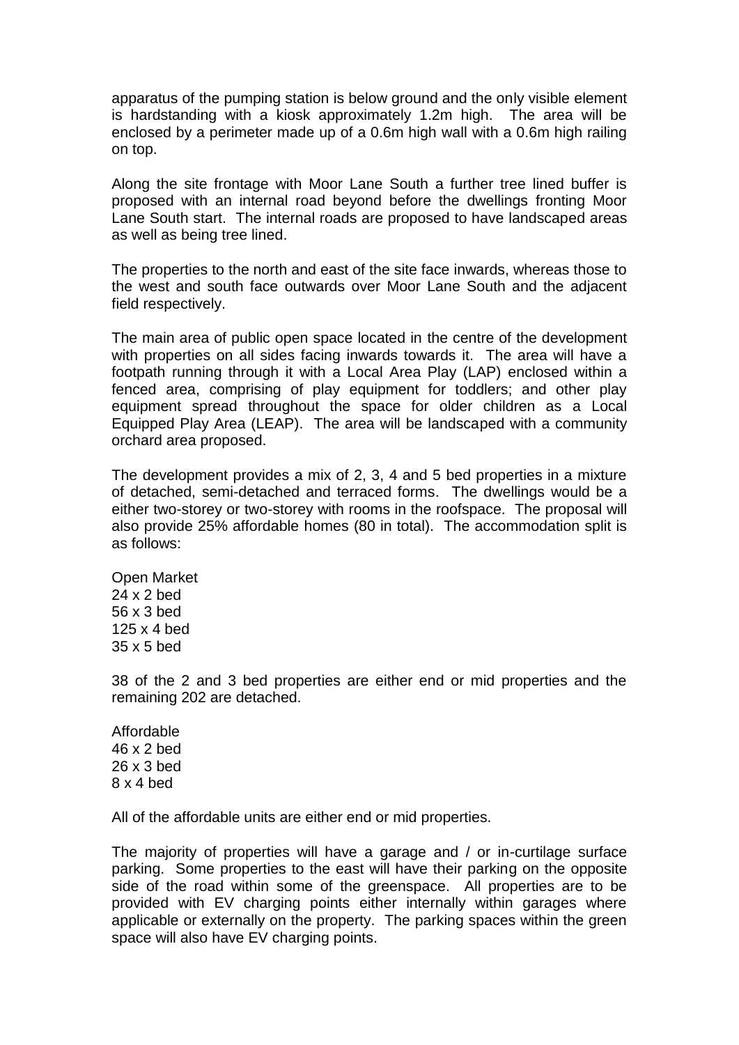apparatus of the pumping station is below ground and the only visible element is hardstanding with a kiosk approximately 1.2m high. The area will be enclosed by a perimeter made up of a 0.6m high wall with a 0.6m high railing on top.

Along the site frontage with Moor Lane South a further tree lined buffer is proposed with an internal road beyond before the dwellings fronting Moor Lane South start. The internal roads are proposed to have landscaped areas as well as being tree lined.

The properties to the north and east of the site face inwards, whereas those to the west and south face outwards over Moor Lane South and the adjacent field respectively.

The main area of public open space located in the centre of the development with properties on all sides facing inwards towards it. The area will have a footpath running through it with a Local Area Play (LAP) enclosed within a fenced area, comprising of play equipment for toddlers; and other play equipment spread throughout the space for older children as a Local Equipped Play Area (LEAP). The area will be landscaped with a community orchard area proposed.

The development provides a mix of 2, 3, 4 and 5 bed properties in a mixture of detached, semi-detached and terraced forms. The dwellings would be a either two-storey or two-storey with rooms in the roofspace. The proposal will also provide 25% affordable homes (80 in total). The accommodation split is as follows:

Open Market
24 x 2 bed
56 x 3 bed
125 x 4 bed
35 x 5 bed

38 of the 2 and 3 bed properties are either end or mid properties and the remaining 202 are detached.

Affordable
46 x 2 bed
26 x 3 bed
8 x 4 bed

All of the affordable units are either end or mid properties.

The majority of properties will have a garage and / or in-curtilage surface parking. Some properties to the east will have their parking on the opposite side of the road within some of the greenspace. All properties are to be provided with EV charging points either internally within garages where applicable or externally on the property. The parking spaces within the green space will also have EV charging points.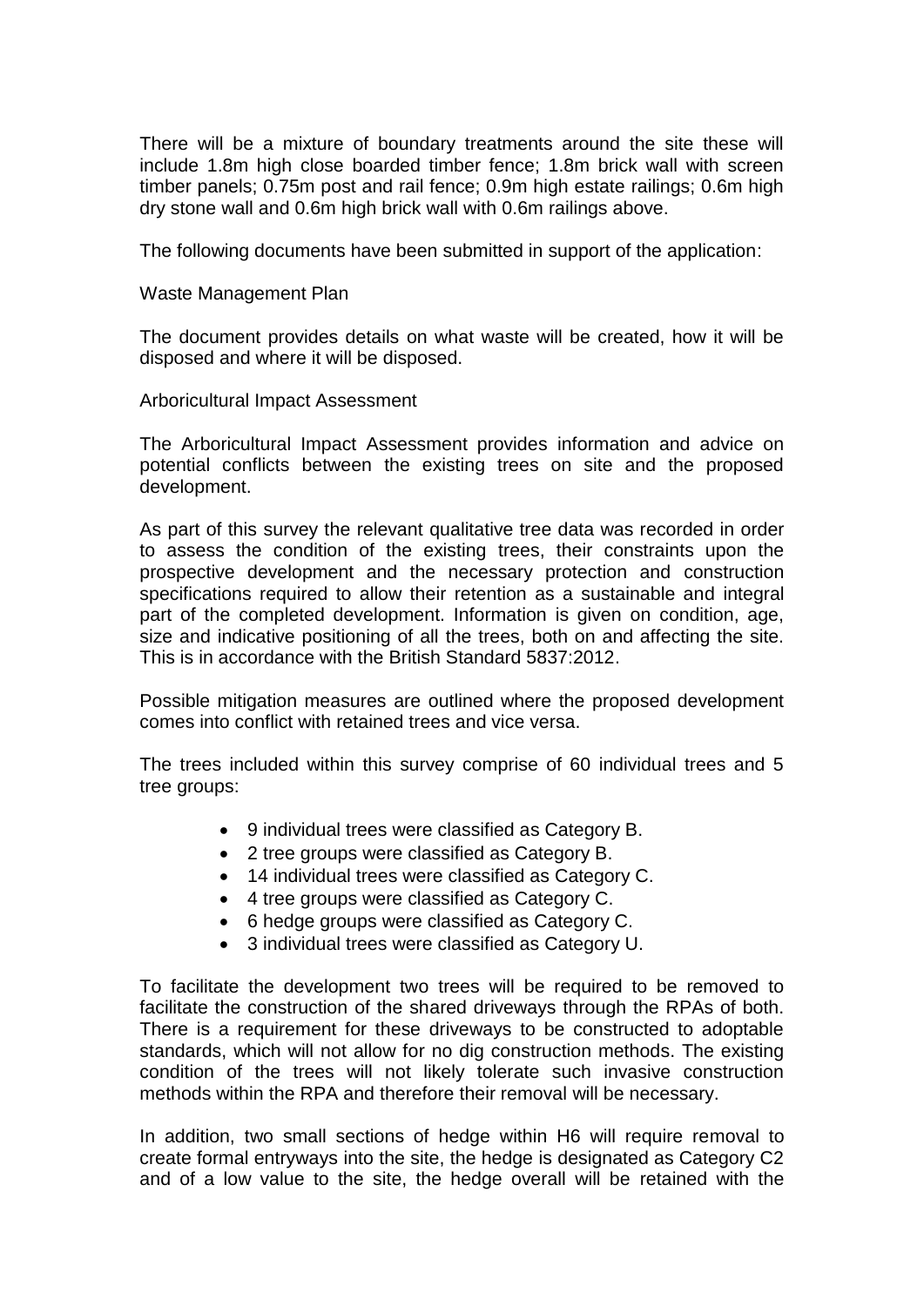There will be a mixture of boundary treatments around the site these will include 1.8m high close boarded timber fence; 1.8m brick wall with screen timber panels; 0.75m post and rail fence; 0.9m high estate railings; 0.6m high dry stone wall and 0.6m high brick wall with 0.6m railings above.

The following documents have been submitted in support of the application:

Waste Management Plan

The document provides details on what waste will be created, how it will be disposed and where it will be disposed.

Arboricultural Impact Assessment

The Arboricultural Impact Assessment provides information and advice on potential conflicts between the existing trees on site and the proposed development.

As part of this survey the relevant qualitative tree data was recorded in order to assess the condition of the existing trees, their constraints upon the prospective development and the necessary protection and construction specifications required to allow their retention as a sustainable and integral part of the completed development. Information is given on condition, age, size and indicative positioning of all the trees, both on and affecting the site. This is in accordance with the British Standard 5837:2012.

Possible mitigation measures are outlined where the proposed development comes into conflict with retained trees and vice versa.

The trees included within this survey comprise of 60 individual trees and 5 tree groups:

- 9 individual trees were classified as Category B.
- 2 tree groups were classified as Category B.
- 14 individual trees were classified as Category C.
- 4 tree groups were classified as Category C.
- 6 hedge groups were classified as Category C.
- 3 individual trees were classified as Category U.

To facilitate the development two trees will be required to be removed to facilitate the construction of the shared driveways through the RPAs of both. There is a requirement for these driveways to be constructed to adoptable standards, which will not allow for no dig construction methods. The existing condition of the trees will not likely tolerate such invasive construction methods within the RPA and therefore their removal will be necessary.

In addition, two small sections of hedge within H6 will require removal to create formal entryways into the site, the hedge is designated as Category C2 and of a low value to the site, the hedge overall will be retained with the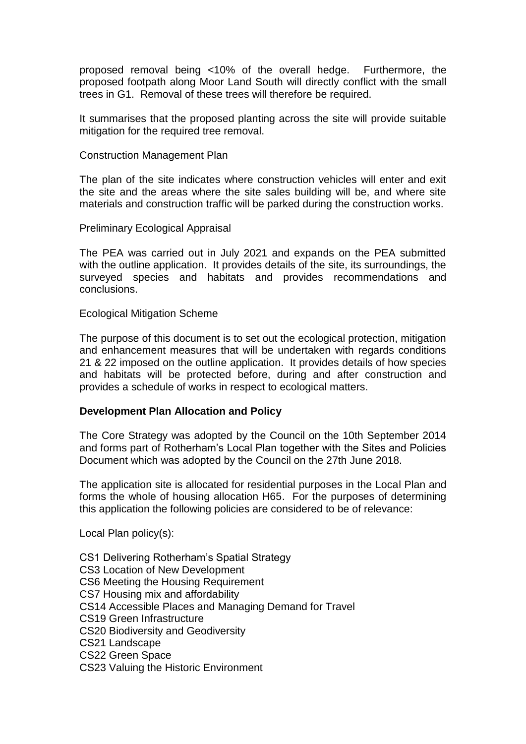proposed removal being <10% of the overall hedge. Furthermore, the proposed footpath along Moor Land South will directly conflict with the small trees in G1. Removal of these trees will therefore be required.

It summarises that the proposed planting across the site will provide suitable mitigation for the required tree removal.

Construction Management Plan

The plan of the site indicates where construction vehicles will enter and exit the site and the areas where the site sales building will be, and where site materials and construction traffic will be parked during the construction works.

Preliminary Ecological Appraisal

The PEA was carried out in July 2021 and expands on the PEA submitted with the outline application. It provides details of the site, its surroundings, the surveyed species and habitats and provides recommendations and conclusions.

Ecological Mitigation Scheme

The purpose of this document is to set out the ecological protection, mitigation and enhancement measures that will be undertaken with regards conditions 21 & 22 imposed on the outline application. It provides details of how species and habitats will be protected before, during and after construction and provides a schedule of works in respect to ecological matters.

**Development Plan Allocation and Policy**

The Core Strategy was adopted by the Council on the 10th September 2014 and forms part of Rotherham's Local Plan together with the Sites and Policies Document which was adopted by the Council on the 27th June 2018.

The application site is allocated for residential purposes in the Local Plan and forms the whole of housing allocation H65. For the purposes of determining this application the following policies are considered to be of relevance:

Local Plan policy(s):

CS1 Delivering Rotherham's Spatial Strategy
CS3 Location of New Development
CS6 Meeting the Housing Requirement
CS7 Housing mix and affordability
CS14 Accessible Places and Managing Demand for Travel
CS19 Green Infrastructure
CS20 Biodiversity and Geodiversity
CS21 Landscape
CS22 Green Space
CS23 Valuing the Historic Environment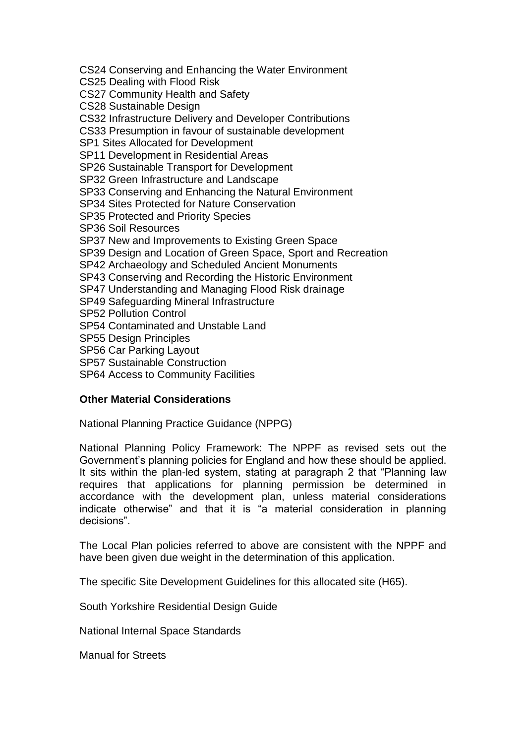CS24 Conserving and Enhancing the Water Environment
CS25 Dealing with Flood Risk
CS27 Community Health and Safety
CS28 Sustainable Design
CS32 Infrastructure Delivery and Developer Contributions
CS33 Presumption in favour of sustainable development
SP1 Sites Allocated for Development
SP11 Development in Residential Areas
SP26 Sustainable Transport for Development
SP32 Green Infrastructure and Landscape
SP33 Conserving and Enhancing the Natural Environment
SP34 Sites Protected for Nature Conservation
SP35 Protected and Priority Species
SP36 Soil Resources
SP37 New and Improvements to Existing Green Space
SP39 Design and Location of Green Space, Sport and Recreation
SP42 Archaeology and Scheduled Ancient Monuments
SP43 Conserving and Recording the Historic Environment
SP47 Understanding and Managing Flood Risk drainage
SP49 Safeguarding Mineral Infrastructure
SP52 Pollution Control
SP54 Contaminated and Unstable Land
SP55 Design Principles
SP56 Car Parking Layout
SP57 Sustainable Construction
SP64 Access to Community Facilities

**Other Material Considerations**

National Planning Practice Guidance (NPPG)

National Planning Policy Framework: The NPPF as revised sets out the Government's planning policies for England and how these should be applied. It sits within the plan-led system, stating at paragraph 2 that "Planning law requires that applications for planning permission be determined in accordance with the development plan, unless material considerations indicate otherwise" and that it is "a material consideration in planning decisions".

The Local Plan policies referred to above are consistent with the NPPF and have been given due weight in the determination of this application.

The specific Site Development Guidelines for this allocated site (H65).

South Yorkshire Residential Design Guide

National Internal Space Standards

Manual for Streets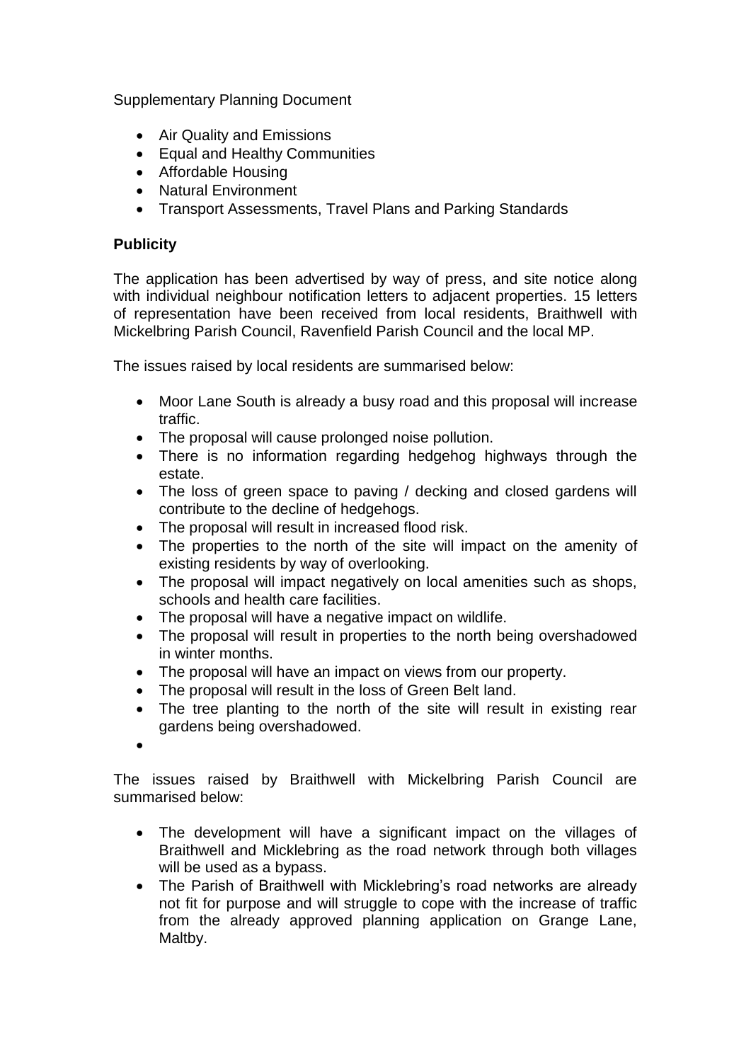Supplementary Planning Document

- Air Quality and Emissions
- Equal and Healthy Communities
- Affordable Housing
- Natural Environment
- Transport Assessments, Travel Plans and Parking Standards

**Publicity**

The application has been advertised by way of press, and site notice along with individual neighbour notification letters to adjacent properties. 15 letters of representation have been received from local residents, Braithwell with Mickelbring Parish Council, Ravenfield Parish Council and the local MP.

The issues raised by local residents are summarised below:

- Moor Lane South is already a busy road and this proposal will increase traffic.
- The proposal will cause prolonged noise pollution.
- There is no information regarding hedgehog highways through the estate.
- The loss of green space to paving / decking and closed gardens will contribute to the decline of hedgehogs.
- The proposal will result in increased flood risk.
- The properties to the north of the site will impact on the amenity of existing residents by way of overlooking.
- The proposal will impact negatively on local amenities such as shops, schools and health care facilities.
- The proposal will have a negative impact on wildlife.
- The proposal will result in properties to the north being overshadowed in winter months.
- The proposal will have an impact on views from our property.
- The proposal will result in the loss of Green Belt land.
- The tree planting to the north of the site will result in existing rear gardens being overshadowed.

The issues raised by Braithwell with Mickelbring Parish Council are summarised below:

- The development will have a significant impact on the villages of Braithwell and Micklebring as the road network through both villages will be used as a bypass.
- The Parish of Braithwell with Micklebring's road networks are already not fit for purpose and will struggle to cope with the increase of traffic from the already approved planning application on Grange Lane, Maltby.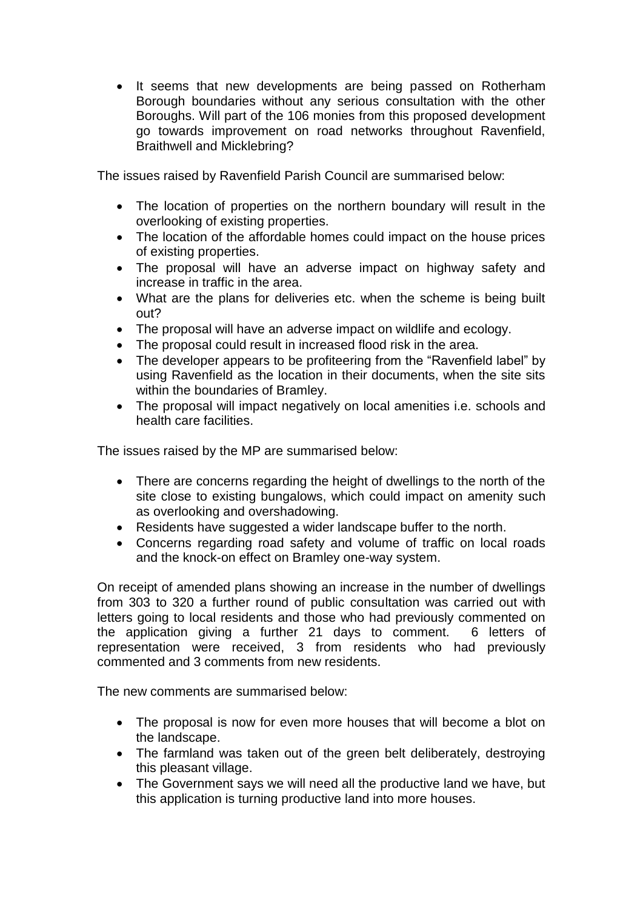- It seems that new developments are being passed on Rotherham Borough boundaries without any serious consultation with the other Boroughs. Will part of the 106 monies from this proposed development go towards improvement on road networks throughout Ravenfield, Braithwell and Micklebring?

The issues raised by Ravenfield Parish Council are summarised below:

- The location of properties on the northern boundary will result in the overlooking of existing properties.
- The location of the affordable homes could impact on the house prices of existing properties.
- The proposal will have an adverse impact on highway safety and increase in traffic in the area.
- What are the plans for deliveries etc. when the scheme is being built out?
- The proposal will have an adverse impact on wildlife and ecology.
- The proposal could result in increased flood risk in the area.
- The developer appears to be profiteering from the "Ravenfield label" by using Ravenfield as the location in their documents, when the site sits within the boundaries of Bramley.
- The proposal will impact negatively on local amenities i.e. schools and health care facilities.

The issues raised by the MP are summarised below:

- There are concerns regarding the height of dwellings to the north of the site close to existing bungalows, which could impact on amenity such as overlooking and overshadowing.
- Residents have suggested a wider landscape buffer to the north.
- Concerns regarding road safety and volume of traffic on local roads and the knock-on effect on Bramley one-way system.

On receipt of amended plans showing an increase in the number of dwellings from 303 to 320 a further round of public consultation was carried out with letters going to local residents and those who had previously commented on the application giving a further 21 days to comment. 6 letters of representation were received, 3 from residents who had previously commented and 3 comments from new residents.

The new comments are summarised below:

- The proposal is now for even more houses that will become a blot on the landscape.
- The farmland was taken out of the green belt deliberately, destroying this pleasant village.
- The Government says we will need all the productive land we have, but this application is turning productive land into more houses.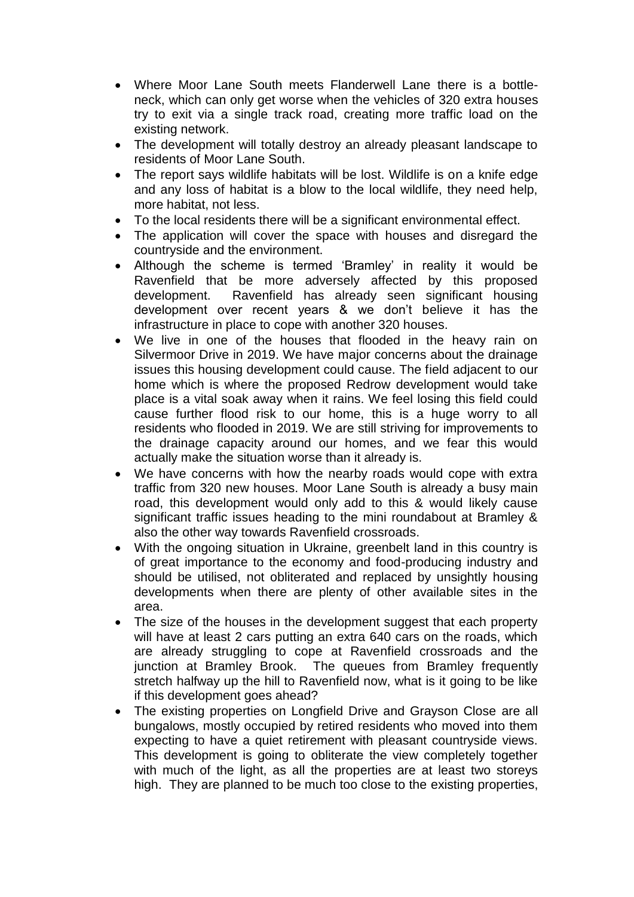- Where Moor Lane South meets Flanderwell Lane there is a bottle-neck, which can only get worse when the vehicles of 320 extra houses try to exit via a single track road, creating more traffic load on the existing network.
- The development will totally destroy an already pleasant landscape to residents of Moor Lane South.
- The report says wildlife habitats will be lost. Wildlife is on a knife edge and any loss of habitat is a blow to the local wildlife, they need help, more habitat, not less.
- To the local residents there will be a significant environmental effect.
- The application will cover the space with houses and disregard the countryside and the environment.
- Although the scheme is termed 'Bramley' in reality it would be Ravenfield that be more adversely affected by this proposed development. Ravenfield has already seen significant housing development over recent years & we don't believe it has the infrastructure in place to cope with another 320 houses.
- We live in one of the houses that flooded in the heavy rain on Silvermoor Drive in 2019. We have major concerns about the drainage issues this housing development could cause. The field adjacent to our home which is where the proposed Redrow development would take place is a vital soak away when it rains. We feel losing this field could cause further flood risk to our home, this is a huge worry to all residents who flooded in 2019. We are still striving for improvements to the drainage capacity around our homes, and we fear this would actually make the situation worse than it already is.
- We have concerns with how the nearby roads would cope with extra traffic from 320 new houses. Moor Lane South is already a busy main road, this development would only add to this & would likely cause significant traffic issues heading to the mini roundabout at Bramley & also the other way towards Ravenfield crossroads.
- With the ongoing situation in Ukraine, greenbelt land in this country is of great importance to the economy and food-producing industry and should be utilised, not obliterated and replaced by unsightly housing developments when there are plenty of other available sites in the area.
- The size of the houses in the development suggest that each property will have at least 2 cars putting an extra 640 cars on the roads, which are already struggling to cope at Ravenfield crossroads and the junction at Bramley Brook. The queues from Bramley frequently stretch halfway up the hill to Ravenfield now, what is it going to be like if this development goes ahead?
- The existing properties on Longfield Drive and Grayson Close are all bungalows, mostly occupied by retired residents who moved into them expecting to have a quiet retirement with pleasant countryside views. This development is going to obliterate the view completely together with much of the light, as all the properties are at least two storeys high. They are planned to be much too close to the existing properties,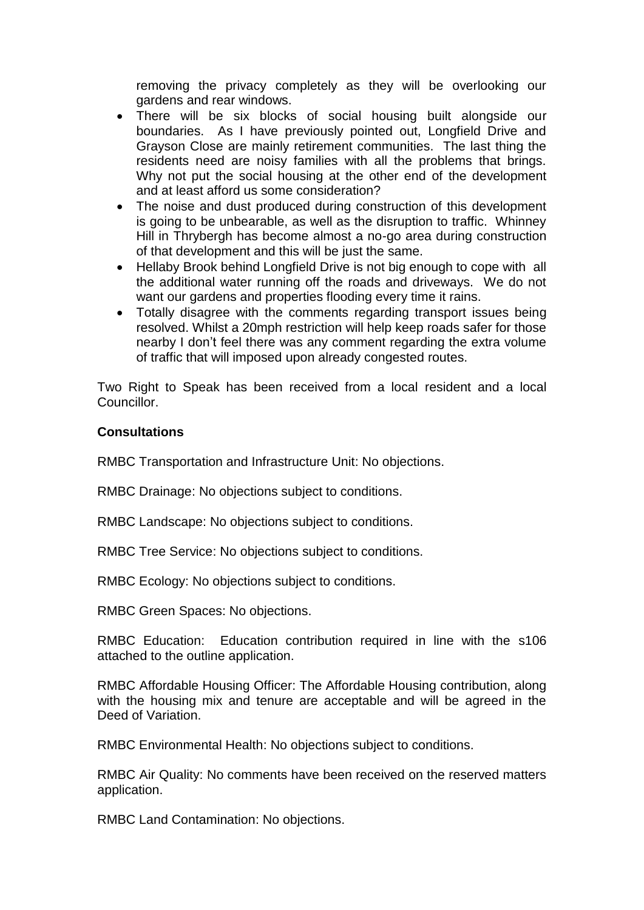removing the privacy completely as they will be overlooking our gardens and rear windows.

- There will be six blocks of social housing built alongside our boundaries. As I have previously pointed out, Longfield Drive and Grayson Close are mainly retirement communities. The last thing the residents need are noisy families with all the problems that brings. Why not put the social housing at the other end of the development and at least afford us some consideration?
- The noise and dust produced during construction of this development is going to be unbearable, as well as the disruption to traffic. Whinney Hill in Thrybergh has become almost a no-go area during construction of that development and this will be just the same.
- Hellaby Brook behind Longfield Drive is not big enough to cope with all the additional water running off the roads and driveways. We do not want our gardens and properties flooding every time it rains.
- Totally disagree with the comments regarding transport issues being resolved. Whilst a 20mph restriction will help keep roads safer for those nearby I don't feel there was any comment regarding the extra volume of traffic that will imposed upon already congested routes.

Two Right to Speak has been received from a local resident and a local Councillor.

**Consultations**

RMBC Transportation and Infrastructure Unit: No objections.

RMBC Drainage: No objections subject to conditions.

RMBC Landscape: No objections subject to conditions.

RMBC Tree Service: No objections subject to conditions.

RMBC Ecology: No objections subject to conditions.

RMBC Green Spaces: No objections.

RMBC Education: Education contribution required in line with the s106 attached to the outline application.

RMBC Affordable Housing Officer: The Affordable Housing contribution, along with the housing mix and tenure are acceptable and will be agreed in the Deed of Variation.

RMBC Environmental Health: No objections subject to conditions.

RMBC Air Quality: No comments have been received on the reserved matters application.

RMBC Land Contamination: No objections.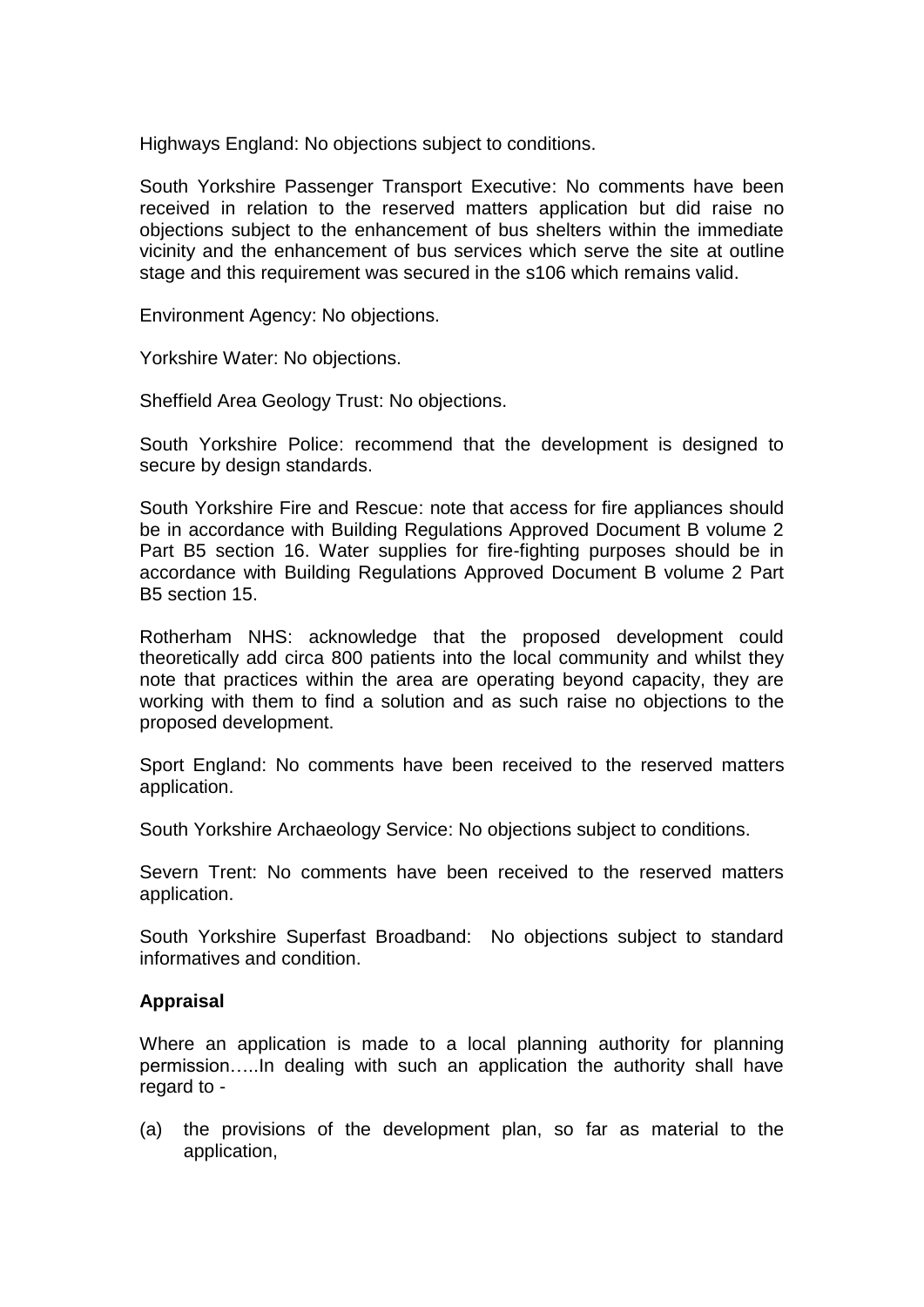Highways England: No objections subject to conditions.

South Yorkshire Passenger Transport Executive: No comments have been received in relation to the reserved matters application but did raise no objections subject to the enhancement of bus shelters within the immediate vicinity and the enhancement of bus services which serve the site at outline stage and this requirement was secured in the s106 which remains valid.

Environment Agency: No objections.

Yorkshire Water: No objections.

Sheffield Area Geology Trust: No objections.

South Yorkshire Police: recommend that the development is designed to secure by design standards.

South Yorkshire Fire and Rescue: note that access for fire appliances should be in accordance with Building Regulations Approved Document B volume 2 Part B5 section 16. Water supplies for fire-fighting purposes should be in accordance with Building Regulations Approved Document B volume 2 Part B5 section 15.

Rotherham NHS: acknowledge that the proposed development could theoretically add circa 800 patients into the local community and whilst they note that practices within the area are operating beyond capacity, they are working with them to find a solution and as such raise no objections to the proposed development.

Sport England: No comments have been received to the reserved matters application.

South Yorkshire Archaeology Service: No objections subject to conditions.

Severn Trent: No comments have been received to the reserved matters application.

South Yorkshire Superfast Broadband: No objections subject to standard informatives and condition.

**Appraisal**

Where an application is made to a local planning authority for planning permission…..In dealing with such an application the authority shall have regard to -

(a) the provisions of the development plan, so far as material to the application,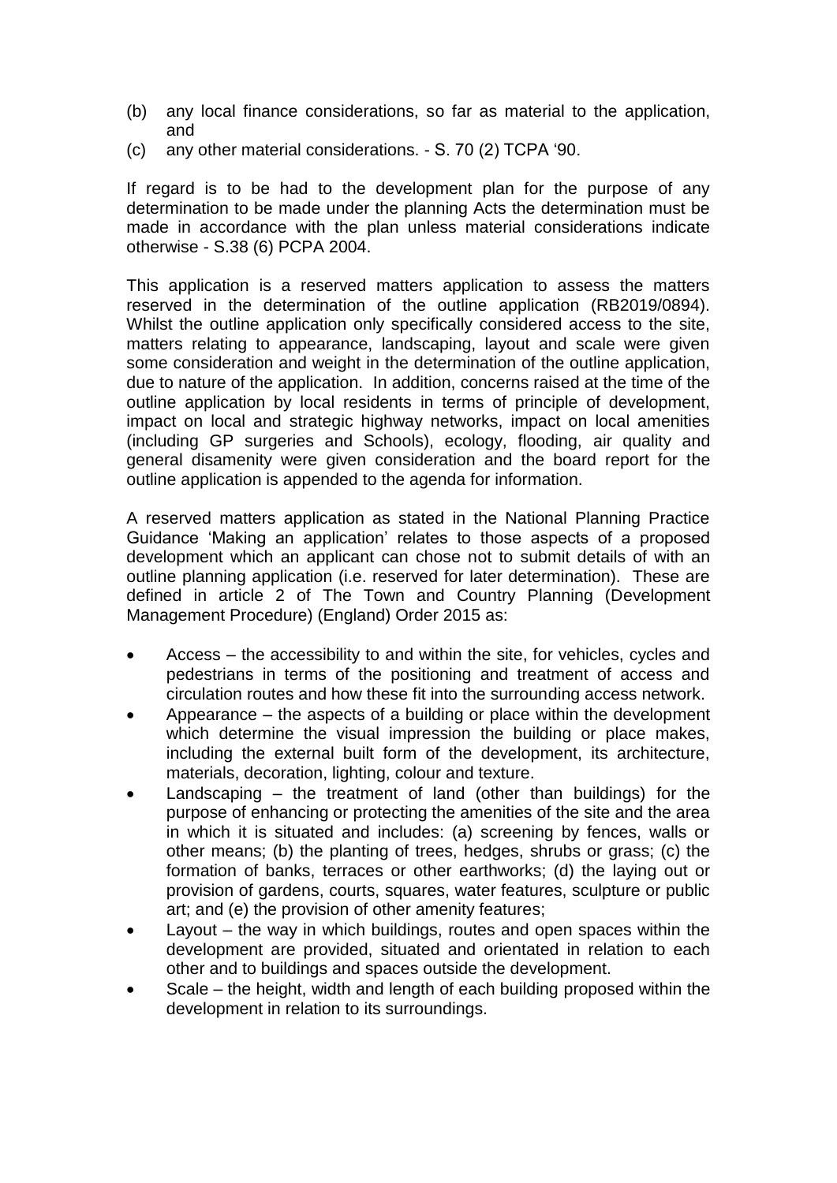(b) any local finance considerations, so far as material to the application, and

(c) any other material considerations. - S. 70 (2) TCPA '90.

If regard is to be had to the development plan for the purpose of any determination to be made under the planning Acts the determination must be made in accordance with the plan unless material considerations indicate otherwise - S.38 (6) PCPA 2004.

This application is a reserved matters application to assess the matters reserved in the determination of the outline application (RB2019/0894). Whilst the outline application only specifically considered access to the site, matters relating to appearance, landscaping, layout and scale were given some consideration and weight in the determination of the outline application, due to nature of the application. In addition, concerns raised at the time of the outline application by local residents in terms of principle of development, impact on local and strategic highway networks, impact on local amenities (including GP surgeries and Schools), ecology, flooding, air quality and general disamenity were given consideration and the board report for the outline application is appended to the agenda for information.

A reserved matters application as stated in the National Planning Practice Guidance 'Making an application' relates to those aspects of a proposed development which an applicant can chose not to submit details of with an outline planning application (i.e. reserved for later determination). These are defined in article 2 of The Town and Country Planning (Development Management Procedure) (England) Order 2015 as:

- Access – the accessibility to and within the site, for vehicles, cycles and pedestrians in terms of the positioning and treatment of access and circulation routes and how these fit into the surrounding access network.
- Appearance – the aspects of a building or place within the development which determine the visual impression the building or place makes, including the external built form of the development, its architecture, materials, decoration, lighting, colour and texture.
- Landscaping – the treatment of land (other than buildings) for the purpose of enhancing or protecting the amenities of the site and the area in which it is situated and includes: (a) screening by fences, walls or other means; (b) the planting of trees, hedges, shrubs or grass; (c) the formation of banks, terraces or other earthworks; (d) the laying out or provision of gardens, courts, squares, water features, sculpture or public art; and (e) the provision of other amenity features;
- Layout – the way in which buildings, routes and open spaces within the development are provided, situated and orientated in relation to each other and to buildings and spaces outside the development.
- Scale – the height, width and length of each building proposed within the development in relation to its surroundings.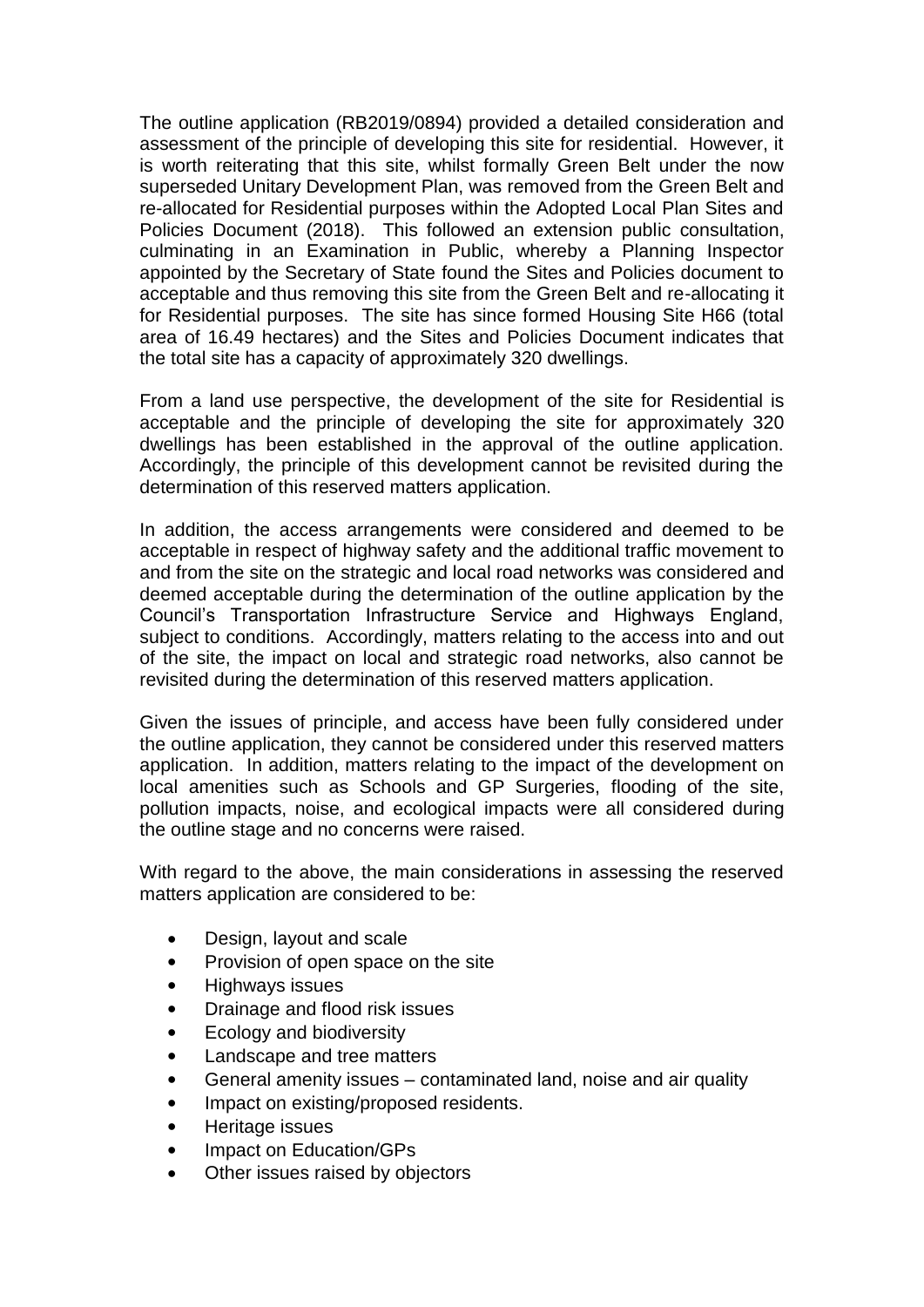The outline application (RB2019/0894) provided a detailed consideration and assessment of the principle of developing this site for residential. However, it is worth reiterating that this site, whilst formally Green Belt under the now superseded Unitary Development Plan, was removed from the Green Belt and re-allocated for Residential purposes within the Adopted Local Plan Sites and Policies Document (2018). This followed an extension public consultation, culminating in an Examination in Public, whereby a Planning Inspector appointed by the Secretary of State found the Sites and Policies document to acceptable and thus removing this site from the Green Belt and re-allocating it for Residential purposes. The site has since formed Housing Site H66 (total area of 16.49 hectares) and the Sites and Policies Document indicates that the total site has a capacity of approximately 320 dwellings.

From a land use perspective, the development of the site for Residential is acceptable and the principle of developing the site for approximately 320 dwellings has been established in the approval of the outline application. Accordingly, the principle of this development cannot be revisited during the determination of this reserved matters application.

In addition, the access arrangements were considered and deemed to be acceptable in respect of highway safety and the additional traffic movement to and from the site on the strategic and local road networks was considered and deemed acceptable during the determination of the outline application by the Council's Transportation Infrastructure Service and Highways England, subject to conditions. Accordingly, matters relating to the access into and out of the site, the impact on local and strategic road networks, also cannot be revisited during the determination of this reserved matters application.

Given the issues of principle, and access have been fully considered under the outline application, they cannot be considered under this reserved matters application. In addition, matters relating to the impact of the development on local amenities such as Schools and GP Surgeries, flooding of the site, pollution impacts, noise, and ecological impacts were all considered during the outline stage and no concerns were raised.

With regard to the above, the main considerations in assessing the reserved matters application are considered to be:

- Design, layout and scale
- Provision of open space on the site
- Highways issues
- Drainage and flood risk issues
- Ecology and biodiversity
- Landscape and tree matters
- General amenity issues – contaminated land, noise and air quality
- Impact on existing/proposed residents.
- Heritage issues
- Impact on Education/GPs
- Other issues raised by objectors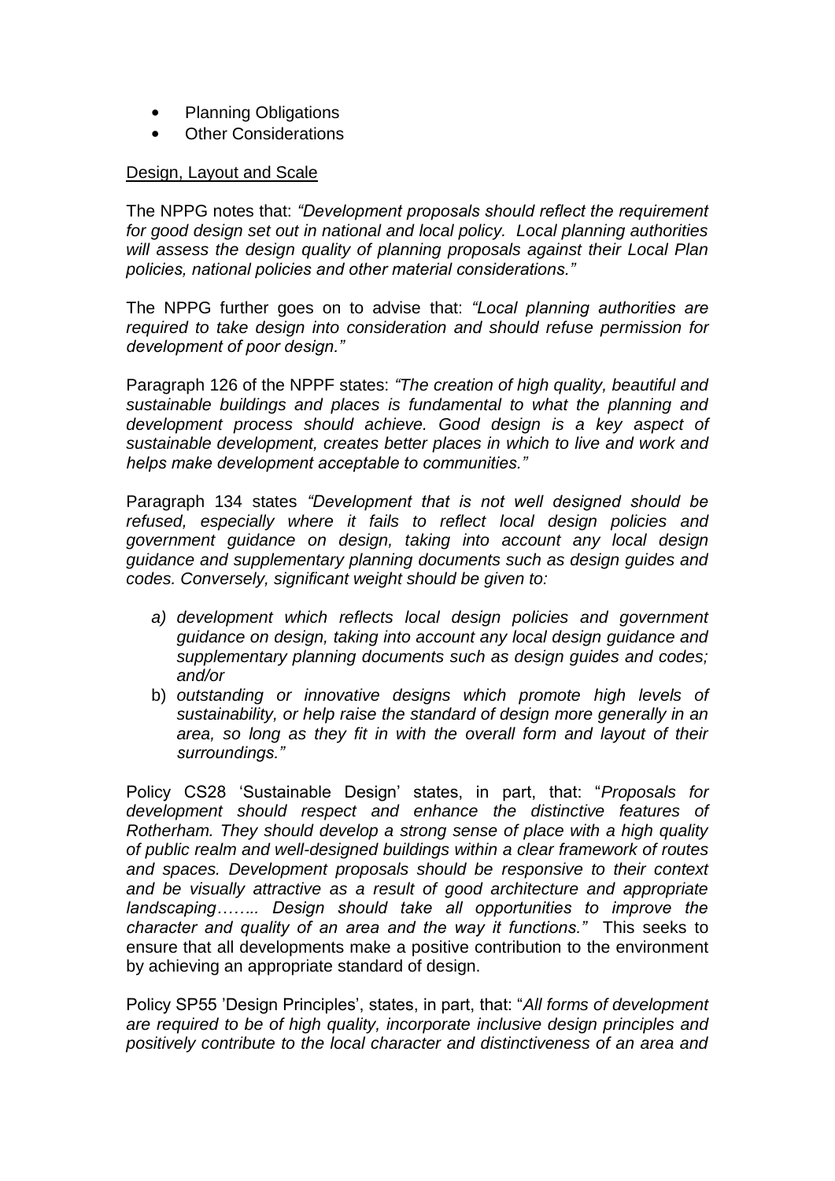- Planning Obligations
- Other Considerations

Design, Layout and Scale

The NPPG notes that: *"Development proposals should reflect the requirement for good design set out in national and local policy. Local planning authorities will assess the design quality of planning proposals against their Local Plan policies, national policies and other material considerations."*

The NPPG further goes on to advise that: *"Local planning authorities are required to take design into consideration and should refuse permission for development of poor design."*

Paragraph 126 of the NPPF states: *"The creation of high quality, beautiful and sustainable buildings and places is fundamental to what the planning and development process should achieve. Good design is a key aspect of sustainable development, creates better places in which to live and work and helps make development acceptable to communities."*

Paragraph 134 states *"Development that is not well designed should be refused, especially where it fails to reflect local design policies and government guidance on design, taking into account any local design guidance and supplementary planning documents such as design guides and codes. Conversely, significant weight should be given to:*

- *a) development which reflects local design policies and government guidance on design, taking into account any local design guidance and supplementary planning documents such as design guides and codes; and/or*
- b) *outstanding or innovative designs which promote high levels of sustainability, or help raise the standard of design more generally in an area, so long as they fit in with the overall form and layout of their surroundings."*

Policy CS28 'Sustainable Design' states, in part, that: "*Proposals for development should respect and enhance the distinctive features of Rotherham. They should develop a strong sense of place with a high quality of public realm and well-designed buildings within a clear framework of routes and spaces. Development proposals should be responsive to their context and be visually attractive as a result of good architecture and appropriate landscaping…….. Design should take all opportunities to improve the character and quality of an area and the way it functions."* This seeks to ensure that all developments make a positive contribution to the environment by achieving an appropriate standard of design.

Policy SP55 'Design Principles', states, in part, that: "*All forms of development are required to be of high quality, incorporate inclusive design principles and positively contribute to the local character and distinctiveness of an area and*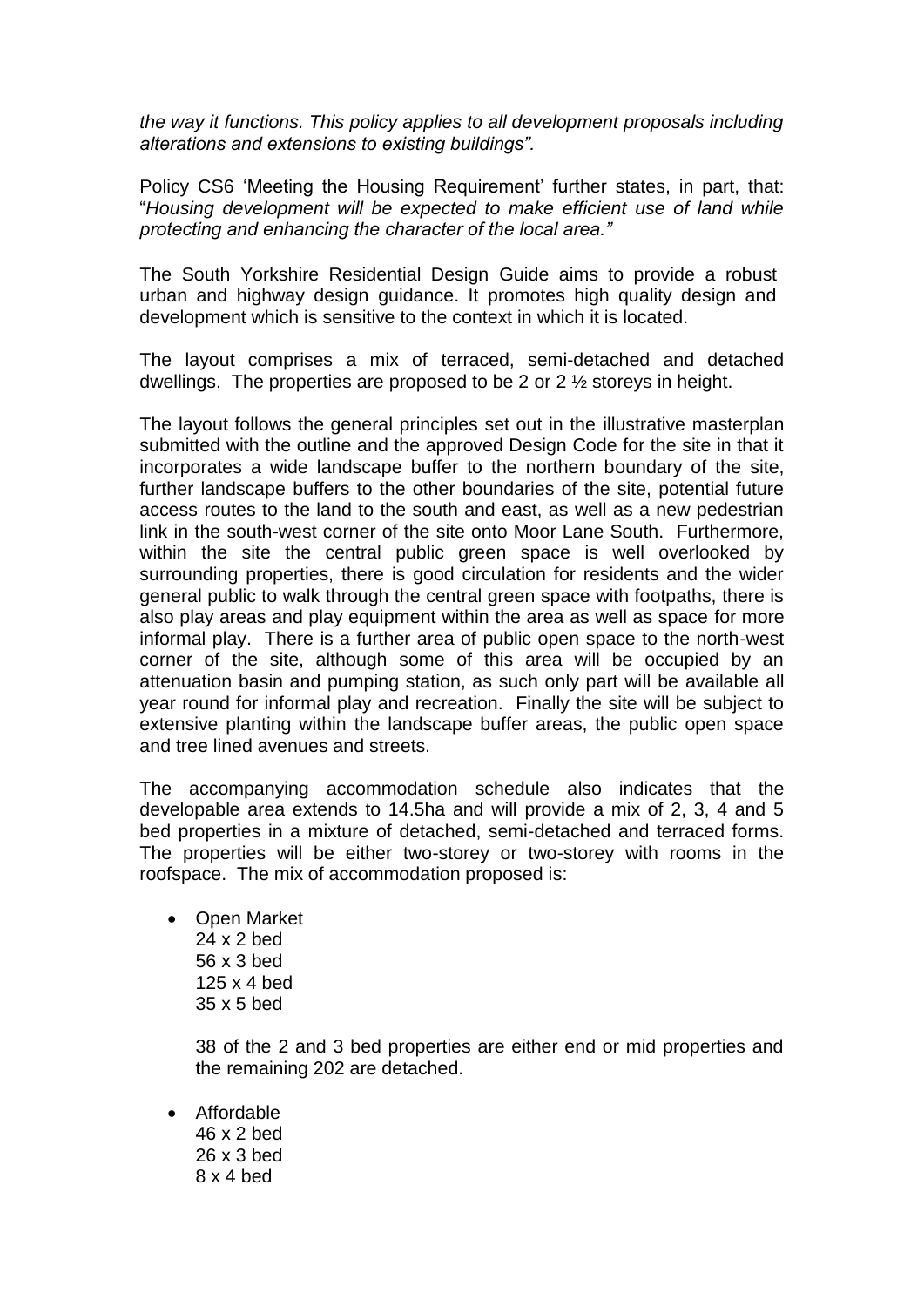*the way it functions. This policy applies to all development proposals including alterations and extensions to existing buildings".*

Policy CS6 'Meeting the Housing Requirement' further states, in part, that: "*Housing development will be expected to make efficient use of land while protecting and enhancing the character of the local area."*

The South Yorkshire Residential Design Guide aims to provide a robust urban and highway design guidance. It promotes high quality design and development which is sensitive to the context in which it is located.

The layout comprises a mix of terraced, semi-detached and detached dwellings. The properties are proposed to be 2 or 2 ½ storeys in height.

The layout follows the general principles set out in the illustrative masterplan submitted with the outline and the approved Design Code for the site in that it incorporates a wide landscape buffer to the northern boundary of the site, further landscape buffers to the other boundaries of the site, potential future access routes to the land to the south and east, as well as a new pedestrian link in the south-west corner of the site onto Moor Lane South. Furthermore, within the site the central public green space is well overlooked by surrounding properties, there is good circulation for residents and the wider general public to walk through the central green space with footpaths, there is also play areas and play equipment within the area as well as space for more informal play. There is a further area of public open space to the north-west corner of the site, although some of this area will be occupied by an attenuation basin and pumping station, as such only part will be available all year round for informal play and recreation. Finally the site will be subject to extensive planting within the landscape buffer areas, the public open space and tree lined avenues and streets.

The accompanying accommodation schedule also indicates that the developable area extends to 14.5ha and will provide a mix of 2, 3, 4 and 5 bed properties in a mixture of detached, semi-detached and terraced forms. The properties will be either two-storey or two-storey with rooms in the roofspace. The mix of accommodation proposed is:

- Open Market
  24 x 2 bed
  56 x 3 bed
  125 x 4 bed
  35 x 5 bed

  38 of the 2 and 3 bed properties are either end or mid properties and the remaining 202 are detached.

- Affordable
  46 x 2 bed
  26 x 3 bed
  8 x 4 bed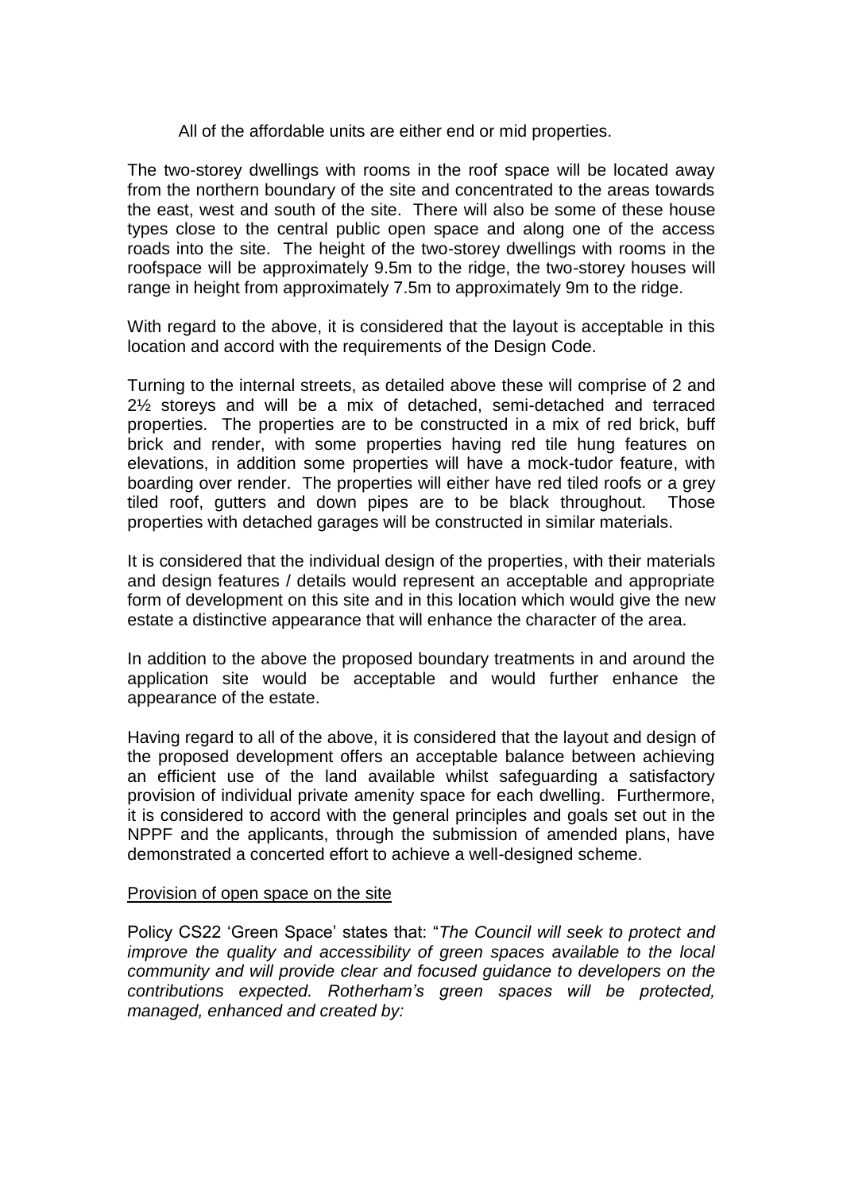All of the affordable units are either end or mid properties.

The two-storey dwellings with rooms in the roof space will be located away from the northern boundary of the site and concentrated to the areas towards the east, west and south of the site. There will also be some of these house types close to the central public open space and along one of the access roads into the site. The height of the two-storey dwellings with rooms in the roofspace will be approximately 9.5m to the ridge, the two-storey houses will range in height from approximately 7.5m to approximately 9m to the ridge.

With regard to the above, it is considered that the layout is acceptable in this location and accord with the requirements of the Design Code.

Turning to the internal streets, as detailed above these will comprise of 2 and 2½ storeys and will be a mix of detached, semi-detached and terraced properties. The properties are to be constructed in a mix of red brick, buff brick and render, with some properties having red tile hung features on elevations, in addition some properties will have a mock-tudor feature, with boarding over render. The properties will either have red tiled roofs or a grey tiled roof, gutters and down pipes are to be black throughout. Those properties with detached garages will be constructed in similar materials.

It is considered that the individual design of the properties, with their materials and design features / details would represent an acceptable and appropriate form of development on this site and in this location which would give the new estate a distinctive appearance that will enhance the character of the area.

In addition to the above the proposed boundary treatments in and around the application site would be acceptable and would further enhance the appearance of the estate.

Having regard to all of the above, it is considered that the layout and design of the proposed development offers an acceptable balance between achieving an efficient use of the land available whilst safeguarding a satisfactory provision of individual private amenity space for each dwelling. Furthermore, it is considered to accord with the general principles and goals set out in the NPPF and the applicants, through the submission of amended plans, have demonstrated a concerted effort to achieve a well-designed scheme.

Provision of open space on the site

Policy CS22 'Green Space' states that: "*The Council will seek to protect and improve the quality and accessibility of green spaces available to the local community and will provide clear and focused guidance to developers on the contributions expected. Rotherham's green spaces will be protected, managed, enhanced and created by:*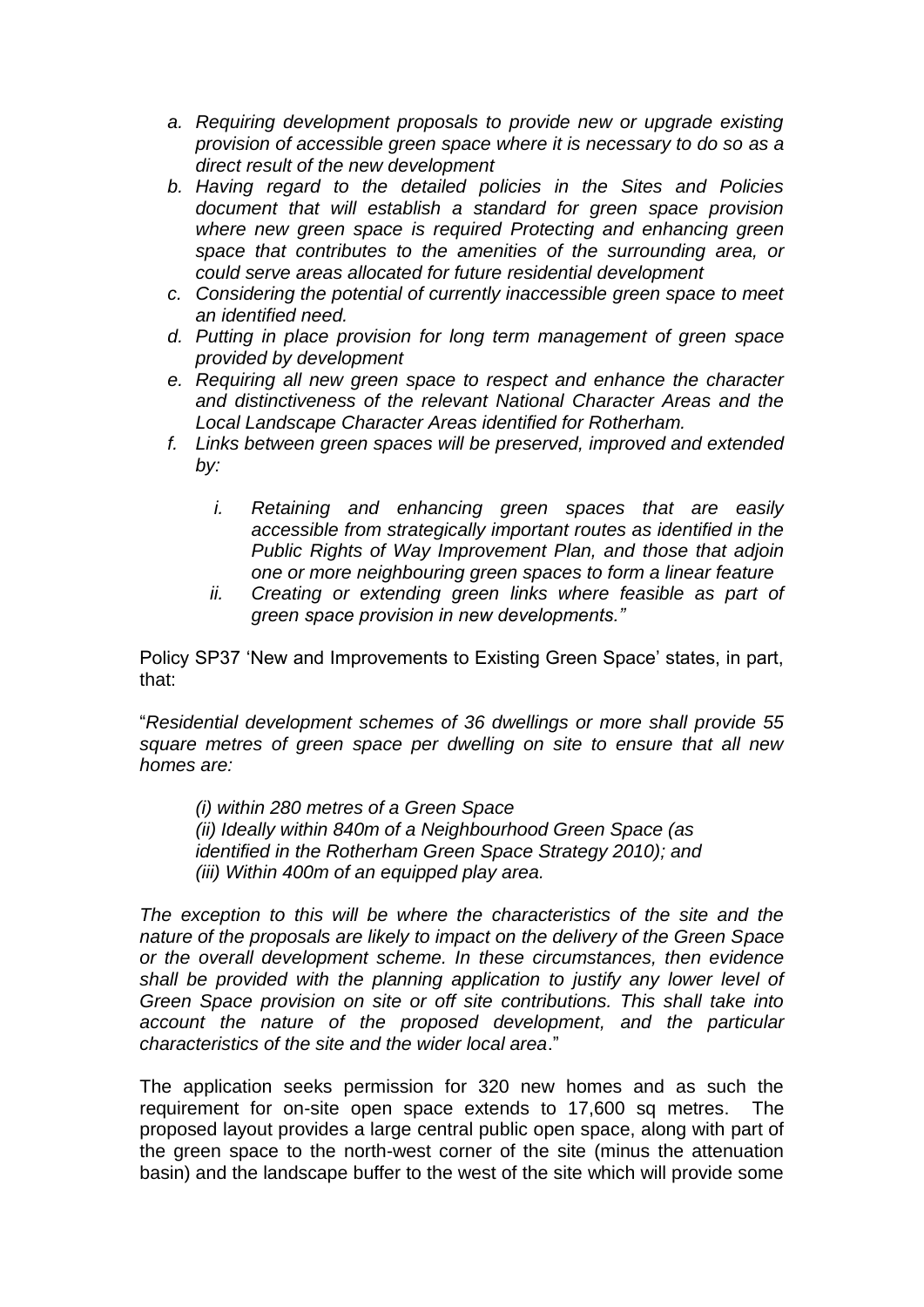- *a. Requiring development proposals to provide new or upgrade existing provision of accessible green space where it is necessary to do so as a direct result of the new development*
- *b. Having regard to the detailed policies in the Sites and Policies document that will establish a standard for green space provision where new green space is required Protecting and enhancing green space that contributes to the amenities of the surrounding area, or could serve areas allocated for future residential development*
- *c. Considering the potential of currently inaccessible green space to meet an identified need.*
- *d. Putting in place provision for long term management of green space provided by development*
- *e. Requiring all new green space to respect and enhance the character and distinctiveness of the relevant National Character Areas and the Local Landscape Character Areas identified for Rotherham.*
- *f. Links between green spaces will be preserved, improved and extended by:*
    - *i. Retaining and enhancing green spaces that are easily accessible from strategically important routes as identified in the Public Rights of Way Improvement Plan, and those that adjoin one or more neighbouring green spaces to form a linear feature*
    - *ii. Creating or extending green links where feasible as part of green space provision in new developments."*

Policy SP37 'New and Improvements to Existing Green Space' states, in part, that:

"*Residential development schemes of 36 dwellings or more shall provide 55 square metres of green space per dwelling on site to ensure that all new homes are:*

*(i) within 280 metres of a Green Space*
*(ii) Ideally within 840m of a Neighbourhood Green Space (as identified in the Rotherham Green Space Strategy 2010); and*
*(iii) Within 400m of an equipped play area.*

*The exception to this will be where the characteristics of the site and the nature of the proposals are likely to impact on the delivery of the Green Space or the overall development scheme. In these circumstances, then evidence shall be provided with the planning application to justify any lower level of Green Space provision on site or off site contributions. This shall take into account the nature of the proposed development, and the particular characteristics of the site and the wider local area*."

The application seeks permission for 320 new homes and as such the requirement for on-site open space extends to 17,600 sq metres. The proposed layout provides a large central public open space, along with part of the green space to the north-west corner of the site (minus the attenuation basin) and the landscape buffer to the west of the site which will provide some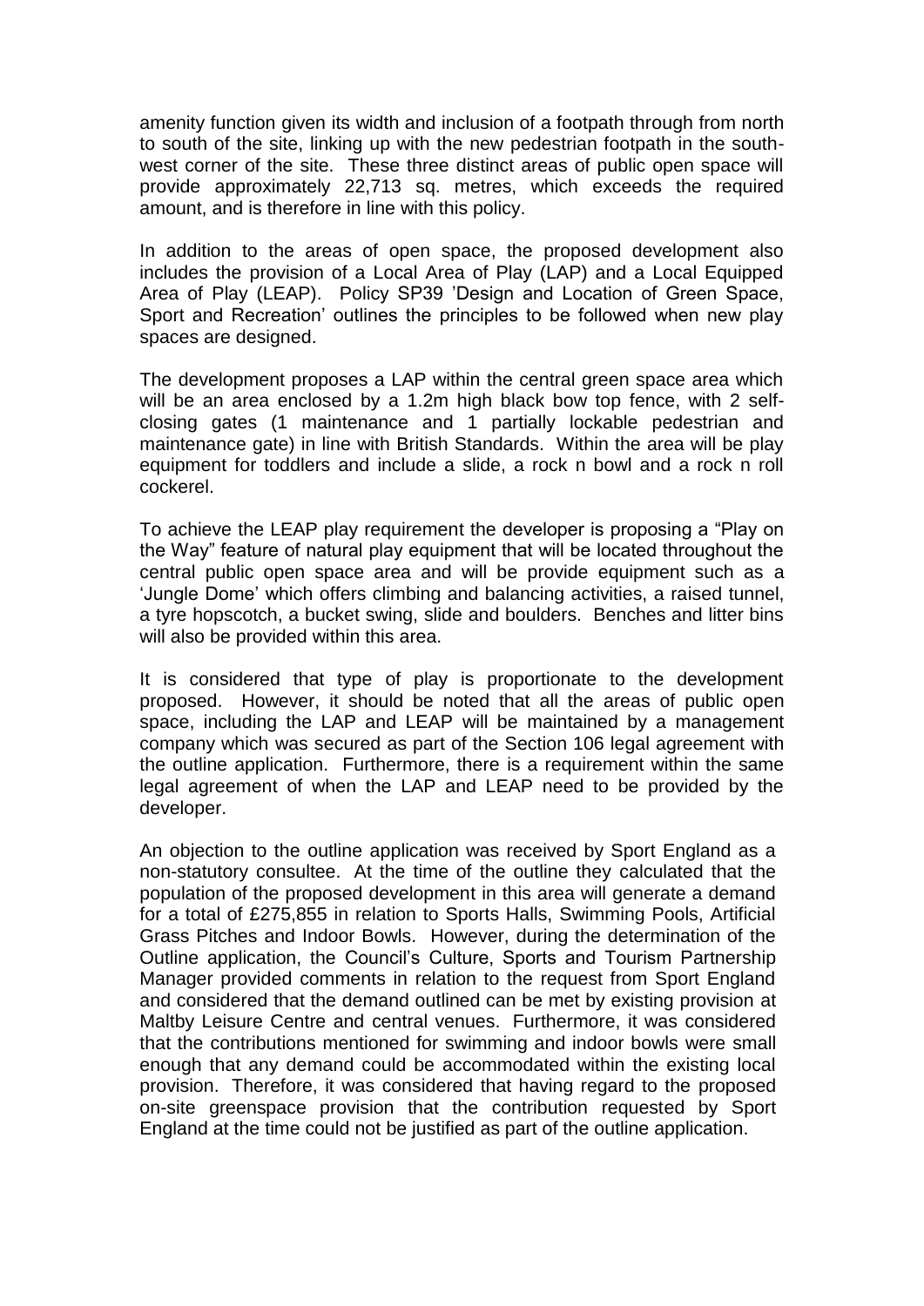amenity function given its width and inclusion of a footpath through from north to south of the site, linking up with the new pedestrian footpath in the south-west corner of the site. These three distinct areas of public open space will provide approximately 22,713 sq. metres, which exceeds the required amount, and is therefore in line with this policy.

In addition to the areas of open space, the proposed development also includes the provision of a Local Area of Play (LAP) and a Local Equipped Area of Play (LEAP). Policy SP39 'Design and Location of Green Space, Sport and Recreation' outlines the principles to be followed when new play spaces are designed.

The development proposes a LAP within the central green space area which will be an area enclosed by a 1.2m high black bow top fence, with 2 self-closing gates (1 maintenance and 1 partially lockable pedestrian and maintenance gate) in line with British Standards. Within the area will be play equipment for toddlers and include a slide, a rock n bowl and a rock n roll cockerel.

To achieve the LEAP play requirement the developer is proposing a "Play on the Way" feature of natural play equipment that will be located throughout the central public open space area and will be provide equipment such as a 'Jungle Dome' which offers climbing and balancing activities, a raised tunnel, a tyre hopscotch, a bucket swing, slide and boulders. Benches and litter bins will also be provided within this area.

It is considered that type of play is proportionate to the development proposed. However, it should be noted that all the areas of public open space, including the LAP and LEAP will be maintained by a management company which was secured as part of the Section 106 legal agreement with the outline application. Furthermore, there is a requirement within the same legal agreement of when the LAP and LEAP need to be provided by the developer.

An objection to the outline application was received by Sport England as a non-statutory consultee. At the time of the outline they calculated that the population of the proposed development in this area will generate a demand for a total of £275,855 in relation to Sports Halls, Swimming Pools, Artificial Grass Pitches and Indoor Bowls. However, during the determination of the Outline application, the Council's Culture, Sports and Tourism Partnership Manager provided comments in relation to the request from Sport England and considered that the demand outlined can be met by existing provision at Maltby Leisure Centre and central venues. Furthermore, it was considered that the contributions mentioned for swimming and indoor bowls were small enough that any demand could be accommodated within the existing local provision. Therefore, it was considered that having regard to the proposed on-site greenspace provision that the contribution requested by Sport England at the time could not be justified as part of the outline application.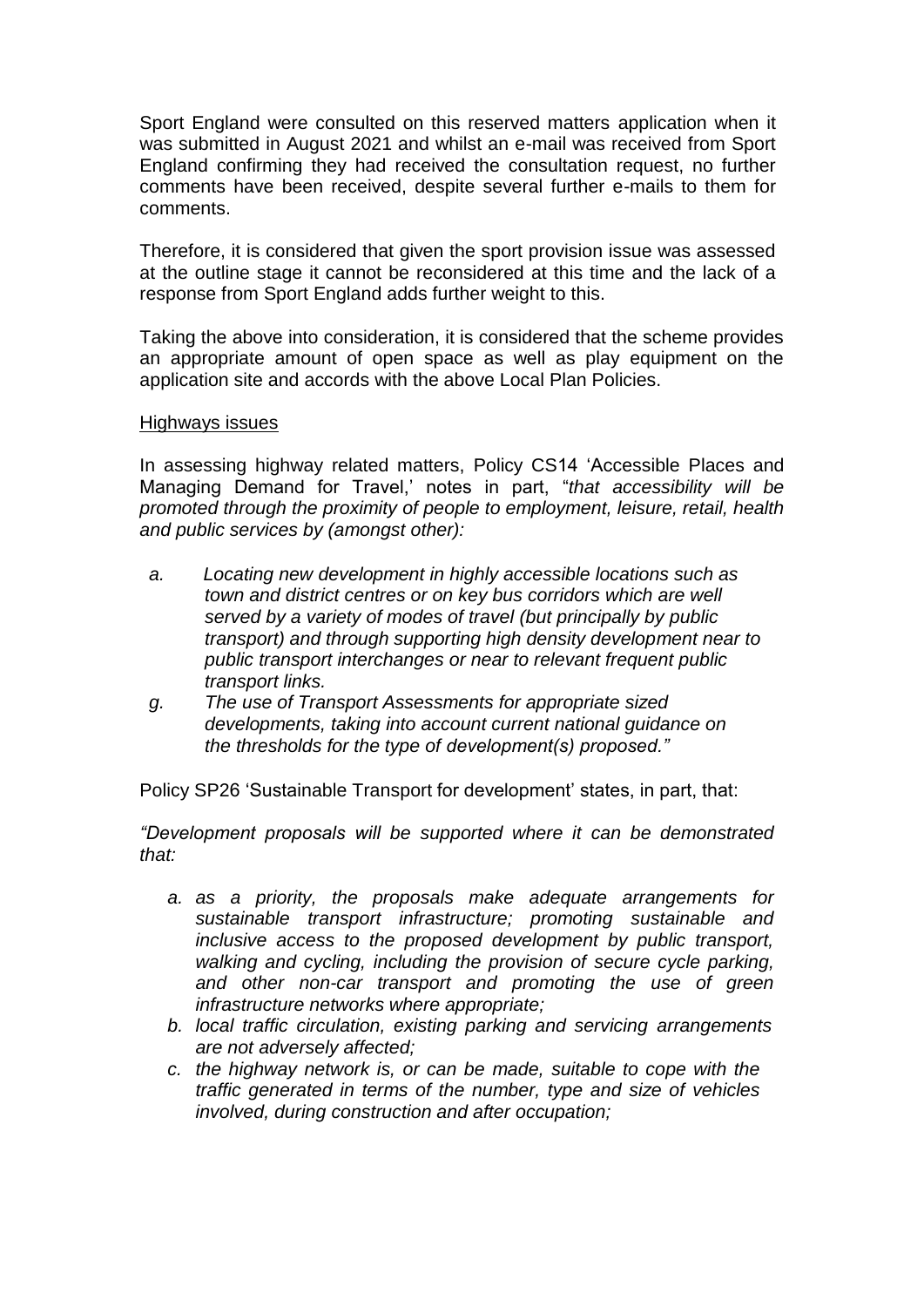Sport England were consulted on this reserved matters application when it was submitted in August 2021 and whilst an e-mail was received from Sport England confirming they had received the consultation request, no further comments have been received, despite several further e-mails to them for comments.

Therefore, it is considered that given the sport provision issue was assessed at the outline stage it cannot be reconsidered at this time and the lack of a response from Sport England adds further weight to this.

Taking the above into consideration, it is considered that the scheme provides an appropriate amount of open space as well as play equipment on the application site and accords with the above Local Plan Policies.

Highways issues

In assessing highway related matters, Policy CS14 'Accessible Places and Managing Demand for Travel,' notes in part, "*that accessibility will be promoted through the proximity of people to employment, leisure, retail, health and public services by (amongst other):*

- *a. Locating new development in highly accessible locations such as town and district centres or on key bus corridors which are well served by a variety of modes of travel (but principally by public transport) and through supporting high density development near to public transport interchanges or near to relevant frequent public transport links.*
- *g. The use of Transport Assessments for appropriate sized developments, taking into account current national guidance on the thresholds for the type of development(s) proposed."*

Policy SP26 'Sustainable Transport for development' states, in part, that:

*"Development proposals will be supported where it can be demonstrated that:*

- *a. as a priority, the proposals make adequate arrangements for sustainable transport infrastructure; promoting sustainable and inclusive access to the proposed development by public transport, walking and cycling, including the provision of secure cycle parking, and other non-car transport and promoting the use of green infrastructure networks where appropriate;*
- *b. local traffic circulation, existing parking and servicing arrangements are not adversely affected;*
- *c. the highway network is, or can be made, suitable to cope with the traffic generated in terms of the number, type and size of vehicles involved, during construction and after occupation;*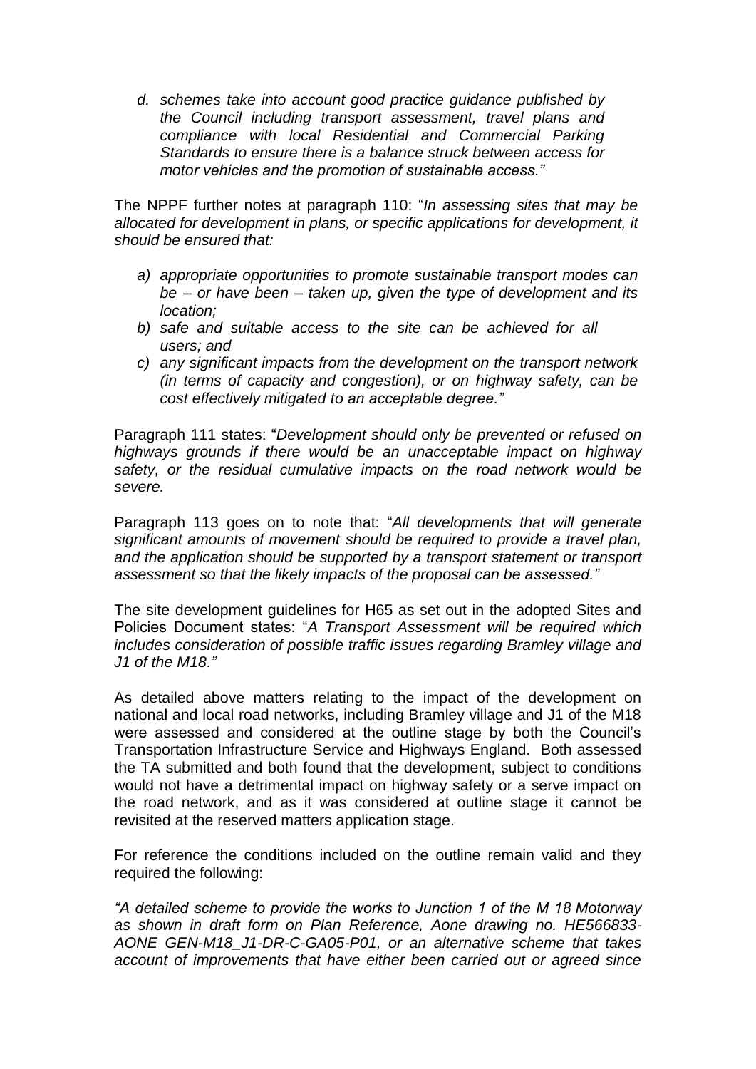*d. schemes take into account good practice guidance published by the Council including transport assessment, travel plans and compliance with local Residential and Commercial Parking Standards to ensure there is a balance struck between access for motor vehicles and the promotion of sustainable access."*

The NPPF further notes at paragraph 110: "*In assessing sites that may be allocated for development in plans, or specific applications for development, it should be ensured that:*

- *a) appropriate opportunities to promote sustainable transport modes can be – or have been – taken up, given the type of development and its location;*
- *b) safe and suitable access to the site can be achieved for all users; and*
- *c) any significant impacts from the development on the transport network (in terms of capacity and congestion), or on highway safety, can be cost effectively mitigated to an acceptable degree."*

Paragraph 111 states: "*Development should only be prevented or refused on highways grounds if there would be an unacceptable impact on highway safety, or the residual cumulative impacts on the road network would be severe.*

Paragraph 113 goes on to note that: "*All developments that will generate significant amounts of movement should be required to provide a travel plan, and the application should be supported by a transport statement or transport assessment so that the likely impacts of the proposal can be assessed."*

The site development guidelines for H65 as set out in the adopted Sites and Policies Document states: "*A Transport Assessment will be required which includes consideration of possible traffic issues regarding Bramley village and J1 of the M18."*

As detailed above matters relating to the impact of the development on national and local road networks, including Bramley village and J1 of the M18 were assessed and considered at the outline stage by both the Council's Transportation Infrastructure Service and Highways England. Both assessed the TA submitted and both found that the development, subject to conditions would not have a detrimental impact on highway safety or a serve impact on the road network, and as it was considered at outline stage it cannot be revisited at the reserved matters application stage.

For reference the conditions included on the outline remain valid and they required the following:

*"A detailed scheme to provide the works to Junction 1 of the M 18 Motorway as shown in draft form on Plan Reference, Aone drawing no. HE566833-AONE GEN-M18_J1-DR-C-GA05-P01, or an alternative scheme that takes account of improvements that have either been carried out or agreed since*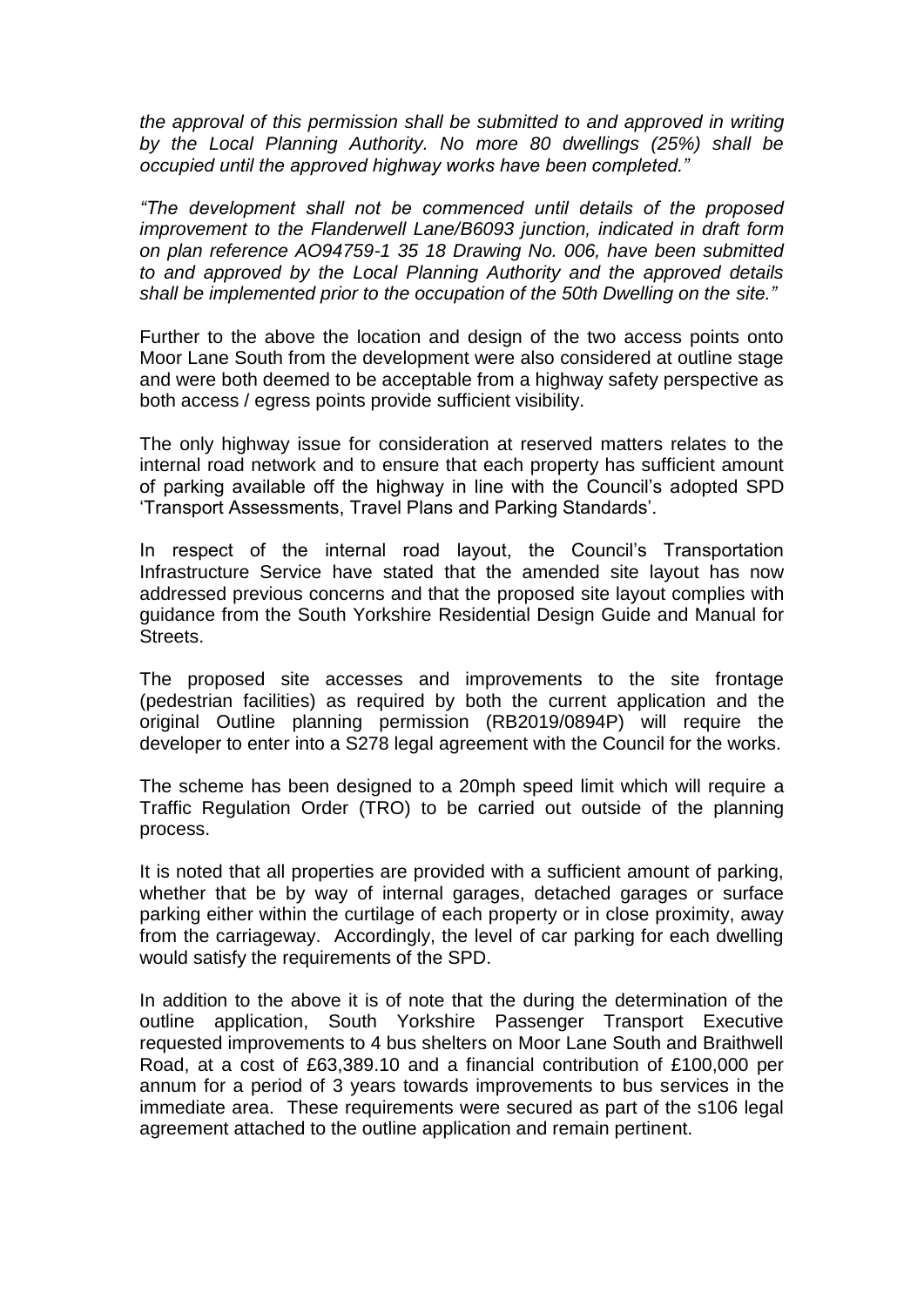*the approval of this permission shall be submitted to and approved in writing by the Local Planning Authority. No more 80 dwellings (25%) shall be occupied until the approved highway works have been completed."*

*"The development shall not be commenced until details of the proposed improvement to the Flanderwell Lane/B6093 junction, indicated in draft form on plan reference AO94759-1 35 18 Drawing No. 006, have been submitted to and approved by the Local Planning Authority and the approved details shall be implemented prior to the occupation of the 50th Dwelling on the site."*

Further to the above the location and design of the two access points onto Moor Lane South from the development were also considered at outline stage and were both deemed to be acceptable from a highway safety perspective as both access / egress points provide sufficient visibility.

The only highway issue for consideration at reserved matters relates to the internal road network and to ensure that each property has sufficient amount of parking available off the highway in line with the Council's adopted SPD 'Transport Assessments, Travel Plans and Parking Standards'.

In respect of the internal road layout, the Council's Transportation Infrastructure Service have stated that the amended site layout has now addressed previous concerns and that the proposed site layout complies with guidance from the South Yorkshire Residential Design Guide and Manual for Streets.

The proposed site accesses and improvements to the site frontage (pedestrian facilities) as required by both the current application and the original Outline planning permission (RB2019/0894P) will require the developer to enter into a S278 legal agreement with the Council for the works.

The scheme has been designed to a 20mph speed limit which will require a Traffic Regulation Order (TRO) to be carried out outside of the planning process.

It is noted that all properties are provided with a sufficient amount of parking, whether that be by way of internal garages, detached garages or surface parking either within the curtilage of each property or in close proximity, away from the carriageway. Accordingly, the level of car parking for each dwelling would satisfy the requirements of the SPD.

In addition to the above it is of note that the during the determination of the outline application, South Yorkshire Passenger Transport Executive requested improvements to 4 bus shelters on Moor Lane South and Braithwell Road, at a cost of £63,389.10 and a financial contribution of £100,000 per annum for a period of 3 years towards improvements to bus services in the immediate area. These requirements were secured as part of the s106 legal agreement attached to the outline application and remain pertinent.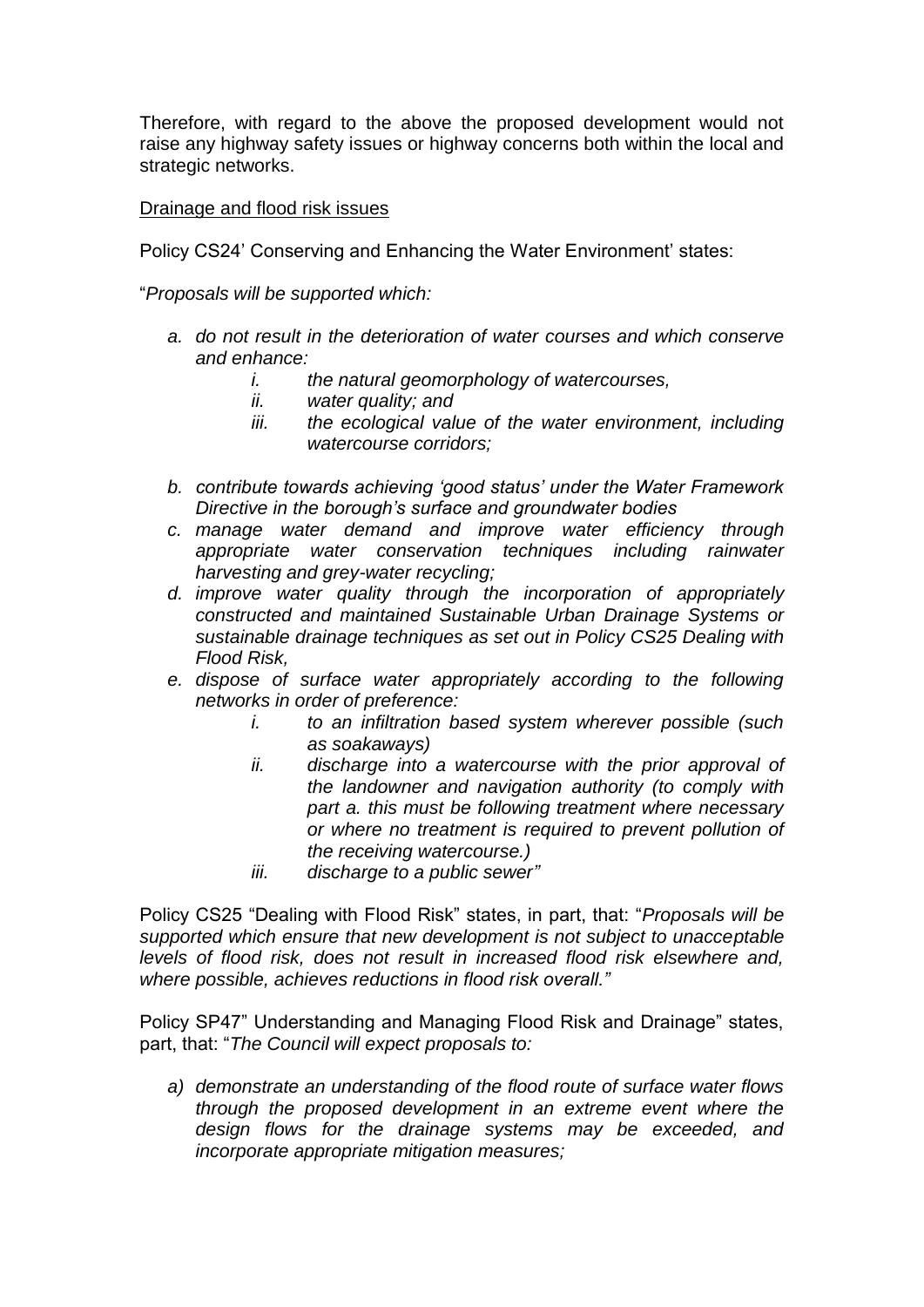Therefore, with regard to the above the proposed development would not raise any highway safety issues or highway concerns both within the local and strategic networks.

<u>Drainage and flood risk issues</u>

Policy CS24' Conserving and Enhancing the Water Environment' states:

"*Proposals will be supported which:*

*a. do not result in the deterioration of water courses and which conserve and enhance:*
   *i. the natural geomorphology of watercourses,*
   *ii. water quality; and*
   *iii. the ecological value of the water environment, including watercourse corridors;*

*b. contribute towards achieving 'good status' under the Water Framework Directive in the borough's surface and groundwater bodies*

*c. manage water demand and improve water efficiency through appropriate water conservation techniques including rainwater harvesting and grey-water recycling;*

*d. improve water quality through the incorporation of appropriately constructed and maintained Sustainable Urban Drainage Systems or sustainable drainage techniques as set out in Policy CS25 Dealing with Flood Risk,*

*e. dispose of surface water appropriately according to the following networks in order of preference:*
   *i. to an infiltration based system wherever possible (such as soakaways)*
   *ii. discharge into a watercourse with the prior approval of the landowner and navigation authority (to comply with part a. this must be following treatment where necessary or where no treatment is required to prevent pollution of the receiving watercourse.)*
   *iii. discharge to a public sewer"*

Policy CS25 "Dealing with Flood Risk" states, in part, that: "*Proposals will be supported which ensure that new development is not subject to unacceptable levels of flood risk, does not result in increased flood risk elsewhere and, where possible, achieves reductions in flood risk overall."*

Policy SP47" Understanding and Managing Flood Risk and Drainage" states, part, that: "*The Council will expect proposals to:*

*a) demonstrate an understanding of the flood route of surface water flows through the proposed development in an extreme event where the design flows for the drainage systems may be exceeded, and incorporate appropriate mitigation measures;*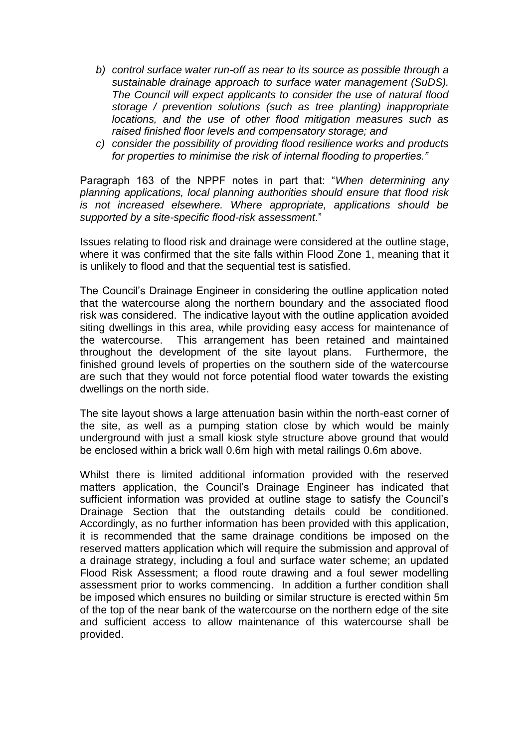- *b) control surface water run-off as near to its source as possible through a sustainable drainage approach to surface water management (SuDS). The Council will expect applicants to consider the use of natural flood storage / prevention solutions (such as tree planting) inappropriate locations, and the use of other flood mitigation measures such as raised finished floor levels and compensatory storage; and*
- *c) consider the possibility of providing flood resilience works and products for properties to minimise the risk of internal flooding to properties."*

Paragraph 163 of the NPPF notes in part that: "*When determining any planning applications, local planning authorities should ensure that flood risk is not increased elsewhere. Where appropriate, applications should be supported by a site-specific flood-risk assessment*."

Issues relating to flood risk and drainage were considered at the outline stage, where it was confirmed that the site falls within Flood Zone 1, meaning that it is unlikely to flood and that the sequential test is satisfied.

The Council's Drainage Engineer in considering the outline application noted that the watercourse along the northern boundary and the associated flood risk was considered. The indicative layout with the outline application avoided siting dwellings in this area, while providing easy access for maintenance of the watercourse. This arrangement has been retained and maintained throughout the development of the site layout plans. Furthermore, the finished ground levels of properties on the southern side of the watercourse are such that they would not force potential flood water towards the existing dwellings on the north side.

The site layout shows a large attenuation basin within the north-east corner of the site, as well as a pumping station close by which would be mainly underground with just a small kiosk style structure above ground that would be enclosed within a brick wall 0.6m high with metal railings 0.6m above.

Whilst there is limited additional information provided with the reserved matters application, the Council's Drainage Engineer has indicated that sufficient information was provided at outline stage to satisfy the Council's Drainage Section that the outstanding details could be conditioned. Accordingly, as no further information has been provided with this application, it is recommended that the same drainage conditions be imposed on the reserved matters application which will require the submission and approval of a drainage strategy, including a foul and surface water scheme; an updated Flood Risk Assessment; a flood route drawing and a foul sewer modelling assessment prior to works commencing. In addition a further condition shall be imposed which ensures no building or similar structure is erected within 5m of the top of the near bank of the watercourse on the northern edge of the site and sufficient access to allow maintenance of this watercourse shall be provided.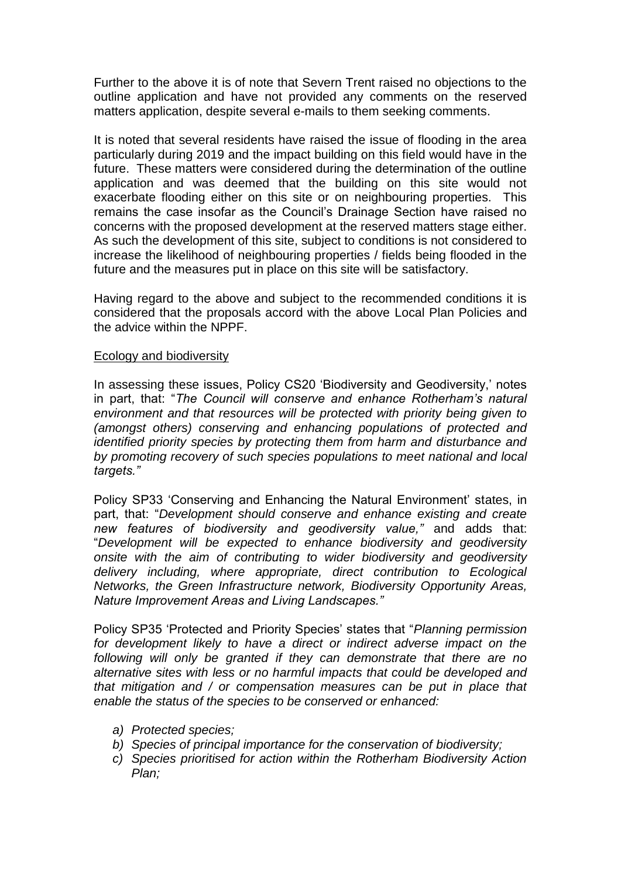Further to the above it is of note that Severn Trent raised no objections to the outline application and have not provided any comments on the reserved matters application, despite several e-mails to them seeking comments.

It is noted that several residents have raised the issue of flooding in the area particularly during 2019 and the impact building on this field would have in the future. These matters were considered during the determination of the outline application and was deemed that the building on this site would not exacerbate flooding either on this site or on neighbouring properties. This remains the case insofar as the Council's Drainage Section have raised no concerns with the proposed development at the reserved matters stage either. As such the development of this site, subject to conditions is not considered to increase the likelihood of neighbouring properties / fields being flooded in the future and the measures put in place on this site will be satisfactory.

Having regard to the above and subject to the recommended conditions it is considered that the proposals accord with the above Local Plan Policies and the advice within the NPPF.

Ecology and biodiversity

In assessing these issues, Policy CS20 'Biodiversity and Geodiversity,' notes in part, that: "*The Council will conserve and enhance Rotherham's natural environment and that resources will be protected with priority being given to (amongst others) conserving and enhancing populations of protected and identified priority species by protecting them from harm and disturbance and by promoting recovery of such species populations to meet national and local targets.*"

Policy SP33 'Conserving and Enhancing the Natural Environment' states, in part, that: "*Development should conserve and enhance existing and create new features of biodiversity and geodiversity value,*" and adds that: "*Development will be expected to enhance biodiversity and geodiversity onsite with the aim of contributing to wider biodiversity and geodiversity delivery including, where appropriate, direct contribution to Ecological Networks, the Green Infrastructure network, Biodiversity Opportunity Areas, Nature Improvement Areas and Living Landscapes.*"

Policy SP35 'Protected and Priority Species' states that "*Planning permission for development likely to have a direct or indirect adverse impact on the following will only be granted if they can demonstrate that there are no alternative sites with less or no harmful impacts that could be developed and that mitigation and / or compensation measures can be put in place that enable the status of the species to be conserved or enhanced:*

- *a) Protected species;*
- *b) Species of principal importance for the conservation of biodiversity;*
- *c) Species prioritised for action within the Rotherham Biodiversity Action Plan;*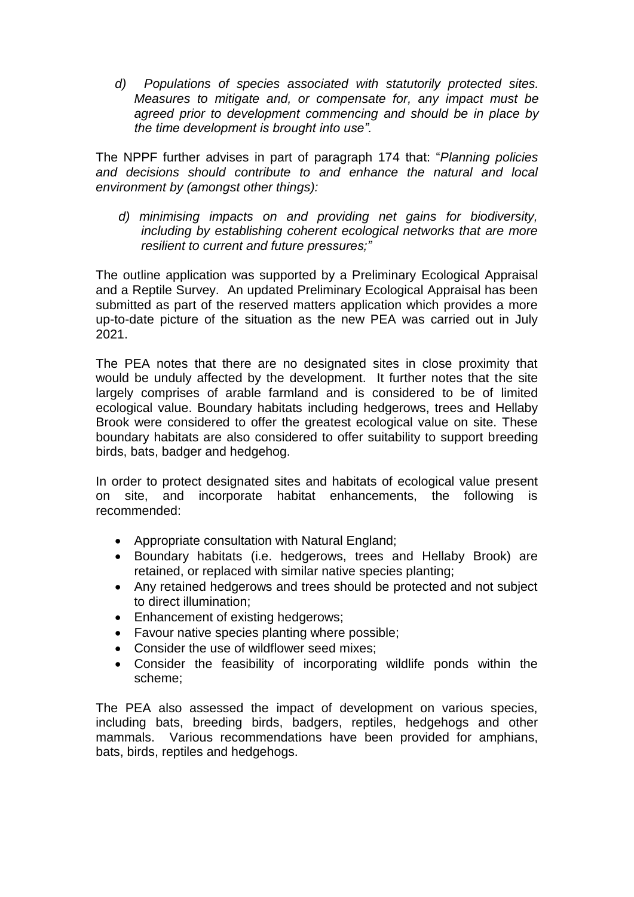d) *Populations of species associated with statutorily protected sites. Measures to mitigate and, or compensate for, any impact must be agreed prior to development commencing and should be in place by the time development is brought into use".*

The NPPF further advises in part of paragraph 174 that: "*Planning policies and decisions should contribute to and enhance the natural and local environment by (amongst other things):*

*d) minimising impacts on and providing net gains for biodiversity, including by establishing coherent ecological networks that are more resilient to current and future pressures;"*

The outline application was supported by a Preliminary Ecological Appraisal and a Reptile Survey. An updated Preliminary Ecological Appraisal has been submitted as part of the reserved matters application which provides a more up-to-date picture of the situation as the new PEA was carried out in July 2021.

The PEA notes that there are no designated sites in close proximity that would be unduly affected by the development. It further notes that the site largely comprises of arable farmland and is considered to be of limited ecological value. Boundary habitats including hedgerows, trees and Hellaby Brook were considered to offer the greatest ecological value on site. These boundary habitats are also considered to offer suitability to support breeding birds, bats, badger and hedgehog.

In order to protect designated sites and habitats of ecological value present on site, and incorporate habitat enhancements, the following is recommended:

- Appropriate consultation with Natural England;
- Boundary habitats (i.e. hedgerows, trees and Hellaby Brook) are retained, or replaced with similar native species planting;
- Any retained hedgerows and trees should be protected and not subject to direct illumination;
- Enhancement of existing hedgerows;
- Favour native species planting where possible;
- Consider the use of wildflower seed mixes;
- Consider the feasibility of incorporating wildlife ponds within the scheme;

The PEA also assessed the impact of development on various species, including bats, breeding birds, badgers, reptiles, hedgehogs and other mammals. Various recommendations have been provided for amphians, bats, birds, reptiles and hedgehogs.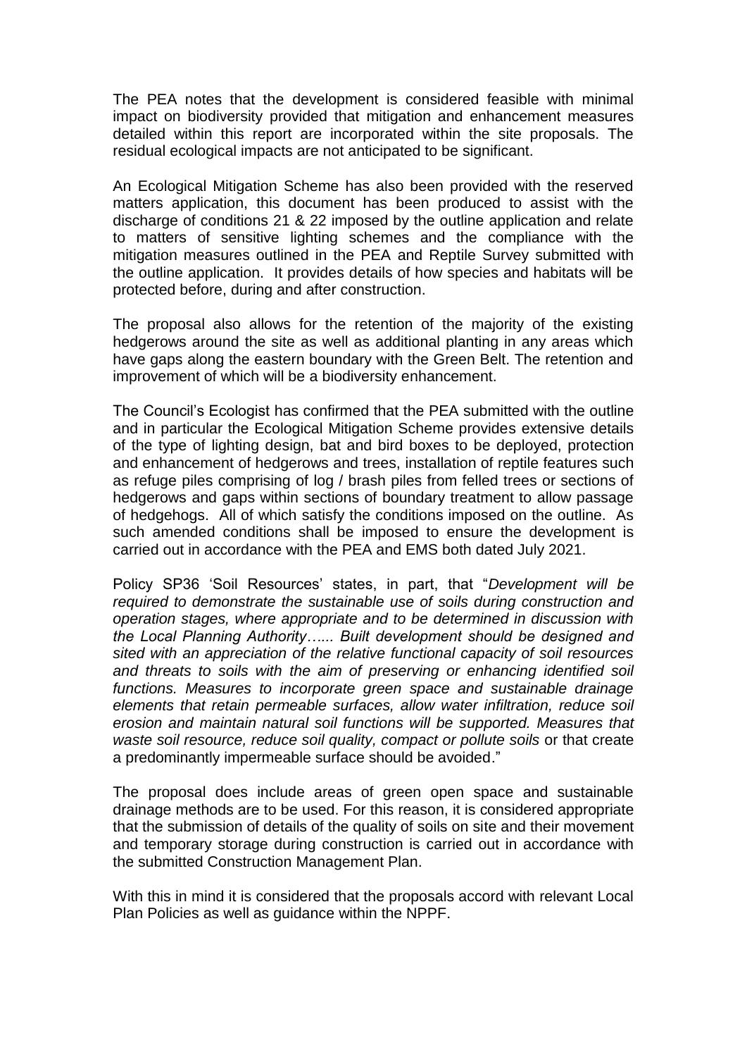The PEA notes that the development is considered feasible with minimal impact on biodiversity provided that mitigation and enhancement measures detailed within this report are incorporated within the site proposals. The residual ecological impacts are not anticipated to be significant.

An Ecological Mitigation Scheme has also been provided with the reserved matters application, this document has been produced to assist with the discharge of conditions 21 & 22 imposed by the outline application and relate to matters of sensitive lighting schemes and the compliance with the mitigation measures outlined in the PEA and Reptile Survey submitted with the outline application. It provides details of how species and habitats will be protected before, during and after construction.

The proposal also allows for the retention of the majority of the existing hedgerows around the site as well as additional planting in any areas which have gaps along the eastern boundary with the Green Belt. The retention and improvement of which will be a biodiversity enhancement.

The Council's Ecologist has confirmed that the PEA submitted with the outline and in particular the Ecological Mitigation Scheme provides extensive details of the type of lighting design, bat and bird boxes to be deployed, protection and enhancement of hedgerows and trees, installation of reptile features such as refuge piles comprising of log / brash piles from felled trees or sections of hedgerows and gaps within sections of boundary treatment to allow passage of hedgehogs. All of which satisfy the conditions imposed on the outline. As such amended conditions shall be imposed to ensure the development is carried out in accordance with the PEA and EMS both dated July 2021.

Policy SP36 'Soil Resources' states, in part, that "*Development will be required to demonstrate the sustainable use of soils during construction and operation stages, where appropriate and to be determined in discussion with the Local Planning Authority…... Built development should be designed and sited with an appreciation of the relative functional capacity of soil resources and threats to soils with the aim of preserving or enhancing identified soil functions. Measures to incorporate green space and sustainable drainage elements that retain permeable surfaces, allow water infiltration, reduce soil erosion and maintain natural soil functions will be supported. Measures that waste soil resource, reduce soil quality, compact or pollute soils* or that create a predominantly impermeable surface should be avoided."

The proposal does include areas of green open space and sustainable drainage methods are to be used. For this reason, it is considered appropriate that the submission of details of the quality of soils on site and their movement and temporary storage during construction is carried out in accordance with the submitted Construction Management Plan.

With this in mind it is considered that the proposals accord with relevant Local Plan Policies as well as guidance within the NPPF.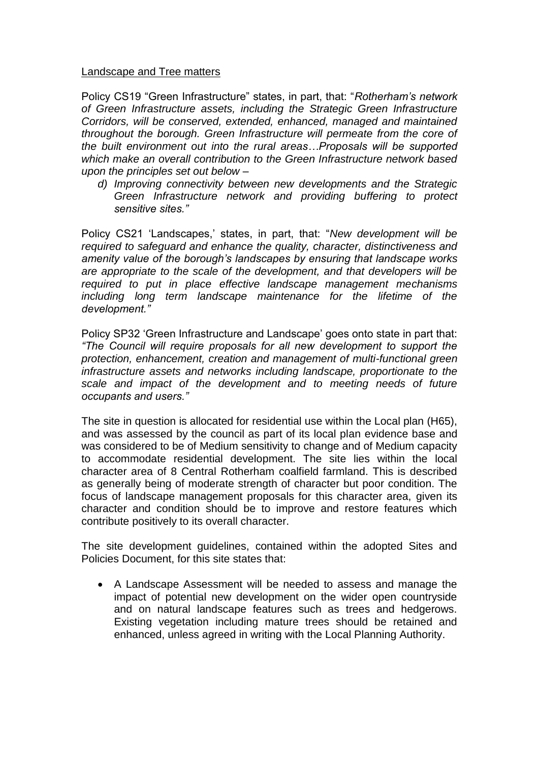Landscape and Tree matters

Policy CS19 "Green Infrastructure" states, in part, that: "*Rotherham's network of Green Infrastructure assets, including the Strategic Green Infrastructure Corridors, will be conserved, extended, enhanced, managed and maintained throughout the borough. Green Infrastructure will permeate from the core of the built environment out into the rural areas…Proposals will be supported which make an overall contribution to the Green Infrastructure network based upon the principles set out below –*

*d) Improving connectivity between new developments and the Strategic Green Infrastructure network and providing buffering to protect sensitive sites."*

Policy CS21 'Landscapes,' states, in part, that: "*New development will be required to safeguard and enhance the quality, character, distinctiveness and amenity value of the borough's landscapes by ensuring that landscape works are appropriate to the scale of the development, and that developers will be required to put in place effective landscape management mechanisms including long term landscape maintenance for the lifetime of the development."*

Policy SP32 'Green Infrastructure and Landscape' goes onto state in part that: *"The Council will require proposals for all new development to support the protection, enhancement, creation and management of multi-functional green infrastructure assets and networks including landscape, proportionate to the scale and impact of the development and to meeting needs of future occupants and users."*

The site in question is allocated for residential use within the Local plan (H65), and was assessed by the council as part of its local plan evidence base and was considered to be of Medium sensitivity to change and of Medium capacity to accommodate residential development. The site lies within the local character area of 8 Central Rotherham coalfield farmland. This is described as generally being of moderate strength of character but poor condition. The focus of landscape management proposals for this character area, given its character and condition should be to improve and restore features which contribute positively to its overall character.

The site development guidelines, contained within the adopted Sites and Policies Document, for this site states that:

- A Landscape Assessment will be needed to assess and manage the impact of potential new development on the wider open countryside and on natural landscape features such as trees and hedgerows. Existing vegetation including mature trees should be retained and enhanced, unless agreed in writing with the Local Planning Authority.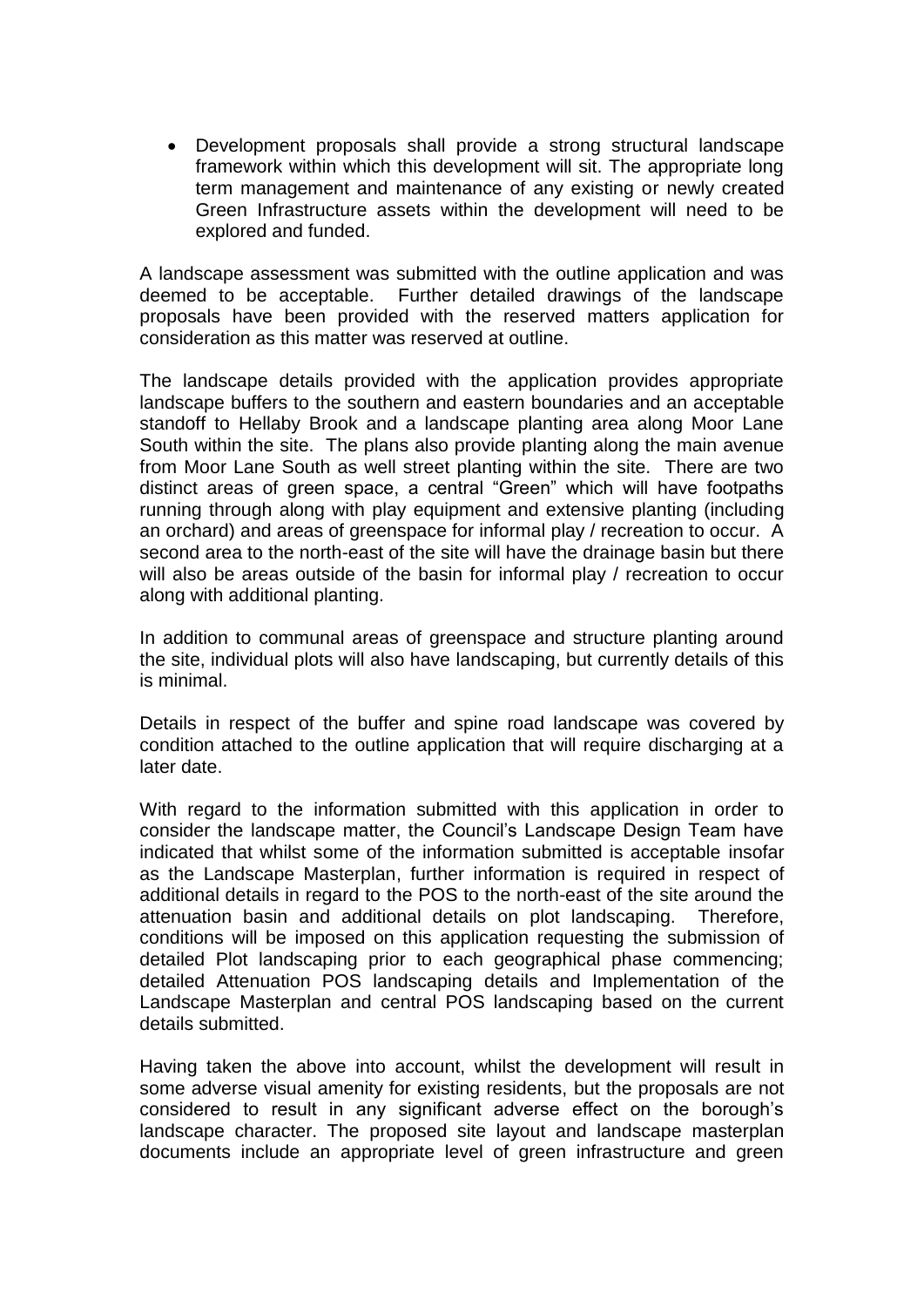- Development proposals shall provide a strong structural landscape framework within which this development will sit. The appropriate long term management and maintenance of any existing or newly created Green Infrastructure assets within the development will need to be explored and funded.

A landscape assessment was submitted with the outline application and was deemed to be acceptable. Further detailed drawings of the landscape proposals have been provided with the reserved matters application for consideration as this matter was reserved at outline.

The landscape details provided with the application provides appropriate landscape buffers to the southern and eastern boundaries and an acceptable standoff to Hellaby Brook and a landscape planting area along Moor Lane South within the site. The plans also provide planting along the main avenue from Moor Lane South as well street planting within the site. There are two distinct areas of green space, a central "Green" which will have footpaths running through along with play equipment and extensive planting (including an orchard) and areas of greenspace for informal play / recreation to occur. A second area to the north-east of the site will have the drainage basin but there will also be areas outside of the basin for informal play / recreation to occur along with additional planting.

In addition to communal areas of greenspace and structure planting around the site, individual plots will also have landscaping, but currently details of this is minimal.

Details in respect of the buffer and spine road landscape was covered by condition attached to the outline application that will require discharging at a later date.

With regard to the information submitted with this application in order to consider the landscape matter, the Council's Landscape Design Team have indicated that whilst some of the information submitted is acceptable insofar as the Landscape Masterplan, further information is required in respect of additional details in regard to the POS to the north-east of the site around the attenuation basin and additional details on plot landscaping. Therefore, conditions will be imposed on this application requesting the submission of detailed Plot landscaping prior to each geographical phase commencing; detailed Attenuation POS landscaping details and Implementation of the Landscape Masterplan and central POS landscaping based on the current details submitted.

Having taken the above into account, whilst the development will result in some adverse visual amenity for existing residents, but the proposals are not considered to result in any significant adverse effect on the borough's landscape character. The proposed site layout and landscape masterplan documents include an appropriate level of green infrastructure and green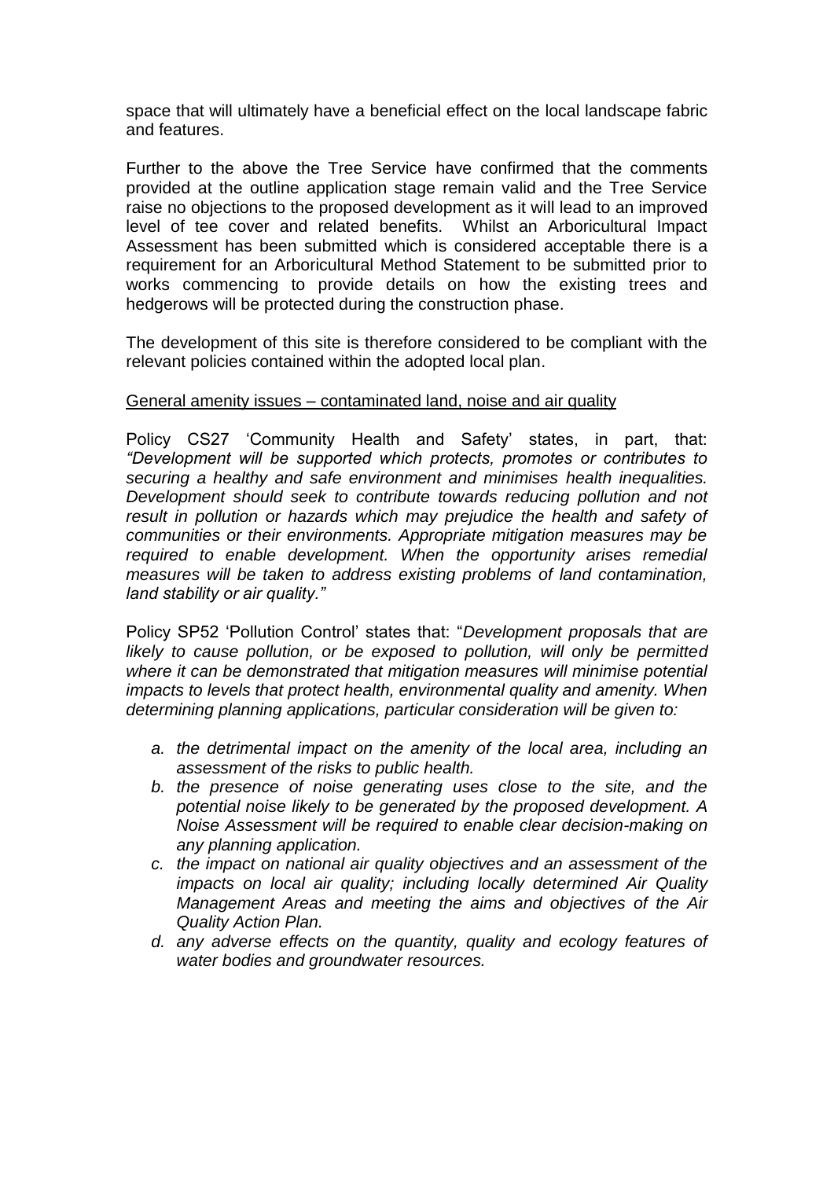space that will ultimately have a beneficial effect on the local landscape fabric and features.

Further to the above the Tree Service have confirmed that the comments provided at the outline application stage remain valid and the Tree Service raise no objections to the proposed development as it will lead to an improved level of tee cover and related benefits. Whilst an Arboricultural Impact Assessment has been submitted which is considered acceptable there is a requirement for an Arboricultural Method Statement to be submitted prior to works commencing to provide details on how the existing trees and hedgerows will be protected during the construction phase.

The development of this site is therefore considered to be compliant with the relevant policies contained within the adopted local plan.

General amenity issues – contaminated land, noise and air quality

Policy CS27 'Community Health and Safety' states, in part, that: *"Development will be supported which protects, promotes or contributes to securing a healthy and safe environment and minimises health inequalities. Development should seek to contribute towards reducing pollution and not result in pollution or hazards which may prejudice the health and safety of communities or their environments. Appropriate mitigation measures may be required to enable development. When the opportunity arises remedial measures will be taken to address existing problems of land contamination, land stability or air quality."*

Policy SP52 'Pollution Control' states that: "*Development proposals that are likely to cause pollution, or be exposed to pollution, will only be permitted where it can be demonstrated that mitigation measures will minimise potential impacts to levels that protect health, environmental quality and amenity. When determining planning applications, particular consideration will be given to:*

*a. the detrimental impact on the amenity of the local area, including an assessment of the risks to public health.*

*b. the presence of noise generating uses close to the site, and the potential noise likely to be generated by the proposed development. A Noise Assessment will be required to enable clear decision-making on any planning application.*

*c. the impact on national air quality objectives and an assessment of the impacts on local air quality; including locally determined Air Quality Management Areas and meeting the aims and objectives of the Air Quality Action Plan.*

*d. any adverse effects on the quantity, quality and ecology features of water bodies and groundwater resources.*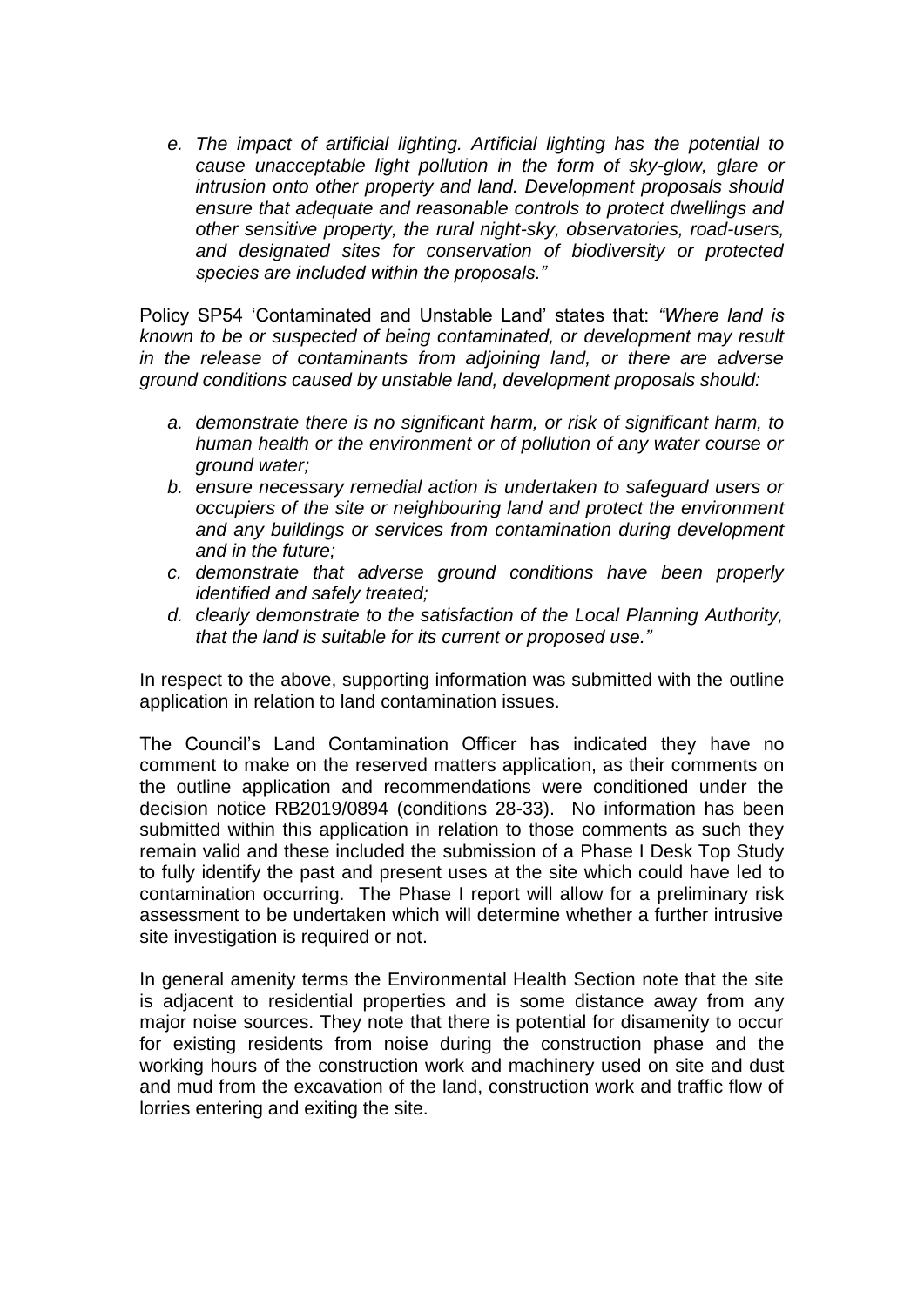*e. The impact of artificial lighting. Artificial lighting has the potential to cause unacceptable light pollution in the form of sky-glow, glare or intrusion onto other property and land. Development proposals should ensure that adequate and reasonable controls to protect dwellings and other sensitive property, the rural night-sky, observatories, road-users, and designated sites for conservation of biodiversity or protected species are included within the proposals."*

Policy SP54 'Contaminated and Unstable Land' states that: *"Where land is known to be or suspected of being contaminated, or development may result in the release of contaminants from adjoining land, or there are adverse ground conditions caused by unstable land, development proposals should:*

*a. demonstrate there is no significant harm, or risk of significant harm, to human health or the environment or of pollution of any water course or ground water;*
*b. ensure necessary remedial action is undertaken to safeguard users or occupiers of the site or neighbouring land and protect the environment and any buildings or services from contamination during development and in the future;*
*c. demonstrate that adverse ground conditions have been properly identified and safely treated;*
*d. clearly demonstrate to the satisfaction of the Local Planning Authority, that the land is suitable for its current or proposed use."*

In respect to the above, supporting information was submitted with the outline application in relation to land contamination issues.

The Council's Land Contamination Officer has indicated they have no comment to make on the reserved matters application, as their comments on the outline application and recommendations were conditioned under the decision notice RB2019/0894 (conditions 28-33). No information has been submitted within this application in relation to those comments as such they remain valid and these included the submission of a Phase I Desk Top Study to fully identify the past and present uses at the site which could have led to contamination occurring. The Phase I report will allow for a preliminary risk assessment to be undertaken which will determine whether a further intrusive site investigation is required or not.

In general amenity terms the Environmental Health Section note that the site is adjacent to residential properties and is some distance away from any major noise sources. They note that there is potential for disamenity to occur for existing residents from noise during the construction phase and the working hours of the construction work and machinery used on site and dust and mud from the excavation of the land, construction work and traffic flow of lorries entering and exiting the site.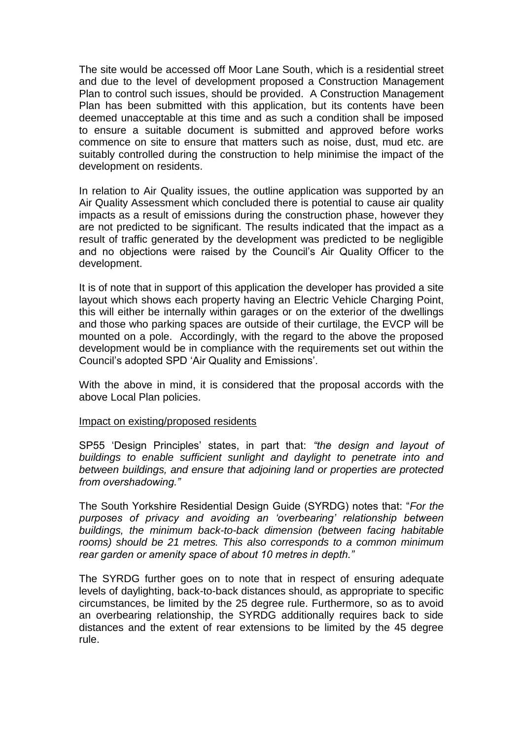The site would be accessed off Moor Lane South, which is a residential street and due to the level of development proposed a Construction Management Plan to control such issues, should be provided. A Construction Management Plan has been submitted with this application, but its contents have been deemed unacceptable at this time and as such a condition shall be imposed to ensure a suitable document is submitted and approved before works commence on site to ensure that matters such as noise, dust, mud etc. are suitably controlled during the construction to help minimise the impact of the development on residents.

In relation to Air Quality issues, the outline application was supported by an Air Quality Assessment which concluded there is potential to cause air quality impacts as a result of emissions during the construction phase, however they are not predicted to be significant. The results indicated that the impact as a result of traffic generated by the development was predicted to be negligible and no objections were raised by the Council's Air Quality Officer to the development.

It is of note that in support of this application the developer has provided a site layout which shows each property having an Electric Vehicle Charging Point, this will either be internally within garages or on the exterior of the dwellings and those who parking spaces are outside of their curtilage, the EVCP will be mounted on a pole. Accordingly, with the regard to the above the proposed development would be in compliance with the requirements set out within the Council's adopted SPD 'Air Quality and Emissions'.

With the above in mind, it is considered that the proposal accords with the above Local Plan policies.

Impact on existing/proposed residents

SP55 'Design Principles' states, in part that: *"the design and layout of buildings to enable sufficient sunlight and daylight to penetrate into and between buildings, and ensure that adjoining land or properties are protected from overshadowing."*

The South Yorkshire Residential Design Guide (SYRDG) notes that: "*For the purposes of privacy and avoiding an 'overbearing' relationship between buildings, the minimum back-to-back dimension (between facing habitable rooms) should be 21 metres. This also corresponds to a common minimum rear garden or amenity space of about 10 metres in depth."*

The SYRDG further goes on to note that in respect of ensuring adequate levels of daylighting, back-to-back distances should, as appropriate to specific circumstances, be limited by the 25 degree rule. Furthermore, so as to avoid an overbearing relationship, the SYRDG additionally requires back to side distances and the extent of rear extensions to be limited by the 45 degree rule.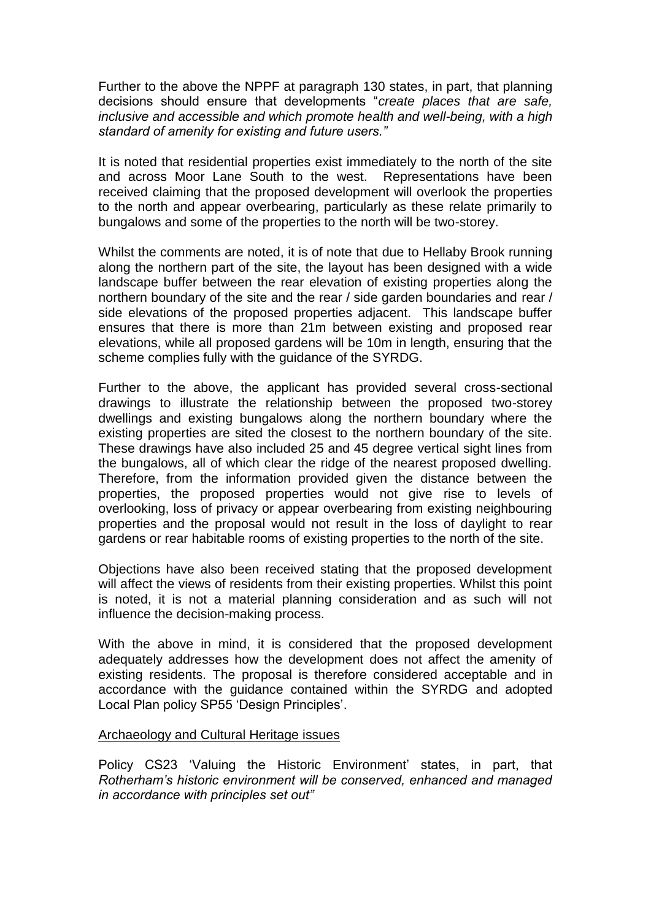Further to the above the NPPF at paragraph 130 states, in part, that planning decisions should ensure that developments "*create places that are safe, inclusive and accessible and which promote health and well-being, with a high standard of amenity for existing and future users."*

It is noted that residential properties exist immediately to the north of the site and across Moor Lane South to the west. Representations have been received claiming that the proposed development will overlook the properties to the north and appear overbearing, particularly as these relate primarily to bungalows and some of the properties to the north will be two-storey.

Whilst the comments are noted, it is of note that due to Hellaby Brook running along the northern part of the site, the layout has been designed with a wide landscape buffer between the rear elevation of existing properties along the northern boundary of the site and the rear / side garden boundaries and rear / side elevations of the proposed properties adjacent. This landscape buffer ensures that there is more than 21m between existing and proposed rear elevations, while all proposed gardens will be 10m in length, ensuring that the scheme complies fully with the guidance of the SYRDG.

Further to the above, the applicant has provided several cross-sectional drawings to illustrate the relationship between the proposed two-storey dwellings and existing bungalows along the northern boundary where the existing properties are sited the closest to the northern boundary of the site. These drawings have also included 25 and 45 degree vertical sight lines from the bungalows, all of which clear the ridge of the nearest proposed dwelling. Therefore, from the information provided given the distance between the properties, the proposed properties would not give rise to levels of overlooking, loss of privacy or appear overbearing from existing neighbouring properties and the proposal would not result in the loss of daylight to rear gardens or rear habitable rooms of existing properties to the north of the site.

Objections have also been received stating that the proposed development will affect the views of residents from their existing properties. Whilst this point is noted, it is not a material planning consideration and as such will not influence the decision-making process.

With the above in mind, it is considered that the proposed development adequately addresses how the development does not affect the amenity of existing residents. The proposal is therefore considered acceptable and in accordance with the guidance contained within the SYRDG and adopted Local Plan policy SP55 'Design Principles'.

<u>Archaeology and Cultural Heritage issues</u>

Policy CS23 'Valuing the Historic Environment' states, in part, that *Rotherham's historic environment will be conserved, enhanced and managed in accordance with principles set out"*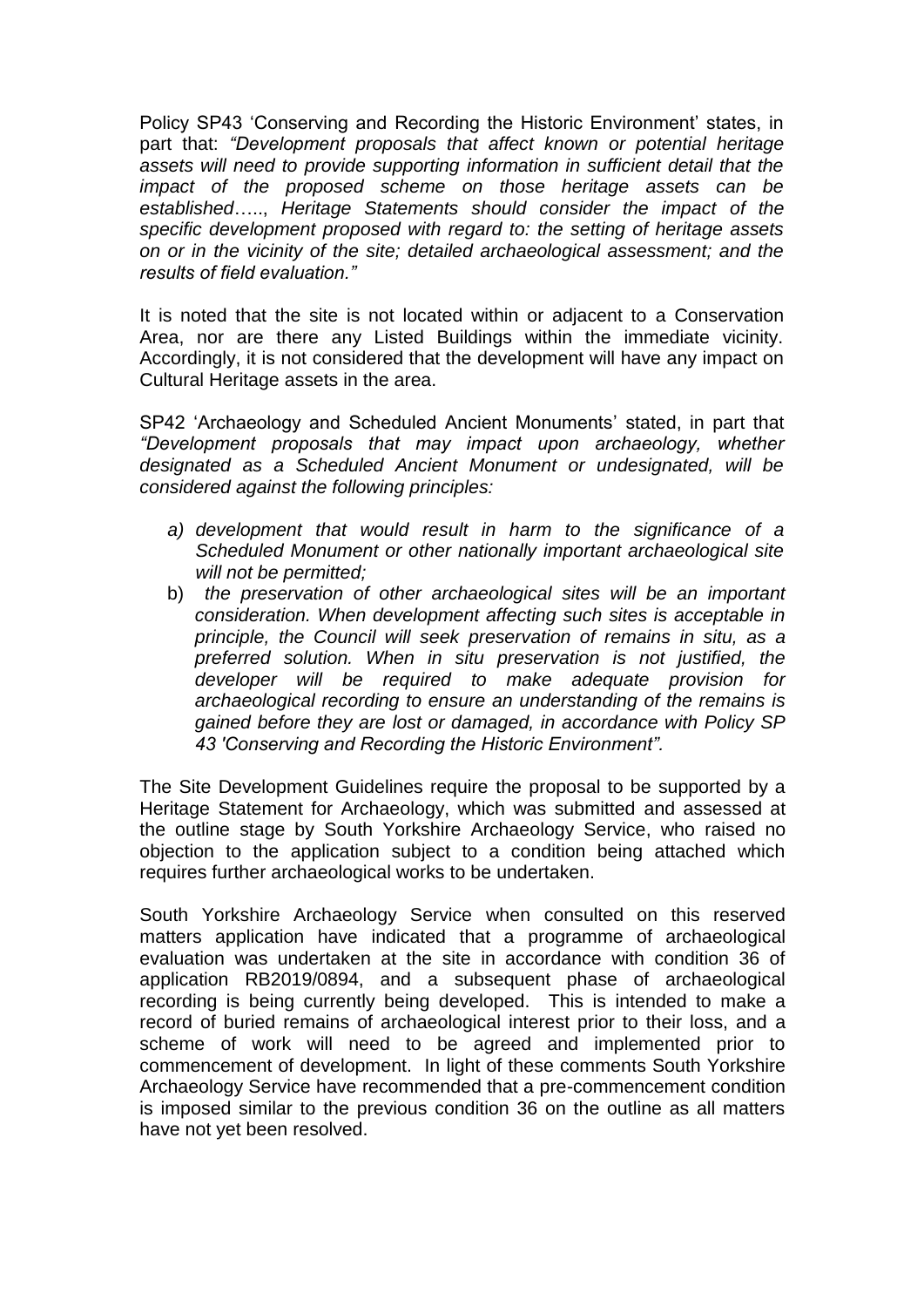Policy SP43 'Conserving and Recording the Historic Environment' states, in part that: *"Development proposals that affect known or potential heritage assets will need to provide supporting information in sufficient detail that the impact of the proposed scheme on those heritage assets can be established….., Heritage Statements should consider the impact of the specific development proposed with regard to: the setting of heritage assets on or in the vicinity of the site; detailed archaeological assessment; and the results of field evaluation."*

It is noted that the site is not located within or adjacent to a Conservation Area, nor are there any Listed Buildings within the immediate vicinity. Accordingly, it is not considered that the development will have any impact on Cultural Heritage assets in the area.

SP42 'Archaeology and Scheduled Ancient Monuments' stated, in part that *"Development proposals that may impact upon archaeology, whether designated as a Scheduled Ancient Monument or undesignated, will be considered against the following principles:*

- *a) development that would result in harm to the significance of a Scheduled Monument or other nationally important archaeological site will not be permitted;*
- b) *the preservation of other archaeological sites will be an important consideration. When development affecting such sites is acceptable in principle, the Council will seek preservation of remains in situ, as a preferred solution. When in situ preservation is not justified, the developer will be required to make adequate provision for archaeological recording to ensure an understanding of the remains is gained before they are lost or damaged, in accordance with Policy SP 43 'Conserving and Recording the Historic Environment".*

The Site Development Guidelines require the proposal to be supported by a Heritage Statement for Archaeology, which was submitted and assessed at the outline stage by South Yorkshire Archaeology Service, who raised no objection to the application subject to a condition being attached which requires further archaeological works to be undertaken.

South Yorkshire Archaeology Service when consulted on this reserved matters application have indicated that a programme of archaeological evaluation was undertaken at the site in accordance with condition 36 of application RB2019/0894, and a subsequent phase of archaeological recording is being currently being developed. This is intended to make a record of buried remains of archaeological interest prior to their loss, and a scheme of work will need to be agreed and implemented prior to commencement of development. In light of these comments South Yorkshire Archaeology Service have recommended that a pre-commencement condition is imposed similar to the previous condition 36 on the outline as all matters have not yet been resolved.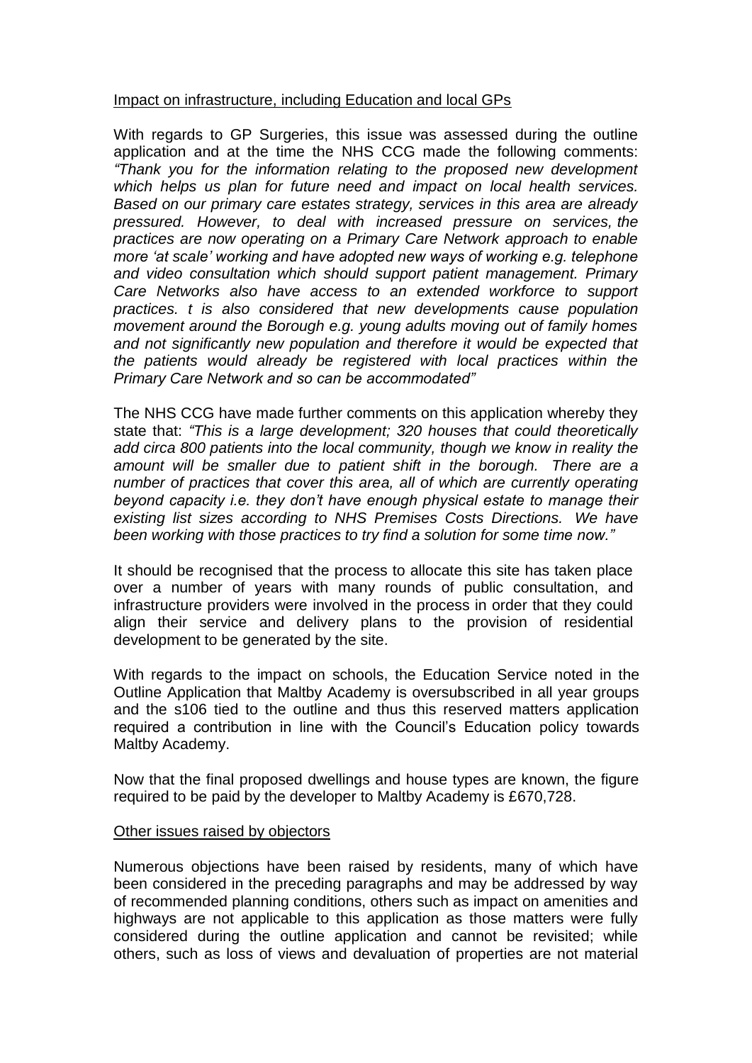Impact on infrastructure, including Education and local GPs

With regards to GP Surgeries, this issue was assessed during the outline application and at the time the NHS CCG made the following comments: *"Thank you for the information relating to the proposed new development which helps us plan for future need and impact on local health services. Based on our primary care estates strategy, services in this area are already pressured. However, to deal with increased pressure on services, the practices are now operating on a Primary Care Network approach to enable more 'at scale' working and have adopted new ways of working e.g. telephone and video consultation which should support patient management. Primary Care Networks also have access to an extended workforce to support practices. t is also considered that new developments cause population movement around the Borough e.g. young adults moving out of family homes and not significantly new population and therefore it would be expected that the patients would already be registered with local practices within the Primary Care Network and so can be accommodated"*

The NHS CCG have made further comments on this application whereby they state that: *"This is a large development; 320 houses that could theoretically add circa 800 patients into the local community, though we know in reality the amount will be smaller due to patient shift in the borough. There are a number of practices that cover this area, all of which are currently operating beyond capacity i.e. they don't have enough physical estate to manage their existing list sizes according to NHS Premises Costs Directions. We have been working with those practices to try find a solution for some time now."*

It should be recognised that the process to allocate this site has taken place over a number of years with many rounds of public consultation, and infrastructure providers were involved in the process in order that they could align their service and delivery plans to the provision of residential development to be generated by the site.

With regards to the impact on schools, the Education Service noted in the Outline Application that Maltby Academy is oversubscribed in all year groups and the s106 tied to the outline and thus this reserved matters application required a contribution in line with the Council's Education policy towards Maltby Academy.

Now that the final proposed dwellings and house types are known, the figure required to be paid by the developer to Maltby Academy is £670,728.

Other issues raised by objectors

Numerous objections have been raised by residents, many of which have been considered in the preceding paragraphs and may be addressed by way of recommended planning conditions, others such as impact on amenities and highways are not applicable to this application as those matters were fully considered during the outline application and cannot be revisited; while others, such as loss of views and devaluation of properties are not material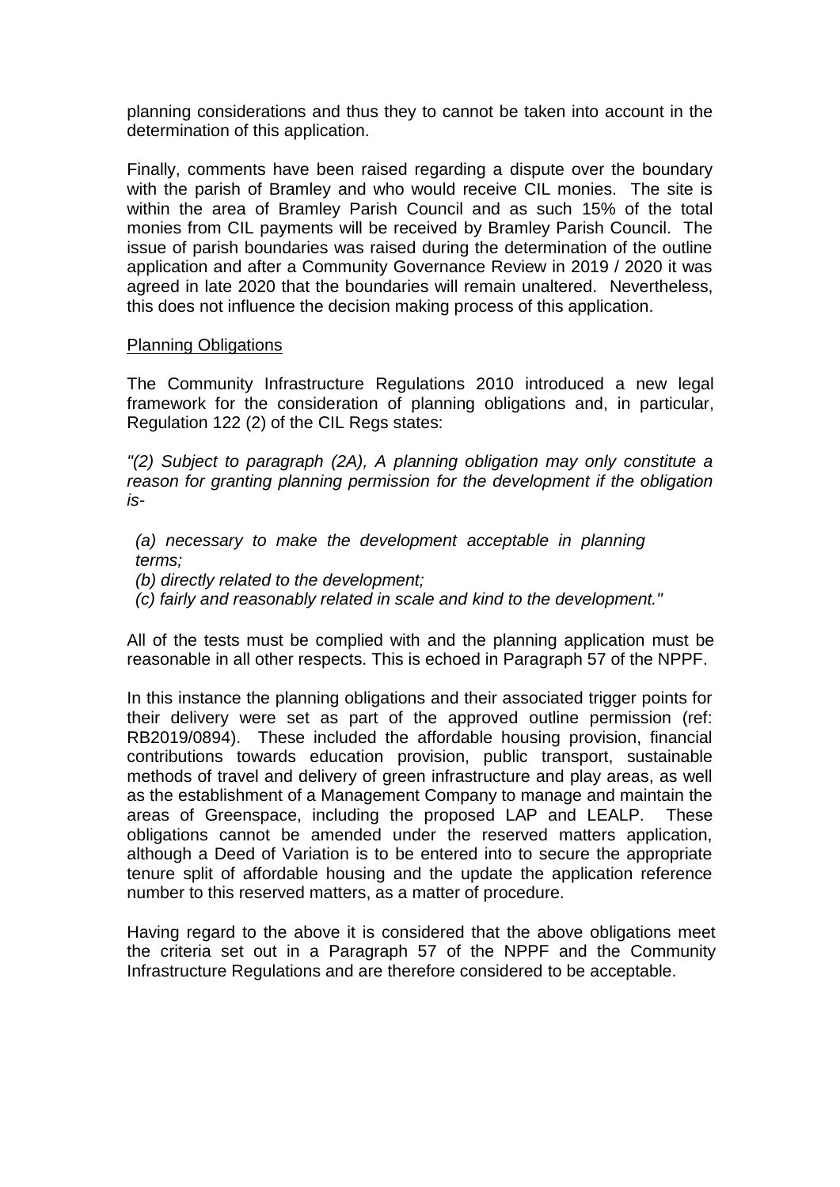planning considerations and thus they to cannot be taken into account in the determination of this application.

Finally, comments have been raised regarding a dispute over the boundary with the parish of Bramley and who would receive CIL monies. The site is within the area of Bramley Parish Council and as such 15% of the total monies from CIL payments will be received by Bramley Parish Council. The issue of parish boundaries was raised during the determination of the outline application and after a Community Governance Review in 2019 / 2020 it was agreed in late 2020 that the boundaries will remain unaltered. Nevertheless, this does not influence the decision making process of this application.

<u>Planning Obligations</u>

The Community Infrastructure Regulations 2010 introduced a new legal framework for the consideration of planning obligations and, in particular, Regulation 122 (2) of the CIL Regs states:

*"(2) Subject to paragraph (2A), A planning obligation may only constitute a reason for granting planning permission for the development if the obligation is-*

*(a) necessary to make the development acceptable in planning terms;*
*(b) directly related to the development;*
*(c) fairly and reasonably related in scale and kind to the development."*

All of the tests must be complied with and the planning application must be reasonable in all other respects. This is echoed in Paragraph 57 of the NPPF.

In this instance the planning obligations and their associated trigger points for their delivery were set as part of the approved outline permission (ref: RB2019/0894). These included the affordable housing provision, financial contributions towards education provision, public transport, sustainable methods of travel and delivery of green infrastructure and play areas, as well as the establishment of a Management Company to manage and maintain the areas of Greenspace, including the proposed LAP and LEALP. These obligations cannot be amended under the reserved matters application, although a Deed of Variation is to be entered into to secure the appropriate tenure split of affordable housing and the update the application reference number to this reserved matters, as a matter of procedure.

Having regard to the above it is considered that the above obligations meet the criteria set out in a Paragraph 57 of the NPPF and the Community Infrastructure Regulations and are therefore considered to be acceptable.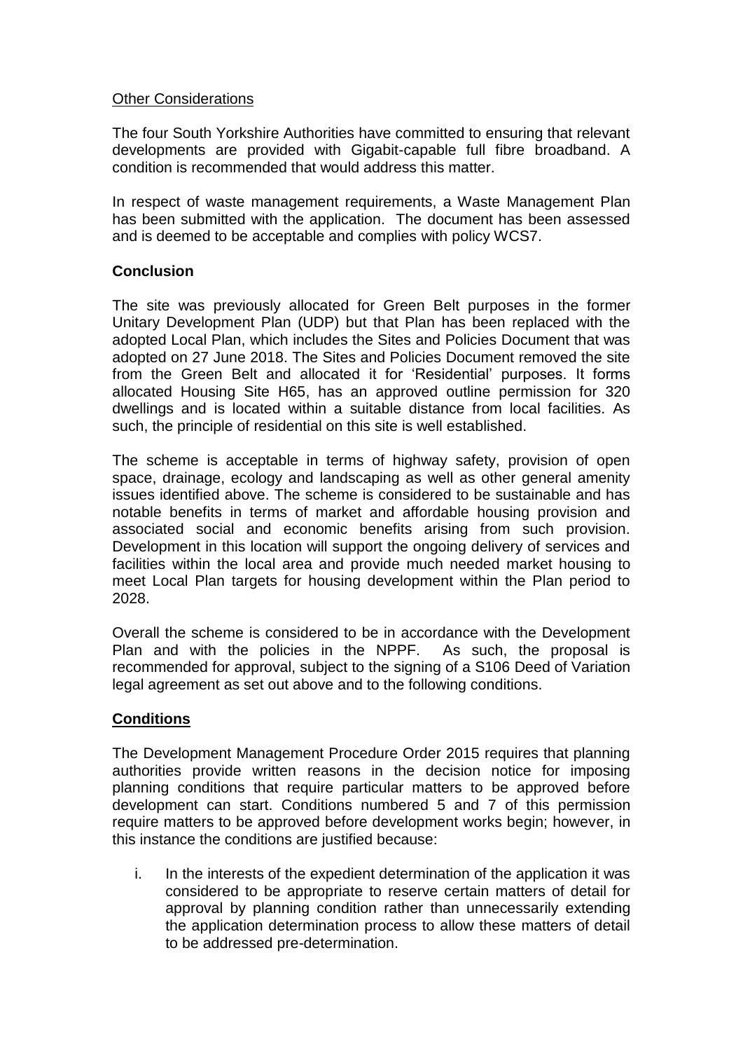Other Considerations

The four South Yorkshire Authorities have committed to ensuring that relevant developments are provided with Gigabit-capable full fibre broadband. A condition is recommended that would address this matter.

In respect of waste management requirements, a Waste Management Plan has been submitted with the application. The document has been assessed and is deemed to be acceptable and complies with policy WCS7.

**Conclusion**

The site was previously allocated for Green Belt purposes in the former Unitary Development Plan (UDP) but that Plan has been replaced with the adopted Local Plan, which includes the Sites and Policies Document that was adopted on 27 June 2018. The Sites and Policies Document removed the site from the Green Belt and allocated it for 'Residential' purposes. It forms allocated Housing Site H65, has an approved outline permission for 320 dwellings and is located within a suitable distance from local facilities. As such, the principle of residential on this site is well established.

The scheme is acceptable in terms of highway safety, provision of open space, drainage, ecology and landscaping as well as other general amenity issues identified above. The scheme is considered to be sustainable and has notable benefits in terms of market and affordable housing provision and associated social and economic benefits arising from such provision. Development in this location will support the ongoing delivery of services and facilities within the local area and provide much needed market housing to meet Local Plan targets for housing development within the Plan period to 2028.

Overall the scheme is considered to be in accordance with the Development Plan and with the policies in the NPPF. As such, the proposal is recommended for approval, subject to the signing of a S106 Deed of Variation legal agreement as set out above and to the following conditions.

**Conditions**

The Development Management Procedure Order 2015 requires that planning authorities provide written reasons in the decision notice for imposing planning conditions that require particular matters to be approved before development can start. Conditions numbered 5 and 7 of this permission require matters to be approved before development works begin; however, in this instance the conditions are justified because:

i. In the interests of the expedient determination of the application it was considered to be appropriate to reserve certain matters of detail for approval by planning condition rather than unnecessarily extending the application determination process to allow these matters of detail to be addressed pre-determination.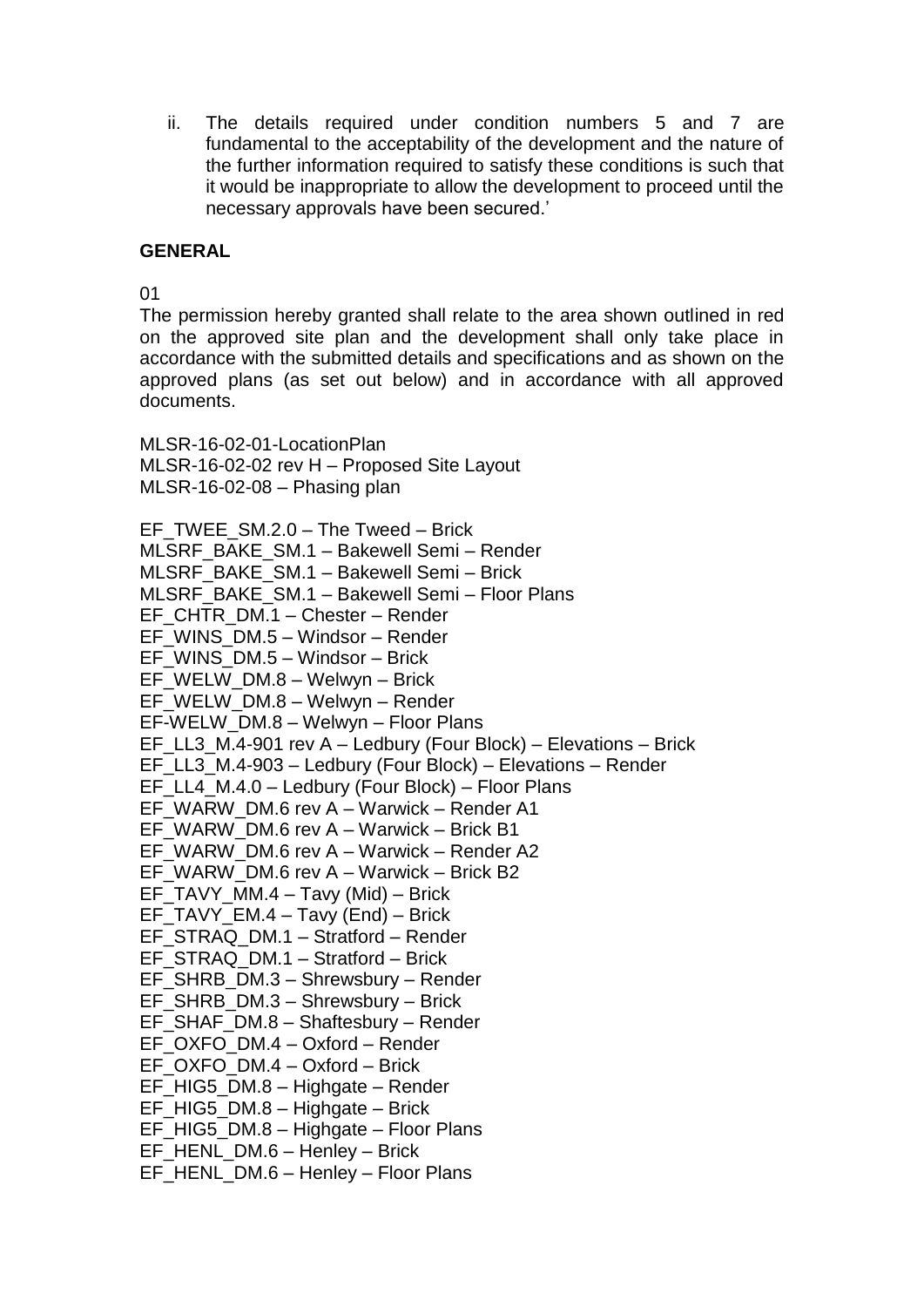ii. The details required under condition numbers 5 and 7 are fundamental to the acceptability of the development and the nature of the further information required to satisfy these conditions is such that it would be inappropriate to allow the development to proceed until the necessary approvals have been secured.'

**GENERAL**

01

The permission hereby granted shall relate to the area shown outlined in red on the approved site plan and the development shall only take place in accordance with the submitted details and specifications and as shown on the approved plans (as set out below) and in accordance with all approved documents.

MLSR-16-02-01-LocationPlan
MLSR-16-02-02 rev H – Proposed Site Layout
MLSR-16-02-08 – Phasing plan

EF_TWEE_SM.2.0 – The Tweed – Brick
MLSRF_BAKE_SM.1 – Bakewell Semi – Render
MLSRF_BAKE_SM.1 – Bakewell Semi – Brick
MLSRF_BAKE_SM.1 – Bakewell Semi – Floor Plans
EF_CHTR_DM.1 – Chester – Render
EF_WINS_DM.5 – Windsor – Render
EF_WINS_DM.5 – Windsor – Brick
EF_WELW_DM.8 – Welwyn – Brick
EF_WELW_DM.8 – Welwyn – Render
EF-WELW_DM.8 – Welwyn – Floor Plans
EF_LL3_M.4-901 rev A – Ledbury (Four Block) – Elevations – Brick
EF_LL3_M.4-903 – Ledbury (Four Block) – Elevations – Render
EF_LL4_M.4.0 – Ledbury (Four Block) – Floor Plans
EF_WARW_DM.6 rev A – Warwick – Render A1
EF_WARW_DM.6 rev A – Warwick – Brick B1
EF_WARW_DM.6 rev A – Warwick – Render A2
EF_WARW_DM.6 rev A – Warwick – Brick B2
EF_TAVY_MM.4 – Tavy (Mid) – Brick
EF_TAVY_EM.4 – Tavy (End) – Brick
EF_STRAQ_DM.1 – Stratford – Render
EF_STRAQ_DM.1 – Stratford – Brick
EF_SHRB_DM.3 – Shrewsbury – Render
EF_SHRB_DM.3 – Shrewsbury – Brick
EF_SHAF_DM.8 – Shaftesbury – Render
EF_OXFO_DM.4 – Oxford – Render
EF_OXFO_DM.4 – Oxford – Brick
EF_HIG5_DM.8 – Highgate – Render
EF_HIG5_DM.8 – Highgate – Brick
EF_HIG5_DM.8 – Highgate – Floor Plans
EF_HENL_DM.6 – Henley – Brick
EF_HENL_DM.6 – Henley – Floor Plans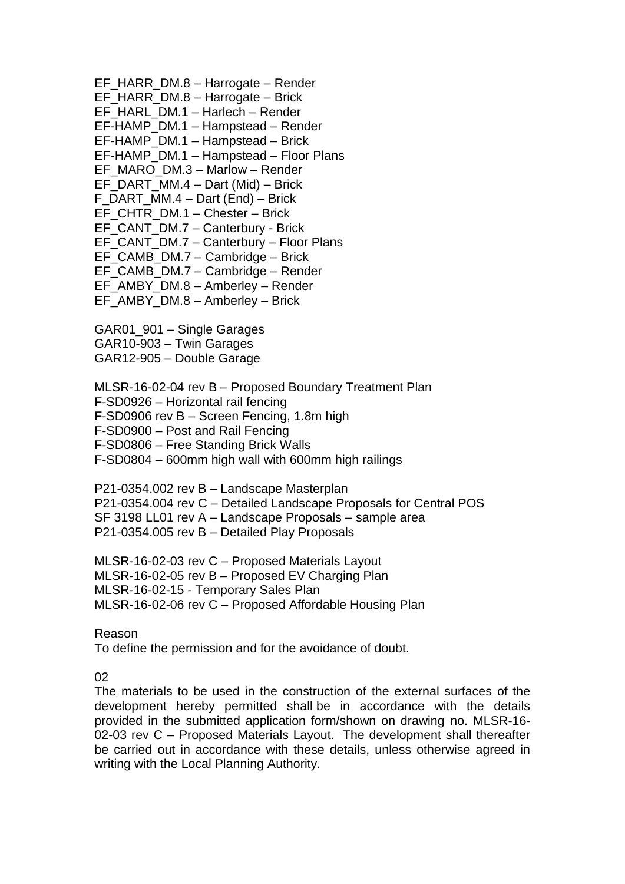EF_HARR_DM.8 – Harrogate – Render
EF_HARR_DM.8 – Harrogate – Brick
EF_HARL_DM.1 – Harlech – Render
EF-HAMP_DM.1 – Hampstead – Render
EF-HAMP_DM.1 – Hampstead – Brick
EF-HAMP_DM.1 – Hampstead – Floor Plans
EF_MARO_DM.3 – Marlow – Render
EF_DART_MM.4 – Dart (Mid) – Brick
F_DART_MM.4 – Dart (End) – Brick
EF_CHTR_DM.1 – Chester – Brick
EF_CANT_DM.7 – Canterbury - Brick
EF_CANT_DM.7 – Canterbury – Floor Plans
EF_CAMB_DM.7 – Cambridge – Brick
EF_CAMB_DM.7 – Cambridge – Render
EF_AMBY_DM.8 – Amberley – Render
EF_AMBY_DM.8 – Amberley – Brick

GAR01_901 – Single Garages
GAR10-903 – Twin Garages
GAR12-905 – Double Garage

MLSR-16-02-04 rev B – Proposed Boundary Treatment Plan
F-SD0926 – Horizontal rail fencing
F-SD0906 rev B – Screen Fencing, 1.8m high
F-SD0900 – Post and Rail Fencing
F-SD0806 – Free Standing Brick Walls
F-SD0804 – 600mm high wall with 600mm high railings

P21-0354.002 rev B – Landscape Masterplan
P21-0354.004 rev C – Detailed Landscape Proposals for Central POS
SF 3198 LL01 rev A – Landscape Proposals – sample area
P21-0354.005 rev B – Detailed Play Proposals

MLSR-16-02-03 rev C – Proposed Materials Layout
MLSR-16-02-05 rev B – Proposed EV Charging Plan
MLSR-16-02-15 - Temporary Sales Plan
MLSR-16-02-06 rev C – Proposed Affordable Housing Plan

Reason
To define the permission and for the avoidance of doubt.

02
The materials to be used in the construction of the external surfaces of the development hereby permitted shall be in accordance with the details provided in the submitted application form/shown on drawing no. MLSR-16-02-03 rev C – Proposed Materials Layout. The development shall thereafter be carried out in accordance with these details, unless otherwise agreed in writing with the Local Planning Authority.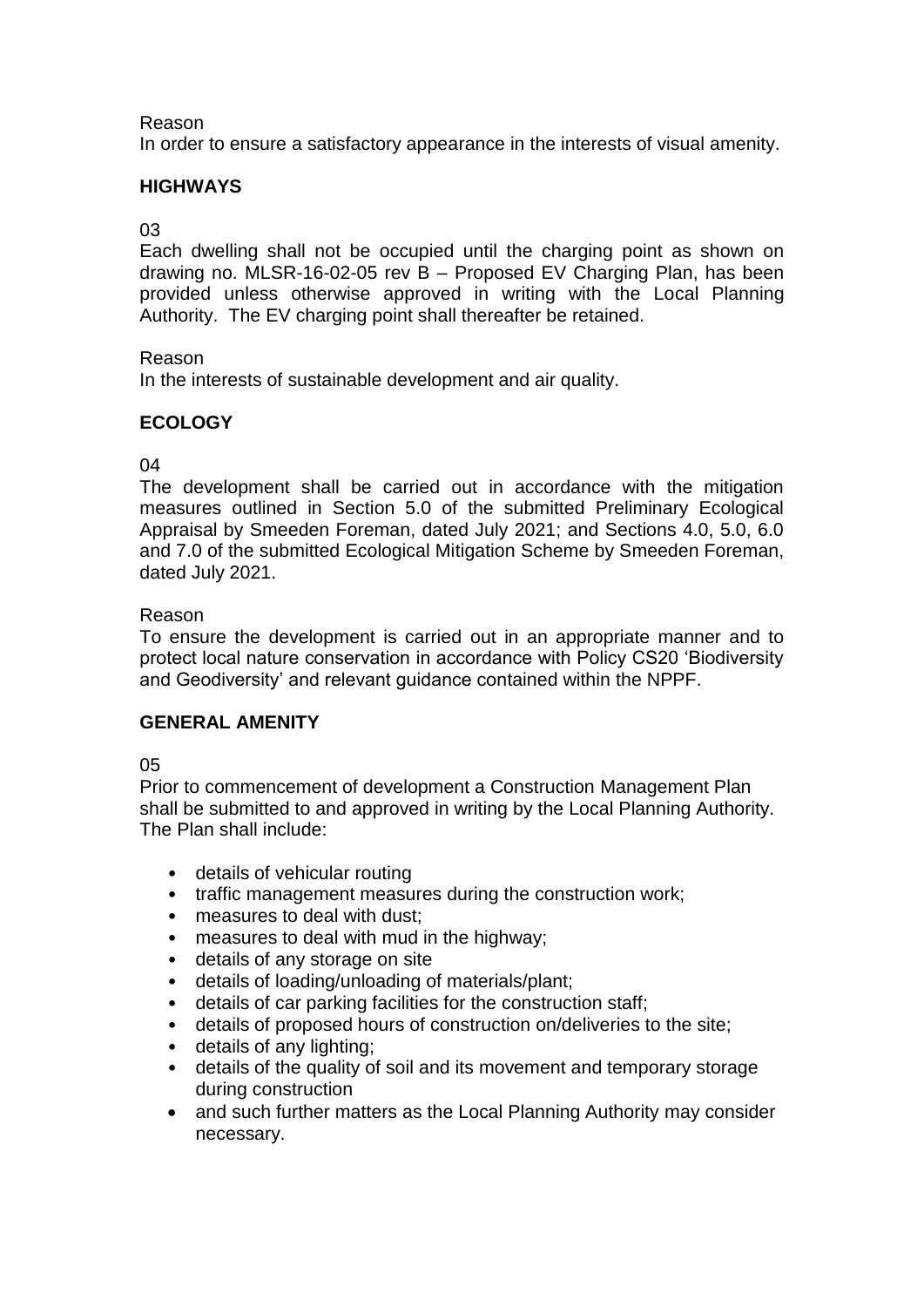Reason

In order to ensure a satisfactory appearance in the interests of visual amenity.

## HIGHWAYS

03

Each dwelling shall not be occupied until the charging point as shown on drawing no. MLSR-16-02-05 rev B – Proposed EV Charging Plan, has been provided unless otherwise approved in writing with the Local Planning Authority. The EV charging point shall thereafter be retained.

Reason

In the interests of sustainable development and air quality.

## ECOLOGY

04

The development shall be carried out in accordance with the mitigation measures outlined in Section 5.0 of the submitted Preliminary Ecological Appraisal by Smeeden Foreman, dated July 2021; and Sections 4.0, 5.0, 6.0 and 7.0 of the submitted Ecological Mitigation Scheme by Smeeden Foreman, dated July 2021.

Reason

To ensure the development is carried out in an appropriate manner and to protect local nature conservation in accordance with Policy CS20 'Biodiversity and Geodiversity' and relevant guidance contained within the NPPF.

## GENERAL AMENITY

05

Prior to commencement of development a Construction Management Plan shall be submitted to and approved in writing by the Local Planning Authority. The Plan shall include:

- details of vehicular routing
- traffic management measures during the construction work;
- measures to deal with dust;
- measures to deal with mud in the highway;
- details of any storage on site
- details of loading/unloading of materials/plant;
- details of car parking facilities for the construction staff;
- details of proposed hours of construction on/deliveries to the site;
- details of any lighting;
- details of the quality of soil and its movement and temporary storage during construction
- and such further matters as the Local Planning Authority may consider necessary.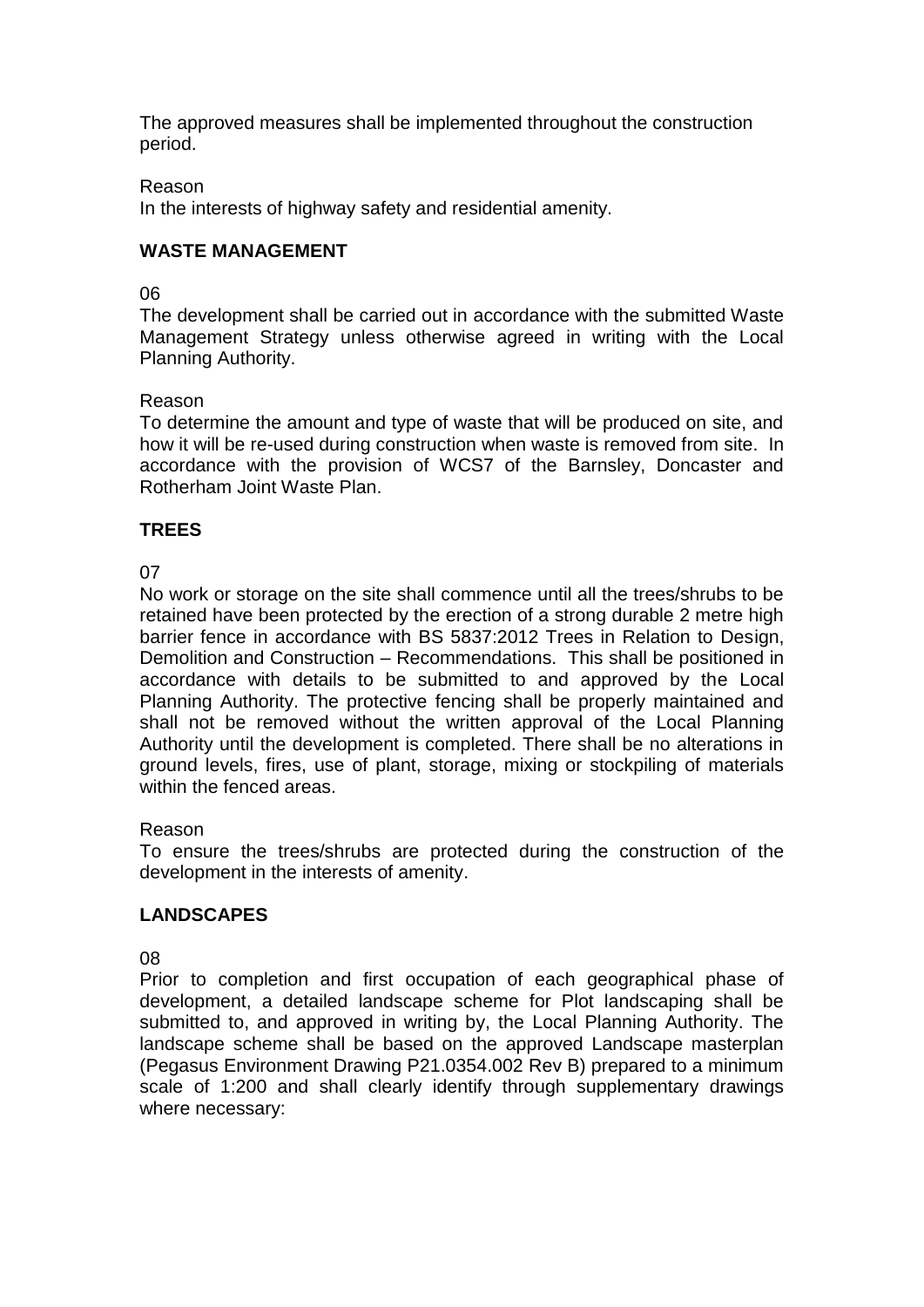The approved measures shall be implemented throughout the construction period.

Reason
In the interests of highway safety and residential amenity.

**WASTE MANAGEMENT**

06
The development shall be carried out in accordance with the submitted Waste Management Strategy unless otherwise agreed in writing with the Local Planning Authority.

Reason
To determine the amount and type of waste that will be produced on site, and how it will be re-used during construction when waste is removed from site. In accordance with the provision of WCS7 of the Barnsley, Doncaster and Rotherham Joint Waste Plan.

**TREES**

07
No work or storage on the site shall commence until all the trees/shrubs to be retained have been protected by the erection of a strong durable 2 metre high barrier fence in accordance with BS 5837:2012 Trees in Relation to Design, Demolition and Construction – Recommendations. This shall be positioned in accordance with details to be submitted to and approved by the Local Planning Authority. The protective fencing shall be properly maintained and shall not be removed without the written approval of the Local Planning Authority until the development is completed. There shall be no alterations in ground levels, fires, use of plant, storage, mixing or stockpiling of materials within the fenced areas.

Reason
To ensure the trees/shrubs are protected during the construction of the development in the interests of amenity.

**LANDSCAPES**

08
Prior to completion and first occupation of each geographical phase of development, a detailed landscape scheme for Plot landscaping shall be submitted to, and approved in writing by, the Local Planning Authority. The landscape scheme shall be based on the approved Landscape masterplan (Pegasus Environment Drawing P21.0354.002 Rev B) prepared to a minimum scale of 1:200 and shall clearly identify through supplementary drawings where necessary: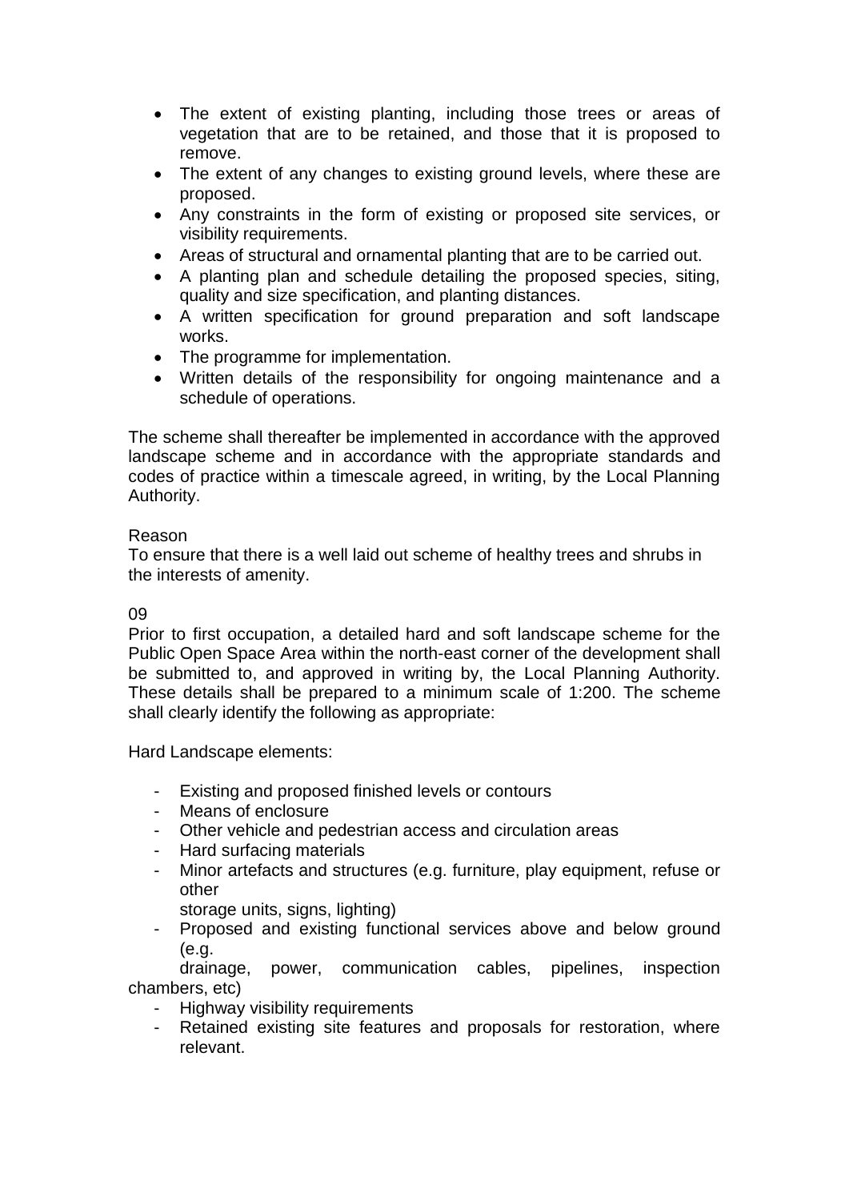- The extent of existing planting, including those trees or areas of vegetation that are to be retained, and those that it is proposed to remove.
- The extent of any changes to existing ground levels, where these are proposed.
- Any constraints in the form of existing or proposed site services, or visibility requirements.
- Areas of structural and ornamental planting that are to be carried out.
- A planting plan and schedule detailing the proposed species, siting, quality and size specification, and planting distances.
- A written specification for ground preparation and soft landscape works.
- The programme for implementation.
- Written details of the responsibility for ongoing maintenance and a schedule of operations.

The scheme shall thereafter be implemented in accordance with the approved landscape scheme and in accordance with the appropriate standards and codes of practice within a timescale agreed, in writing, by the Local Planning Authority.

Reason
To ensure that there is a well laid out scheme of healthy trees and shrubs in the interests of amenity.

09
Prior to first occupation, a detailed hard and soft landscape scheme for the Public Open Space Area within the north-east corner of the development shall be submitted to, and approved in writing by, the Local Planning Authority. These details shall be prepared to a minimum scale of 1:200. The scheme shall clearly identify the following as appropriate:

Hard Landscape elements:

- Existing and proposed finished levels or contours
- Means of enclosure
- Other vehicle and pedestrian access and circulation areas
- Hard surfacing materials
- Minor artefacts and structures (e.g. furniture, play equipment, refuse or other storage units, signs, lighting)
- Proposed and existing functional services above and below ground (e.g. drainage, power, communication cables, pipelines, inspection chambers, etc)
- Highway visibility requirements
- Retained existing site features and proposals for restoration, where relevant.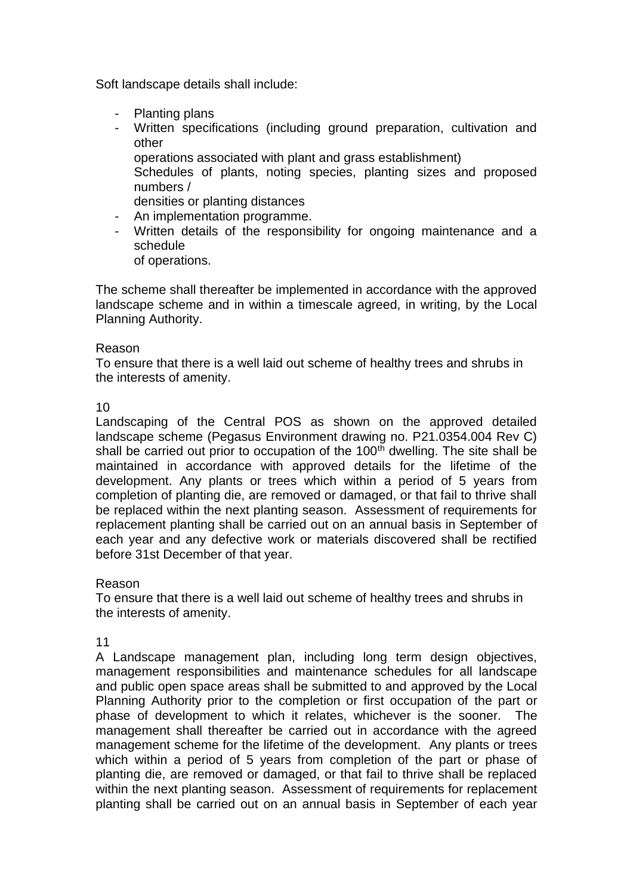Soft landscape details shall include:

- Planting plans
- Written specifications (including ground preparation, cultivation and other
  operations associated with plant and grass establishment)
  Schedules of plants, noting species, planting sizes and proposed numbers /
  densities or planting distances
- An implementation programme.
- Written details of the responsibility for ongoing maintenance and a schedule
  of operations.

The scheme shall thereafter be implemented in accordance with the approved landscape scheme and in within a timescale agreed, in writing, by the Local Planning Authority.

Reason
To ensure that there is a well laid out scheme of healthy trees and shrubs in the interests of amenity.

10
Landscaping of the Central POS as shown on the approved detailed landscape scheme (Pegasus Environment drawing no. P21.0354.004 Rev C) shall be carried out prior to occupation of the 100th dwelling. The site shall be maintained in accordance with approved details for the lifetime of the development. Any plants or trees which within a period of 5 years from completion of planting die, are removed or damaged, or that fail to thrive shall be replaced within the next planting season. Assessment of requirements for replacement planting shall be carried out on an annual basis in September of each year and any defective work or materials discovered shall be rectified before 31st December of that year.

Reason
To ensure that there is a well laid out scheme of healthy trees and shrubs in the interests of amenity.

11
A Landscape management plan, including long term design objectives, management responsibilities and maintenance schedules for all landscape and public open space areas shall be submitted to and approved by the Local Planning Authority prior to the completion or first occupation of the part or phase of development to which it relates, whichever is the sooner. The management shall thereafter be carried out in accordance with the agreed management scheme for the lifetime of the development. Any plants or trees which within a period of 5 years from completion of the part or phase of planting die, are removed or damaged, or that fail to thrive shall be replaced within the next planting season. Assessment of requirements for replacement planting shall be carried out on an annual basis in September of each year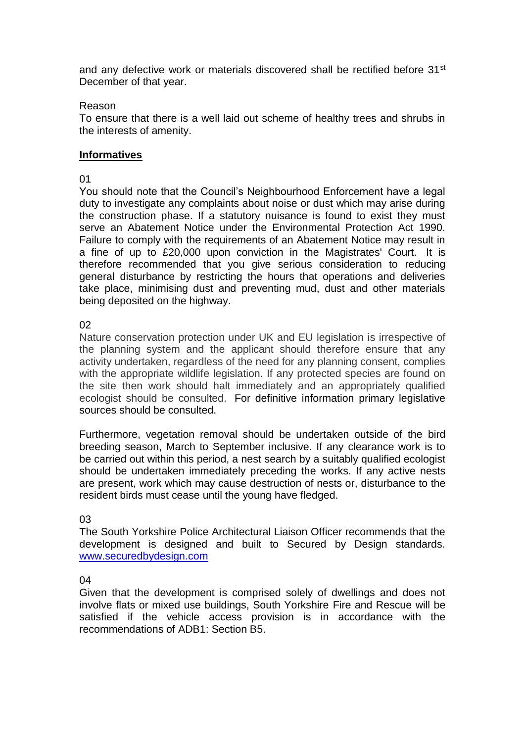and any defective work or materials discovered shall be rectified before 31st December of that year.

Reason
To ensure that there is a well laid out scheme of healthy trees and shrubs in the interests of amenity.

## **Informatives**

01
You should note that the Council's Neighbourhood Enforcement have a legal duty to investigate any complaints about noise or dust which may arise during the construction phase. If a statutory nuisance is found to exist they must serve an Abatement Notice under the Environmental Protection Act 1990. Failure to comply with the requirements of an Abatement Notice may result in a fine of up to £20,000 upon conviction in the Magistrates' Court. It is therefore recommended that you give serious consideration to reducing general disturbance by restricting the hours that operations and deliveries take place, minimising dust and preventing mud, dust and other materials being deposited on the highway.

02
Nature conservation protection under UK and EU legislation is irrespective of the planning system and the applicant should therefore ensure that any activity undertaken, regardless of the need for any planning consent, complies with the appropriate wildlife legislation. If any protected species are found on the site then work should halt immediately and an appropriately qualified ecologist should be consulted. For definitive information primary legislative sources should be consulted.

Furthermore, vegetation removal should be undertaken outside of the bird breeding season, March to September inclusive. If any clearance work is to be carried out within this period, a nest search by a suitably qualified ecologist should be undertaken immediately preceding the works. If any active nests are present, work which may cause destruction of nests or, disturbance to the resident birds must cease until the young have fledged.

03
The South Yorkshire Police Architectural Liaison Officer recommends that the development is designed and built to Secured by Design standards. www.securedbydesign.com

04
Given that the development is comprised solely of dwellings and does not involve flats or mixed use buildings, South Yorkshire Fire and Rescue will be satisfied if the vehicle access provision is in accordance with the recommendations of ADB1: Section B5.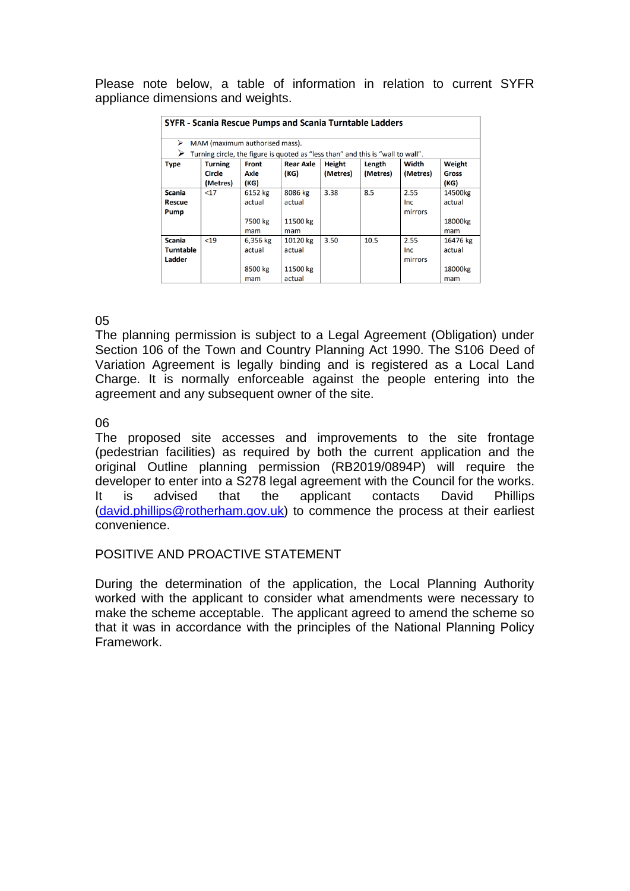Please note below, a table of information in relation to current SYFR appliance dimensions and weights.

**SYFR - Scania Rescue Pumps and Scania Turntable Ladders**

- MAM (maximum authorised mass).
- Turning circle, the figure is quoted as "less than" and this is "wall to wall".

| Type | Turning Circle (Metres) | Front Axle (KG) | Rear Axle (KG) | Height (Metres) | Length (Metres) | Width (Metres) | Weight Gross (KG) |
|---|---|---|---|---|---|---|---|
| **Scania Rescue Pump** | <17 | 6152 kg actual<br><br>7500 kg mam | 8086 kg actual<br><br>11500 kg mam | 3.38 | 8.5 | 2.55 Inc mirrors | 14500kg actual<br><br>18000kg mam |
| **Scania Turntable Ladder** | <19 | 6,356 kg actual<br><br>8500 kg mam | 10120 kg actual<br><br>11500 kg actual | 3.50 | 10.5 | 2.55 Inc mirrors | 16476 kg actual<br><br>18000kg mam |

05

The planning permission is subject to a Legal Agreement (Obligation) under Section 106 of the Town and Country Planning Act 1990. The S106 Deed of Variation Agreement is legally binding and is registered as a Local Land Charge. It is normally enforceable against the people entering into the agreement and any subsequent owner of the site.

06

The proposed site accesses and improvements to the site frontage (pedestrian facilities) as required by both the current application and the original Outline planning permission (RB2019/0894P) will require the developer to enter into a S278 legal agreement with the Council for the works. It is advised that the applicant contacts David Phillips (david.phillips@rotherham.gov.uk) to commence the process at their earliest convenience.

POSITIVE AND PROACTIVE STATEMENT

During the determination of the application, the Local Planning Authority worked with the applicant to consider what amendments were necessary to make the scheme acceptable. The applicant agreed to amend the scheme so that it was in accordance with the principles of the National Planning Policy Framework.